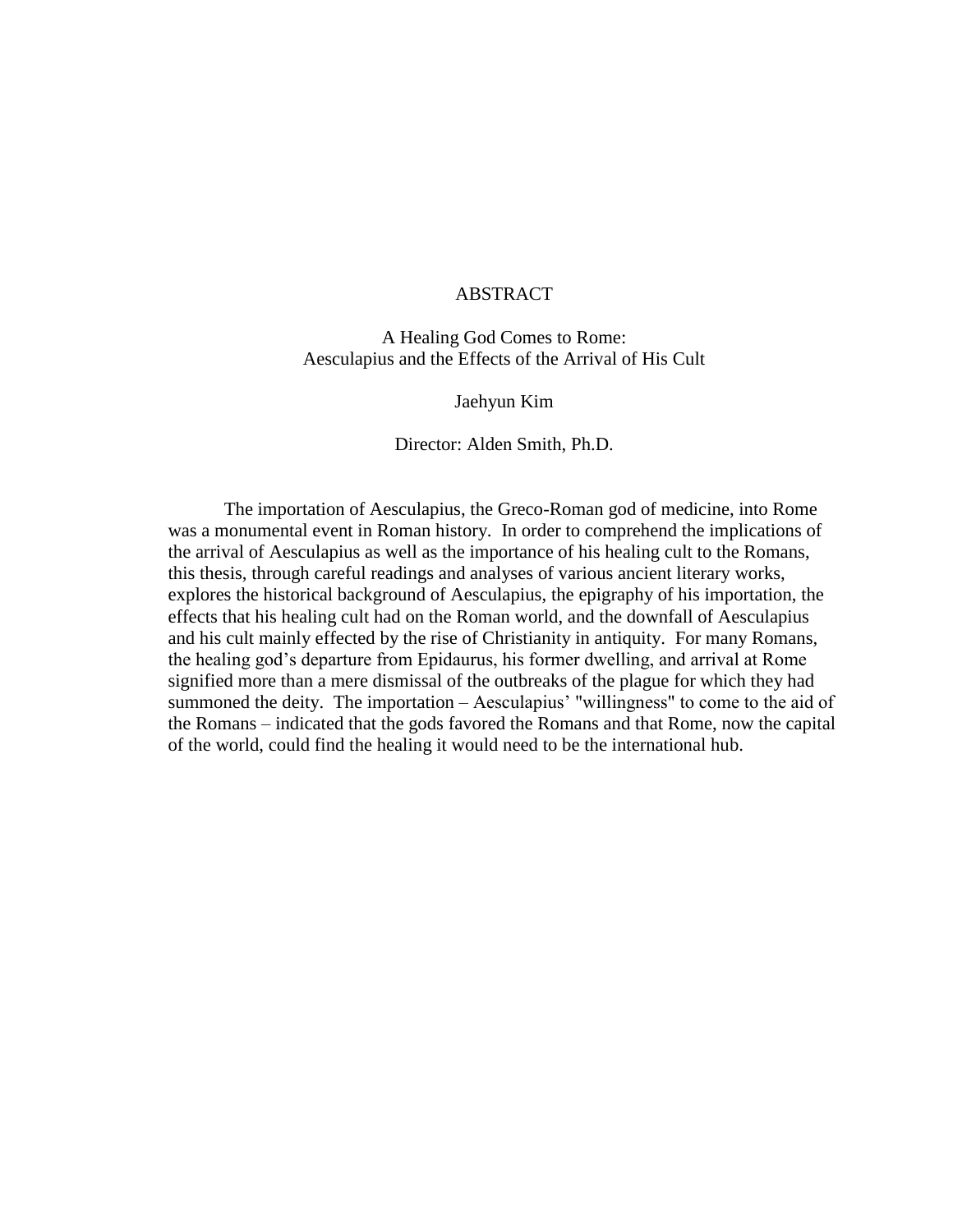# ABSTRACT

## A Healing God Comes to Rome: Aesculapius and the Effects of the Arrival of His Cult

Jaehyun Kim

Director: Alden Smith, Ph.D.

The importation of Aesculapius, the Greco-Roman god of medicine, into Rome was a monumental event in Roman history. In order to comprehend the implications of the arrival of Aesculapius as well as the importance of his healing cult to the Romans, this thesis, through careful readings and analyses of various ancient literary works, explores the historical background of Aesculapius, the epigraphy of his importation, the effects that his healing cult had on the Roman world, and the downfall of Aesculapius and his cult mainly effected by the rise of Christianity in antiquity. For many Romans, the healing god's departure from Epidaurus, his former dwelling, and arrival at Rome signified more than a mere dismissal of the outbreaks of the plague for which they had summoned the deity. The importation – Aesculapius' "willingness" to come to the aid of the Romans – indicated that the gods favored the Romans and that Rome, now the capital of the world, could find the healing it would need to be the international hub.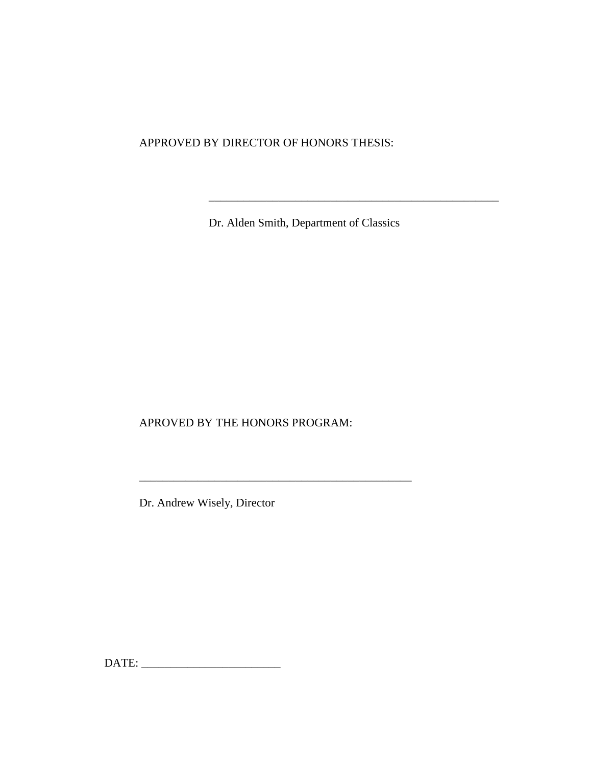APPROVED BY DIRECTOR OF HONORS THESIS:

\_\_\_\_\_\_\_\_\_\_\_\_\_\_\_\_\_\_\_\_\_\_\_\_\_\_\_\_\_\_\_\_\_\_\_\_\_\_\_\_\_\_\_\_\_\_\_\_\_\_

Dr. Alden Smith, Department of Classics

APROVED BY THE HONORS PROGRAM:

\_\_\_\_\_\_\_\_\_\_\_\_\_\_\_\_\_\_\_\_\_\_\_\_\_\_\_\_\_\_\_\_\_\_\_\_\_\_\_\_\_\_\_\_\_\_

Dr. Andrew Wisely, Director

DATE: \_\_\_\_\_\_\_\_\_\_\_\_\_\_\_\_\_\_\_\_\_\_\_\_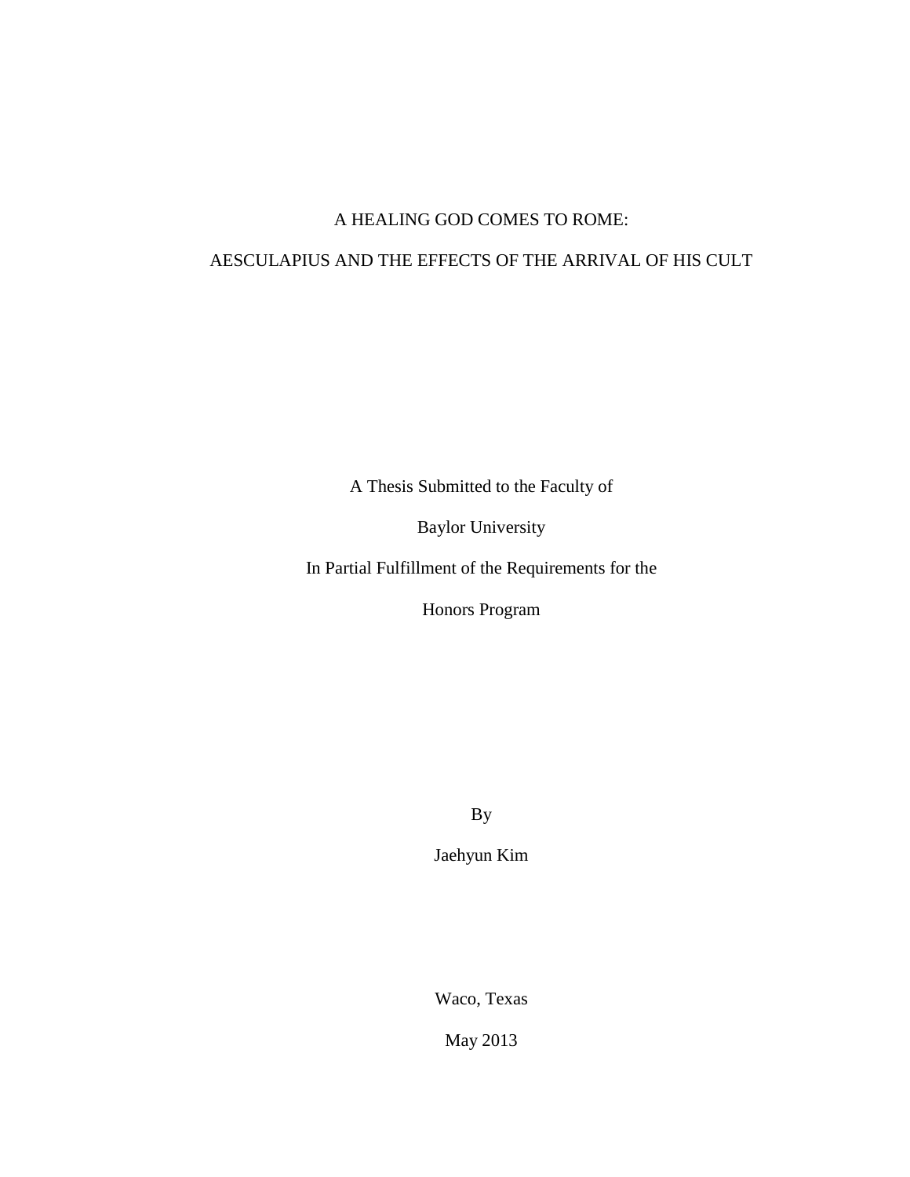# A HEALING GOD COMES TO ROME:

# AESCULAPIUS AND THE EFFECTS OF THE ARRIVAL OF HIS CULT

A Thesis Submitted to the Faculty of

Baylor University

In Partial Fulfillment of the Requirements for the

Honors Program

By

Jaehyun Kim

Waco, Texas

May 2013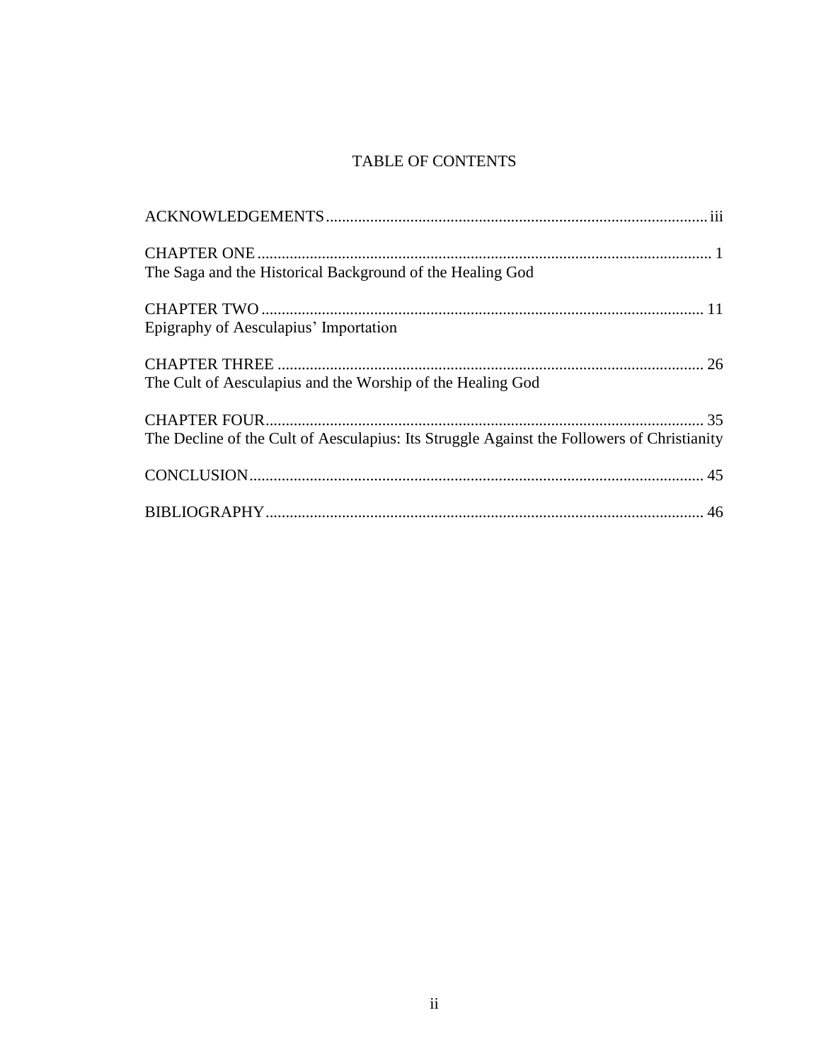# TABLE OF CONTENTS

ACKNOWLEDGEMENTS .......... iii

CHAPTER ONE .......... 1
The Saga and the Historical Background of the Healing God

CHAPTER TWO .......... 11
Epigraphy of Aesculapius' Importation

CHAPTER THREE .......... 26
The Cult of Aesculapius and the Worship of the Healing God

CHAPTER FOUR .......... 35
The Decline of the Cult of Aesculapius: Its Struggle Against the Followers of Christianity

CONCLUSION .......... 45

BIBLIOGRAPHY .......... 46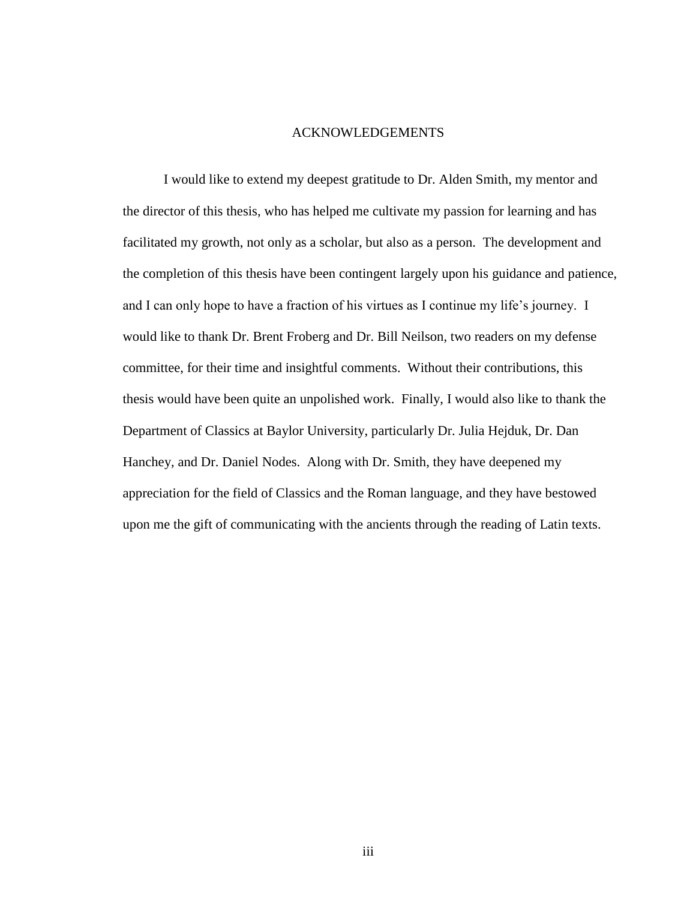# ACKNOWLEDGEMENTS

I would like to extend my deepest gratitude to Dr. Alden Smith, my mentor and the director of this thesis, who has helped me cultivate my passion for learning and has facilitated my growth, not only as a scholar, but also as a person. The development and the completion of this thesis have been contingent largely upon his guidance and patience, and I can only hope to have a fraction of his virtues as I continue my life's journey. I would like to thank Dr. Brent Froberg and Dr. Bill Neilson, two readers on my defense committee, for their time and insightful comments. Without their contributions, this thesis would have been quite an unpolished work. Finally, I would also like to thank the Department of Classics at Baylor University, particularly Dr. Julia Hejduk, Dr. Dan Hanchey, and Dr. Daniel Nodes. Along with Dr. Smith, they have deepened my appreciation for the field of Classics and the Roman language, and they have bestowed upon me the gift of communicating with the ancients through the reading of Latin texts.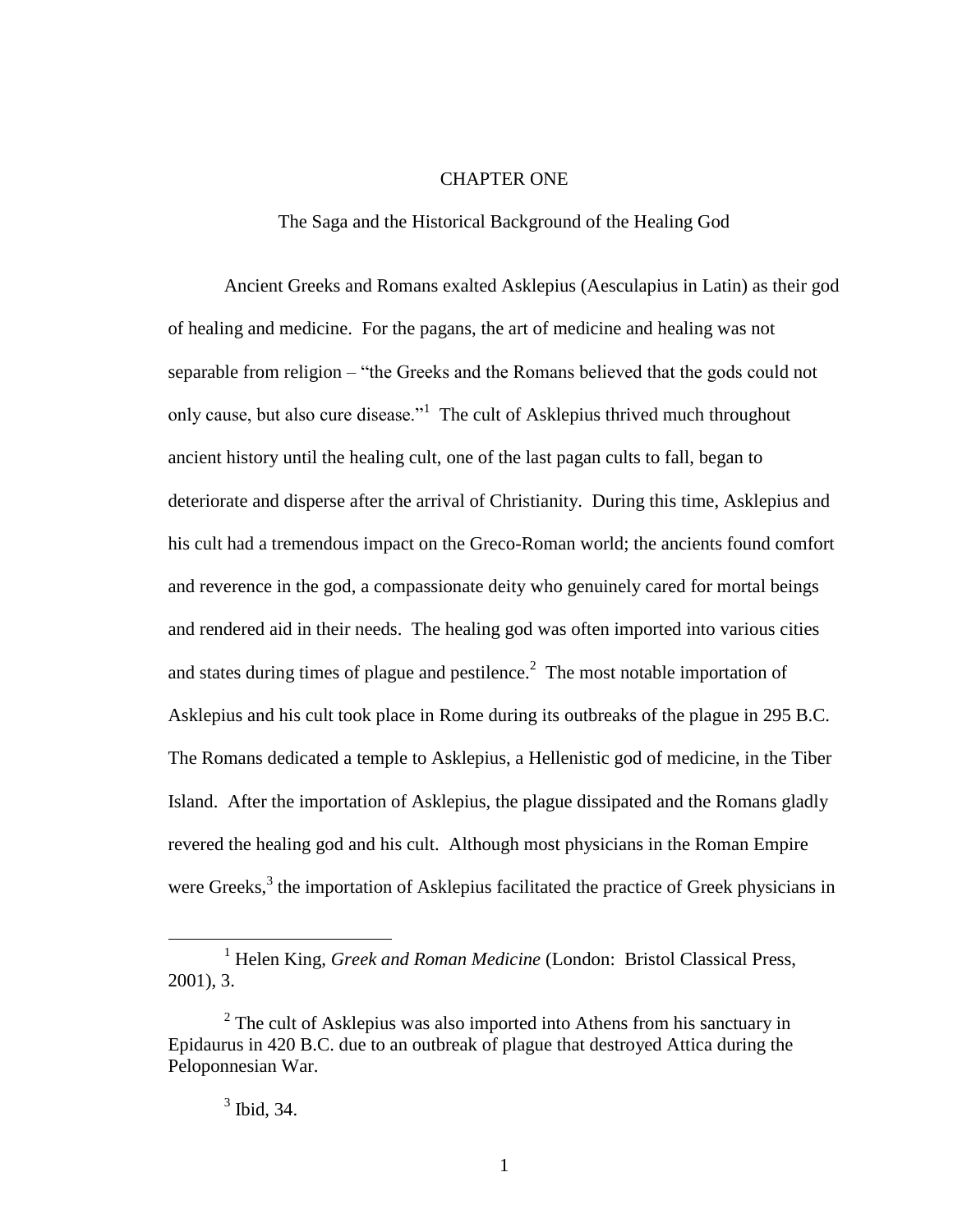# CHAPTER ONE

## The Saga and the Historical Background of the Healing God

Ancient Greeks and Romans exalted Asklepius (Aesculapius in Latin) as their god of healing and medicine. For the pagans, the art of medicine and healing was not separable from religion – "the Greeks and the Romans believed that the gods could not only cause, but also cure disease."[1] The cult of Asklepius thrived much throughout ancient history until the healing cult, one of the last pagan cults to fall, began to deteriorate and disperse after the arrival of Christianity. During this time, Asklepius and his cult had a tremendous impact on the Greco-Roman world; the ancients found comfort and reverence in the god, a compassionate deity who genuinely cared for mortal beings and rendered aid in their needs. The healing god was often imported into various cities and states during times of plague and pestilence.[2] The most notable importation of Asklepius and his cult took place in Rome during its outbreaks of the plague in 295 B.C. The Romans dedicated a temple to Asklepius, a Hellenistic god of medicine, in the Tiber Island. After the importation of Asklepius, the plague dissipated and the Romans gladly revered the healing god and his cult. Although most physicians in the Roman Empire were Greeks,[3] the importation of Asklepius facilitated the practice of Greek physicians in

---

[1] Helen King, *Greek and Roman Medicine* (London: Bristol Classical Press, 2001), 3.

[2] The cult of Asklepius was also imported into Athens from his sanctuary in Epidaurus in 420 B.C. due to an outbreak of plague that destroyed Attica during the Peloponnesian War.

[3] Ibid, 34.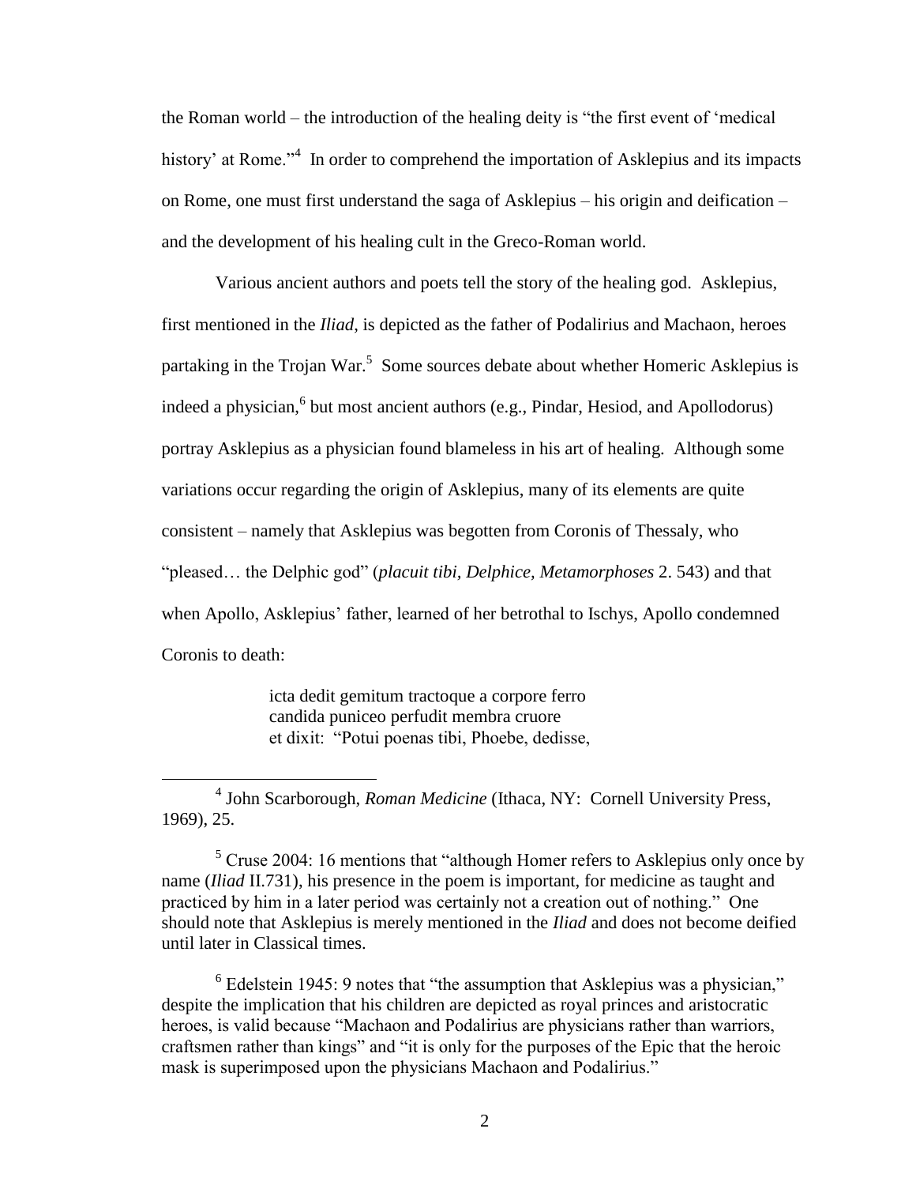the Roman world – the introduction of the healing deity is "the first event of 'medical history' at Rome."[4] In order to comprehend the importation of Asklepius and its impacts on Rome, one must first understand the saga of Asklepius – his origin and deification – and the development of his healing cult in the Greco-Roman world.

Various ancient authors and poets tell the story of the healing god. Asklepius, first mentioned in the *Iliad*, is depicted as the father of Podalirius and Machaon, heroes partaking in the Trojan War.[5] Some sources debate about whether Homeric Asklepius is indeed a physician,[6] but most ancient authors (e.g., Pindar, Hesiod, and Apollodorus) portray Asklepius as a physician found blameless in his art of healing. Although some variations occur regarding the origin of Asklepius, many of its elements are quite consistent – namely that Asklepius was begotten from Coronis of Thessaly, who "pleased… the Delphic god" (*placuit tibi, Delphice, Metamorphoses* 2. 543) and that when Apollo, Asklepius' father, learned of her betrothal to Ischys, Apollo condemned Coronis to death:

> icta dedit gemitum tractoque a corpore ferro
> candida puniceo perfudit membra cruore
> et dixit: "Potui poenas tibi, Phoebe, dedisse,

[4] John Scarborough, *Roman Medicine* (Ithaca, NY: Cornell University Press, 1969), 25.

[5] Cruse 2004: 16 mentions that "although Homer refers to Asklepius only once by name (*Iliad* II.731), his presence in the poem is important, for medicine as taught and practiced by him in a later period was certainly not a creation out of nothing." One should note that Asklepius is merely mentioned in the *Iliad* and does not become deified until later in Classical times.

[6] Edelstein 1945: 9 notes that "the assumption that Asklepius was a physician," despite the implication that his children are depicted as royal princes and aristocratic heroes, is valid because "Machaon and Podalirius are physicians rather than warriors, craftsmen rather than kings" and "it is only for the purposes of the Epic that the heroic mask is superimposed upon the physicians Machaon and Podalirius."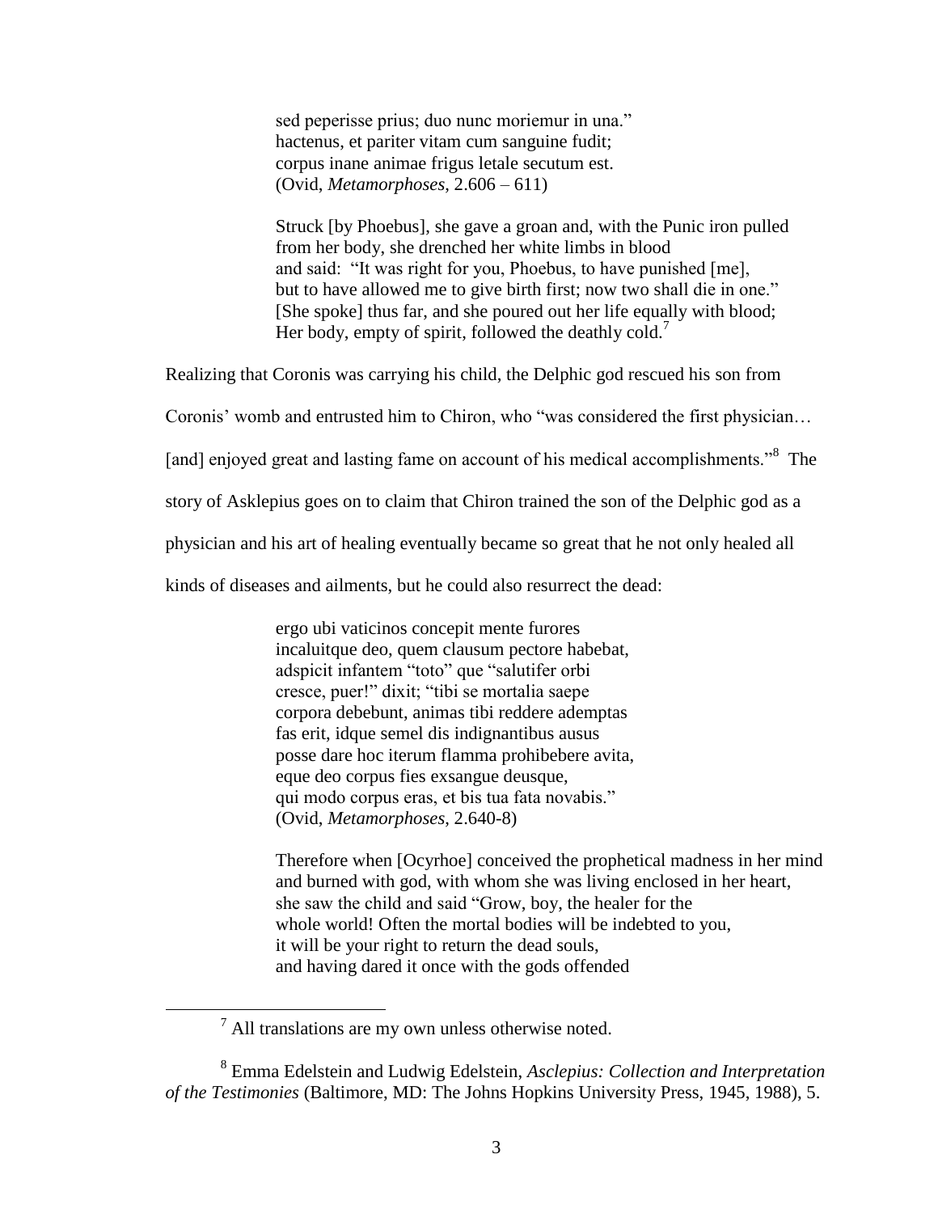> sed peperisse prius; duo nunc moriemur in una."
> hactenus, et pariter vitam cum sanguine fudit;
> corpus inane animae frigus letale secutum est.
> (Ovid, *Metamorphoses*, 2.606 – 611)

> Struck [by Phoebus], she gave a groan and, with the Punic iron pulled
> from her body, she drenched her white limbs in blood
> and said: "It was right for you, Phoebus, to have punished [me],
> but to have allowed me to give birth first; now two shall die in one."
> [She spoke] thus far, and she poured out her life equally with blood;
> Her body, empty of spirit, followed the deathly cold.[7]

Realizing that Coronis was carrying his child, the Delphic god rescued his son from Coronis' womb and entrusted him to Chiron, who "was considered the first physician… [and] enjoyed great and lasting fame on account of his medical accomplishments."[8] The story of Asklepius goes on to claim that Chiron trained the son of the Delphic god as a physician and his art of healing eventually became so great that he not only healed all kinds of diseases and ailments, but he could also resurrect the dead:

> ergo ubi vaticinos concepit mente furores
> incaluitque deo, quem clausum pectore habebat,
> adspicit infantem "toto" que "salutifer orbi
> cresce, puer!" dixit; "tibi se mortalia saepe
> corpora debebunt, animas tibi reddere ademptas
> fas erit, idque semel dis indignantibus ausus
> posse dare hoc iterum flamma prohibebere avita,
> eque deo corpus fies exsangue deusque,
> qui modo corpus eras, et bis tua fata novabis."
> (Ovid, *Metamorphoses*, 2.640-8)

> Therefore when [Ocyrhoe] conceived the prophetical madness in her mind
> and burned with god, with whom she was living enclosed in her heart,
> she saw the child and said "Grow, boy, the healer for the
> whole world! Often the mortal bodies will be indebted to you,
> it will be your right to return the dead souls,
> and having dared it once with the gods offended

---

[7] All translations are my own unless otherwise noted.

[8] Emma Edelstein and Ludwig Edelstein, *Asclepius: Collection and Interpretation of the Testimonies* (Baltimore, MD: The Johns Hopkins University Press, 1945, 1988), 5.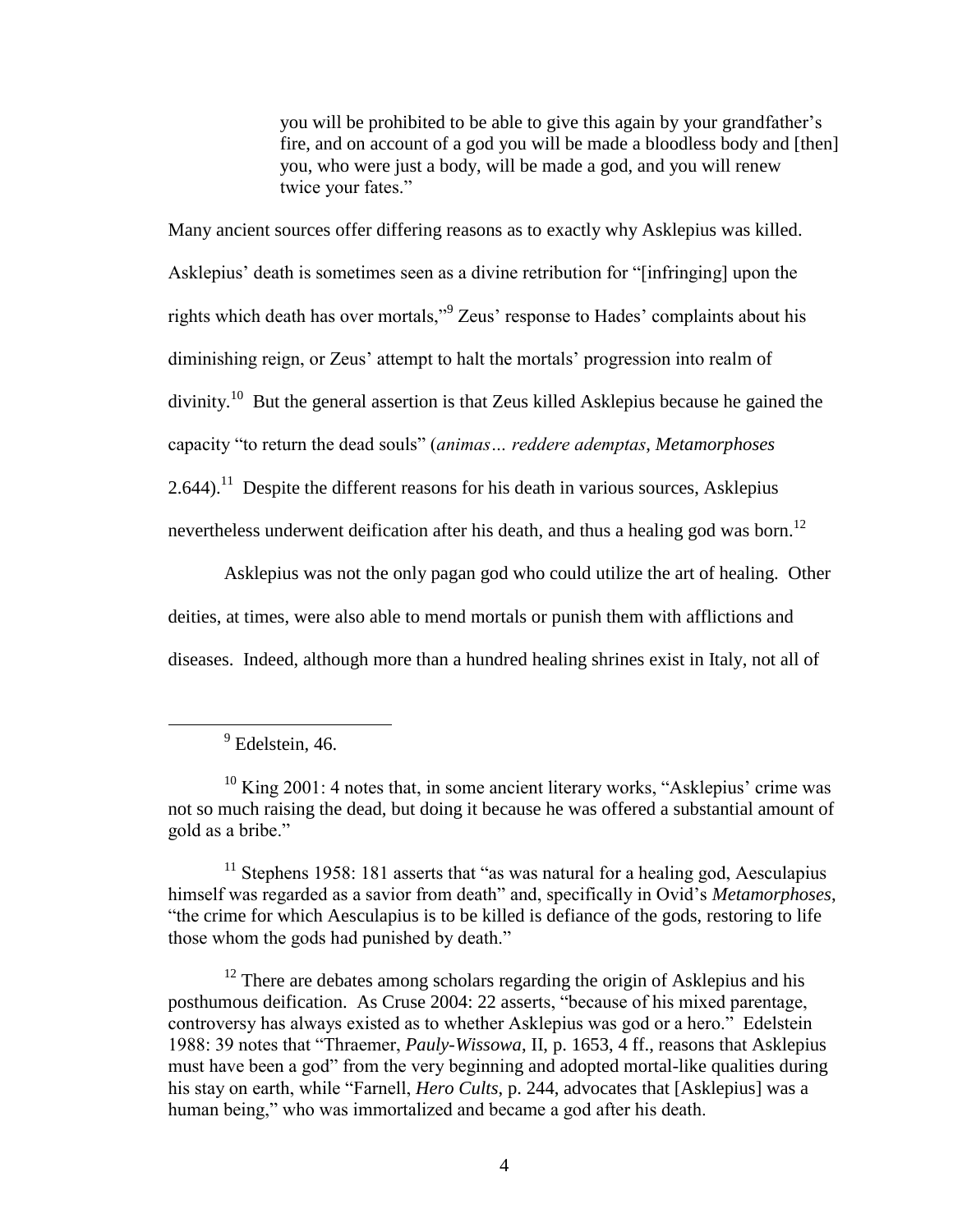> you will be prohibited to be able to give this again by your grandfather's fire, and on account of a god you will be made a bloodless body and [then] you, who were just a body, will be made a god, and you will renew twice your fates."

Many ancient sources offer differing reasons as to exactly why Asklepius was killed. Asklepius' death is sometimes seen as a divine retribution for "[infringing] upon the rights which death has over mortals,"[9] Zeus' response to Hades' complaints about his diminishing reign, or Zeus' attempt to halt the mortals' progression into realm of divinity.[10] But the general assertion is that Zeus killed Asklepius because he gained the capacity "to return the dead souls" (*animas… reddere ademptas*, *Metamorphoses* 2.644).[11] Despite the different reasons for his death in various sources, Asklepius nevertheless underwent deification after his death, and thus a healing god was born.[12]

Asklepius was not the only pagan god who could utilize the art of healing. Other deities, at times, were also able to mend mortals or punish them with afflictions and diseases. Indeed, although more than a hundred healing shrines exist in Italy, not all of

---

[9] Edelstein, 46.

[10] King 2001: 4 notes that, in some ancient literary works, "Asklepius' crime was not so much raising the dead, but doing it because he was offered a substantial amount of gold as a bribe."

[11] Stephens 1958: 181 asserts that "as was natural for a healing god, Aesculapius himself was regarded as a savior from death" and, specifically in Ovid's *Metamorphoses*, "the crime for which Aesculapius is to be killed is defiance of the gods, restoring to life those whom the gods had punished by death."

[12] There are debates among scholars regarding the origin of Asklepius and his posthumous deification. As Cruse 2004: 22 asserts, "because of his mixed parentage, controversy has always existed as to whether Asklepius was god or a hero." Edelstein 1988: 39 notes that "Thraemer, *Pauly-Wissowa*, II, p. 1653, 4 ff., reasons that Asklepius must have been a god" from the very beginning and adopted mortal-like qualities during his stay on earth, while "Farnell, *Hero Cults*, p. 244, advocates that [Asklepius] was a human being," who was immortalized and became a god after his death.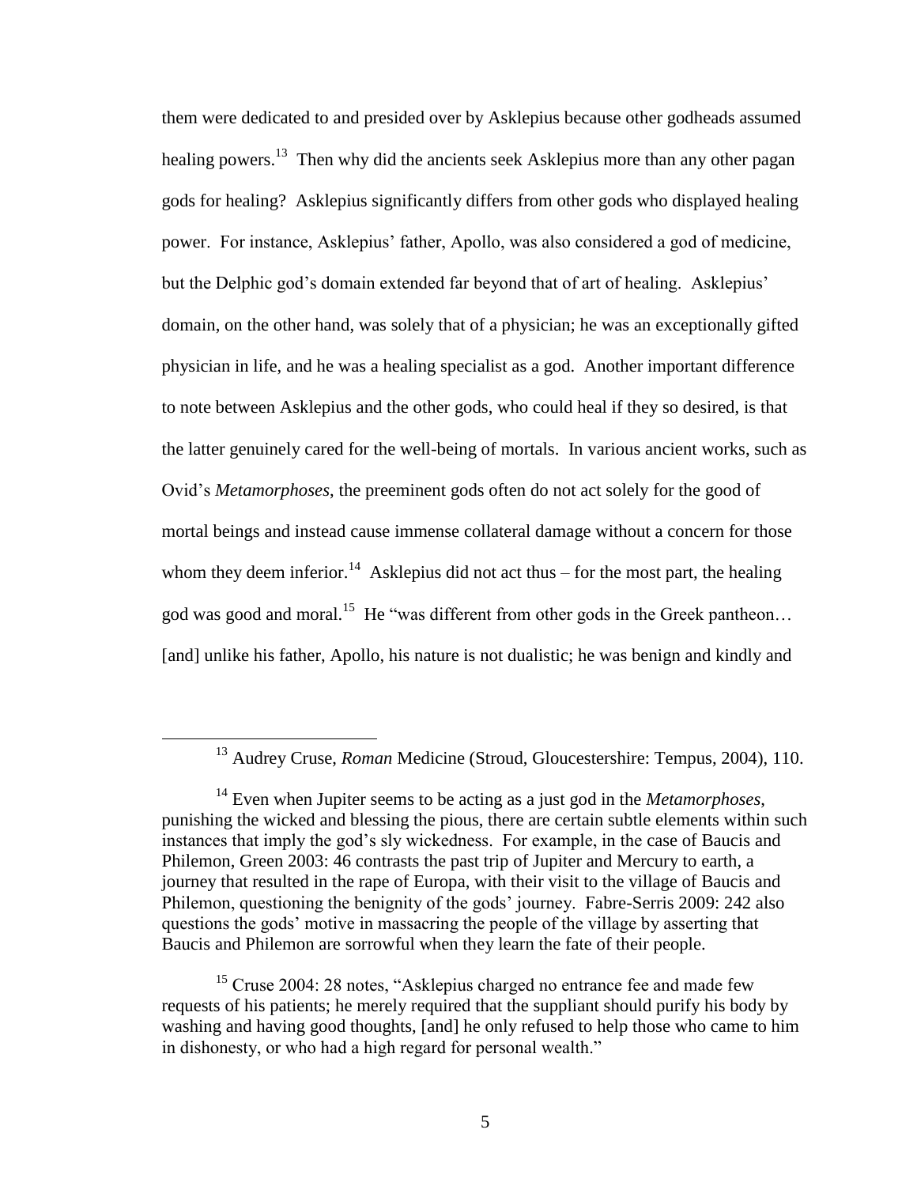them were dedicated to and presided over by Asklepius because other godheads assumed healing powers.[13] Then why did the ancients seek Asklepius more than any other pagan gods for healing? Asklepius significantly differs from other gods who displayed healing power. For instance, Asklepius' father, Apollo, was also considered a god of medicine, but the Delphic god's domain extended far beyond that of art of healing. Asklepius' domain, on the other hand, was solely that of a physician; he was an exceptionally gifted physician in life, and he was a healing specialist as a god. Another important difference to note between Asklepius and the other gods, who could heal if they so desired, is that the latter genuinely cared for the well-being of mortals. In various ancient works, such as Ovid's *Metamorphoses*, the preeminent gods often do not act solely for the good of mortal beings and instead cause immense collateral damage without a concern for those whom they deem inferior.[14] Asklepius did not act thus – for the most part, the healing god was good and moral.[15] He "was different from other gods in the Greek pantheon… [and] unlike his father, Apollo, his nature is not dualistic; he was benign and kindly and

---

[13] Audrey Cruse, *Roman* Medicine (Stroud, Gloucestershire: Tempus, 2004), 110.

[14] Even when Jupiter seems to be acting as a just god in the *Metamorphoses*, punishing the wicked and blessing the pious, there are certain subtle elements within such instances that imply the god's sly wickedness. For example, in the case of Baucis and Philemon, Green 2003: 46 contrasts the past trip of Jupiter and Mercury to earth, a journey that resulted in the rape of Europa, with their visit to the village of Baucis and Philemon, questioning the benignity of the gods' journey. Fabre-Serris 2009: 242 also questions the gods' motive in massacring the people of the village by asserting that Baucis and Philemon are sorrowful when they learn the fate of their people.

[15] Cruse 2004: 28 notes, "Asklepius charged no entrance fee and made few requests of his patients; he merely required that the suppliant should purify his body by washing and having good thoughts, [and] he only refused to help those who came to him in dishonesty, or who had a high regard for personal wealth."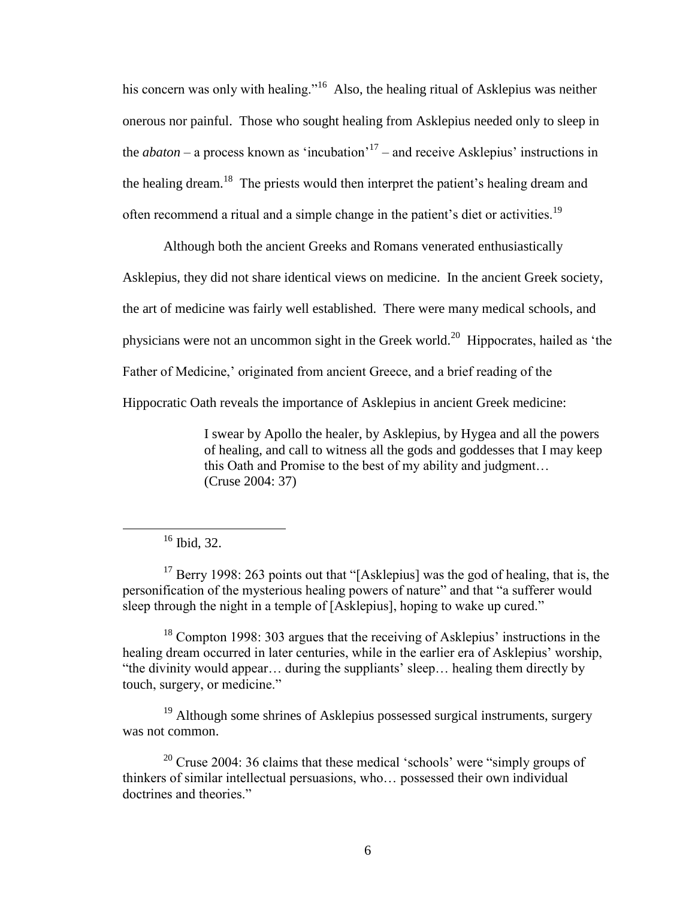his concern was only with healing."[16] Also, the healing ritual of Asklepius was neither onerous nor painful. Those who sought healing from Asklepius needed only to sleep in the *abaton* – a process known as 'incubation'[17] – and receive Asklepius' instructions in the healing dream.[18] The priests would then interpret the patient's healing dream and often recommend a ritual and a simple change in the patient's diet or activities.[19]

Although both the ancient Greeks and Romans venerated enthusiastically Asklepius, they did not share identical views on medicine. In the ancient Greek society, the art of medicine was fairly well established. There were many medical schools, and physicians were not an uncommon sight in the Greek world.[20] Hippocrates, hailed as 'the Father of Medicine,' originated from ancient Greece, and a brief reading of the Hippocratic Oath reveals the importance of Asklepius in ancient Greek medicine:

> I swear by Apollo the healer, by Asklepius, by Hygea and all the powers of healing, and call to witness all the gods and goddesses that I may keep this Oath and Promise to the best of my ability and judgment… (Cruse 2004: 37)

---

[16] Ibid, 32.

[17] Berry 1998: 263 points out that "[Asklepius] was the god of healing, that is, the personification of the mysterious healing powers of nature" and that "a sufferer would sleep through the night in a temple of [Asklepius], hoping to wake up cured."

[18] Compton 1998: 303 argues that the receiving of Asklepius' instructions in the healing dream occurred in later centuries, while in the earlier era of Asklepius' worship, "the divinity would appear… during the suppliants' sleep… healing them directly by touch, surgery, or medicine."

[19] Although some shrines of Asklepius possessed surgical instruments, surgery was not common.

[20] Cruse 2004: 36 claims that these medical 'schools' were "simply groups of thinkers of similar intellectual persuasions, who… possessed their own individual doctrines and theories."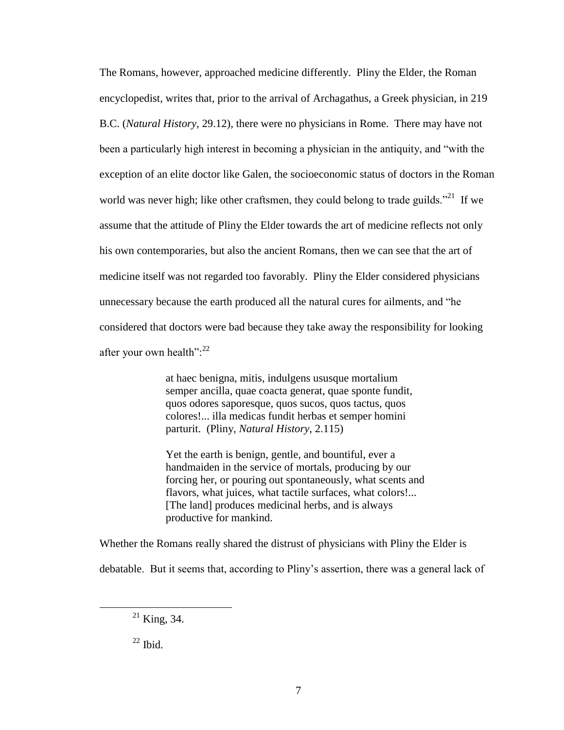The Romans, however, approached medicine differently. Pliny the Elder, the Roman encyclopedist, writes that, prior to the arrival of Archagathus, a Greek physician, in 219 B.C. (*Natural History*, 29.12), there were no physicians in Rome. There may have not been a particularly high interest in becoming a physician in the antiquity, and "with the exception of an elite doctor like Galen, the socioeconomic status of doctors in the Roman world was never high; like other craftsmen, they could belong to trade guilds."[21] If we assume that the attitude of Pliny the Elder towards the art of medicine reflects not only his own contemporaries, but also the ancient Romans, then we can see that the art of medicine itself was not regarded too favorably. Pliny the Elder considered physicians unnecessary because the earth produced all the natural cures for ailments, and "he considered that doctors were bad because they take away the responsibility for looking after your own health":[22]

> at haec benigna, mitis, indulgens ususque mortalium semper ancilla, quae coacta generat, quae sponte fundit, quos odores saporesque, quos sucos, quos tactus, quos colores!... illa medicas fundit herbas et semper homini parturit. (Pliny, *Natural History*, 2.115)
>
> Yet the earth is benign, gentle, and bountiful, ever a handmaiden in the service of mortals, producing by our forcing her, or pouring out spontaneously, what scents and flavors, what juices, what tactile surfaces, what colors!... [The land] produces medicinal herbs, and is always productive for mankind.

Whether the Romans really shared the distrust of physicians with Pliny the Elder is debatable. But it seems that, according to Pliny's assertion, there was a general lack of

---

[21] King, 34.

[22] Ibid.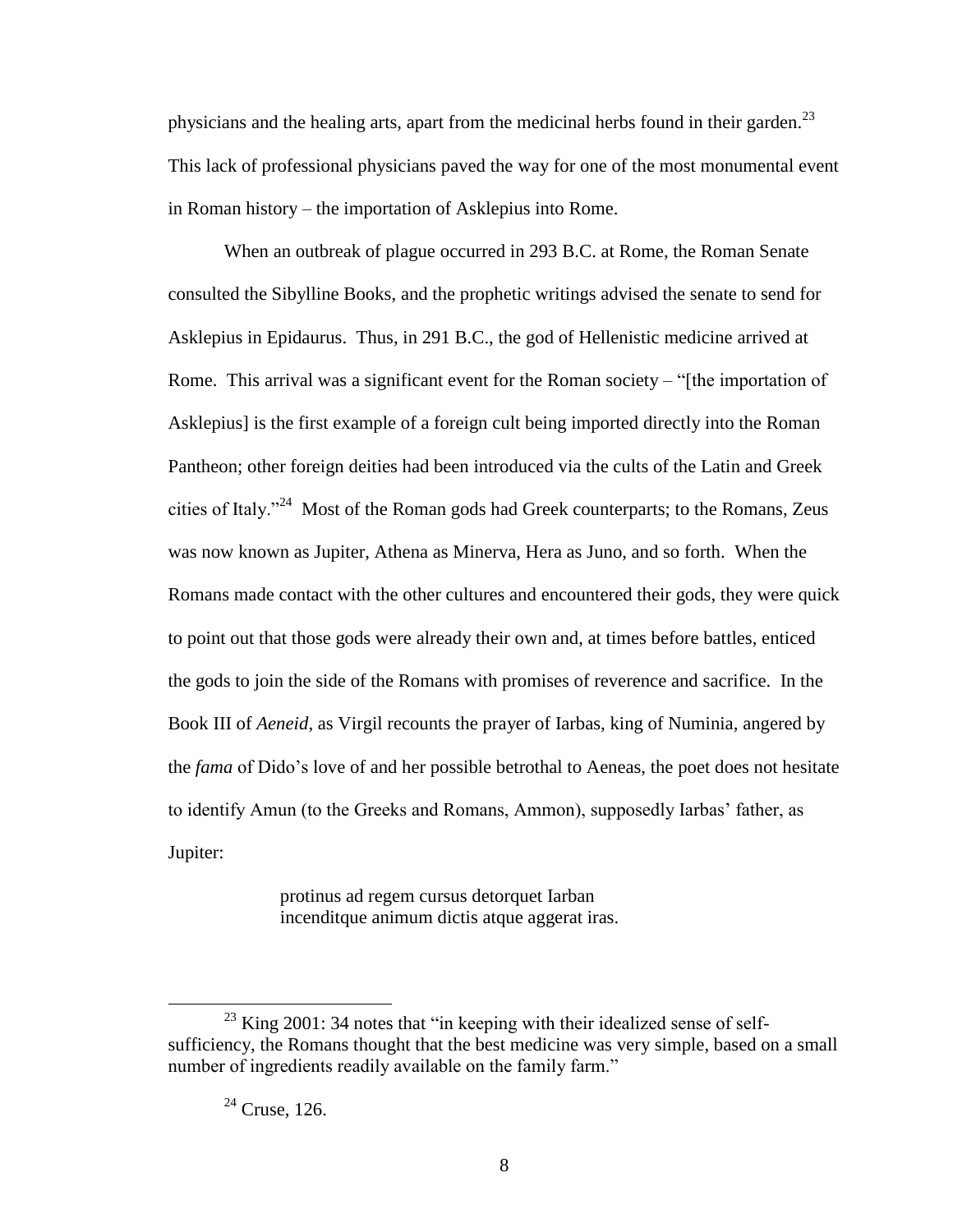physicians and the healing arts, apart from the medicinal herbs found in their garden.[23] This lack of professional physicians paved the way for one of the most monumental event in Roman history – the importation of Asklepius into Rome.

When an outbreak of plague occurred in 293 B.C. at Rome, the Roman Senate consulted the Sibylline Books, and the prophetic writings advised the senate to send for Asklepius in Epidaurus. Thus, in 291 B.C., the god of Hellenistic medicine arrived at Rome. This arrival was a significant event for the Roman society – "[the importation of Asklepius] is the first example of a foreign cult being imported directly into the Roman Pantheon; other foreign deities had been introduced via the cults of the Latin and Greek cities of Italy."[24] Most of the Roman gods had Greek counterparts; to the Romans, Zeus was now known as Jupiter, Athena as Minerva, Hera as Juno, and so forth. When the Romans made contact with the other cultures and encountered their gods, they were quick to point out that those gods were already their own and, at times before battles, enticed the gods to join the side of the Romans with promises of reverence and sacrifice. In the Book III of *Aeneid*, as Virgil recounts the prayer of Iarbas, king of Numinia, angered by the *fama* of Dido's love of and her possible betrothal to Aeneas, the poet does not hesitate to identify Amun (to the Greeks and Romans, Ammon), supposedly Iarbas' father, as Jupiter:

> protinus ad regem cursus detorquet Iarban
> incenditque animum dictis atque aggerat iras.

---

[23] King 2001: 34 notes that "in keeping with their idealized sense of self-sufficiency, the Romans thought that the best medicine was very simple, based on a small number of ingredients readily available on the family farm."

[24] Cruse, 126.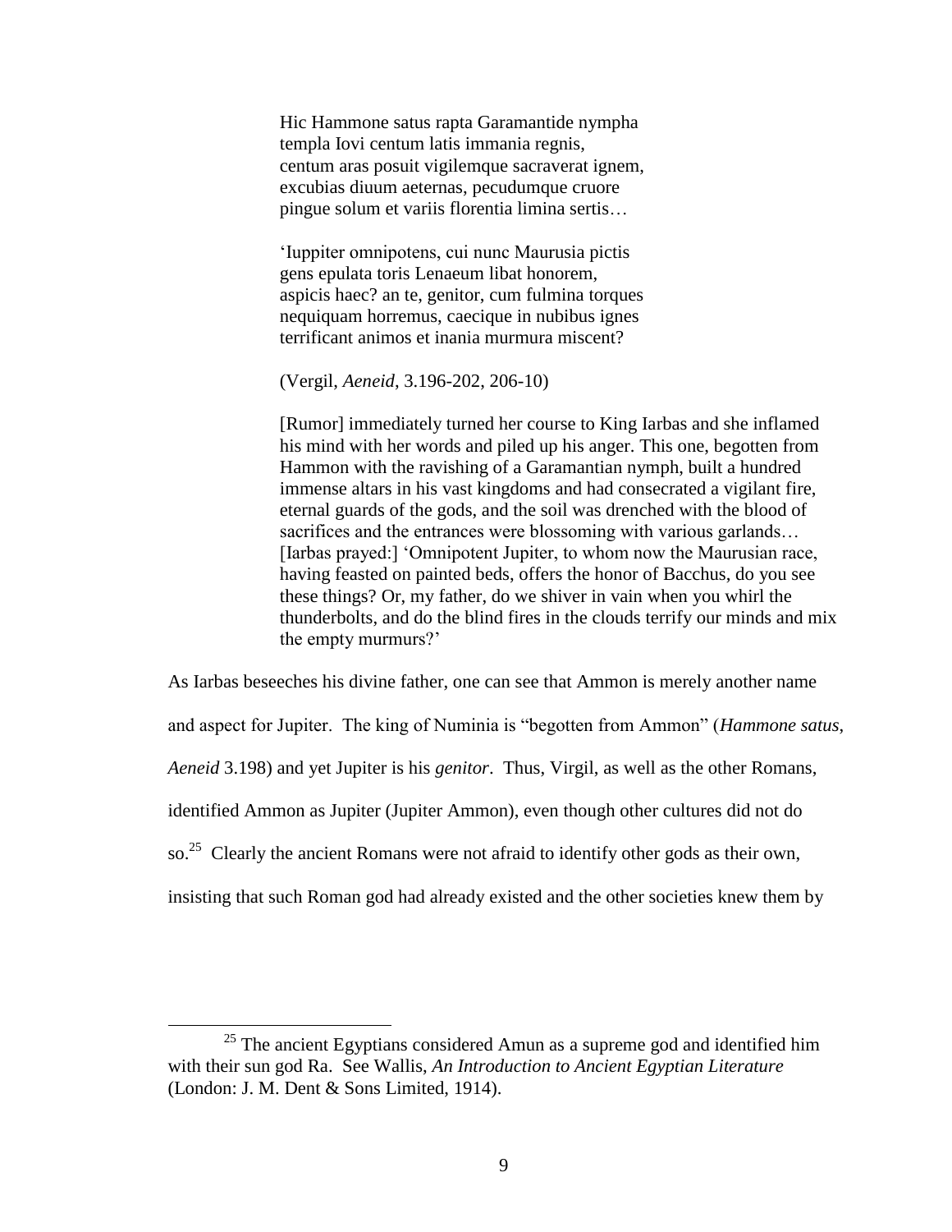> Hic Hammone satus rapta Garamantide nympha
> templa Iovi centum latis immania regnis,
> centum aras posuit vigilemque sacraverat ignem,
> excubias diuum aeternas, pecudumque cruore
> pingue solum et variis florentia limina sertis…
>
> 'Iuppiter omnipotens, cui nunc Maurusia pictis
> gens epulata toris Lenaeum libat honorem,
> aspicis haec? an te, genitor, cum fulmina torques
> nequiquam horremus, caecique in nubibus ignes
> terrificant animos et inania murmura miscent?
>
> (Vergil, *Aeneid*, 3.196-202, 206-10)
>
> [Rumor] immediately turned her course to King Iarbas and she inflamed his mind with her words and piled up his anger. This one, begotten from Hammon with the ravishing of a Garamantian nymph, built a hundred immense altars in his vast kingdoms and had consecrated a vigilant fire, eternal guards of the gods, and the soil was drenched with the blood of sacrifices and the entrances were blossoming with various garlands… [Iarbas prayed:] 'Omnipotent Jupiter, to whom now the Maurusian race, having feasted on painted beds, offers the honor of Bacchus, do you see these things? Or, my father, do we shiver in vain when you whirl the thunderbolts, and do the blind fires in the clouds terrify our minds and mix the empty murmurs?'

As Iarbas beseeches his divine father, one can see that Ammon is merely another name and aspect for Jupiter. The king of Numinia is "begotten from Ammon" (*Hammone satus*, *Aeneid* 3.198) and yet Jupiter is his *genitor*. Thus, Virgil, as well as the other Romans, identified Ammon as Jupiter (Jupiter Ammon), even though other cultures did not do so.[25] Clearly the ancient Romans were not afraid to identify other gods as their own, insisting that such Roman god had already existed and the other societies knew them by

[25] The ancient Egyptians considered Amun as a supreme god and identified him with their sun god Ra. See Wallis, *An Introduction to Ancient Egyptian Literature* (London: J. M. Dent & Sons Limited, 1914).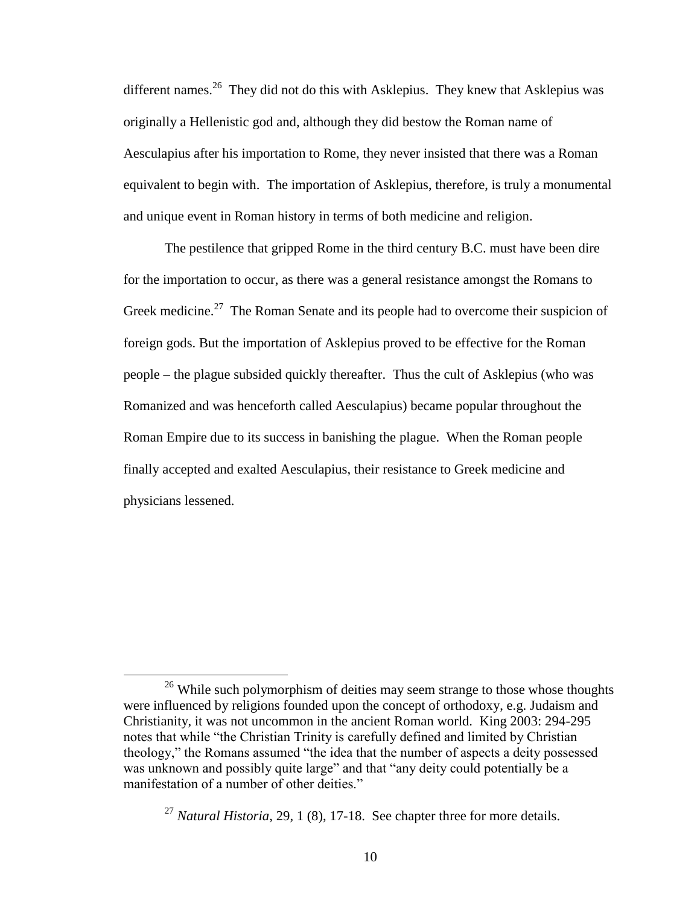different names.[26] They did not do this with Asklepius. They knew that Asklepius was originally a Hellenistic god and, although they did bestow the Roman name of Aesculapius after his importation to Rome, they never insisted that there was a Roman equivalent to begin with. The importation of Asklepius, therefore, is truly a monumental and unique event in Roman history in terms of both medicine and religion.

The pestilence that gripped Rome in the third century B.C. must have been dire for the importation to occur, as there was a general resistance amongst the Romans to Greek medicine.[27] The Roman Senate and its people had to overcome their suspicion of foreign gods. But the importation of Asklepius proved to be effective for the Roman people – the plague subsided quickly thereafter. Thus the cult of Asklepius (who was Romanized and was henceforth called Aesculapius) became popular throughout the Roman Empire due to its success in banishing the plague. When the Roman people finally accepted and exalted Aesculapius, their resistance to Greek medicine and physicians lessened.

---

[26] While such polymorphism of deities may seem strange to those whose thoughts were influenced by religions founded upon the concept of orthodoxy, e.g. Judaism and Christianity, it was not uncommon in the ancient Roman world. King 2003: 294-295 notes that while "the Christian Trinity is carefully defined and limited by Christian theology," the Romans assumed "the idea that the number of aspects a deity possessed was unknown and possibly quite large" and that "any deity could potentially be a manifestation of a number of other deities."

[27] *Natural Historia*, 29, 1 (8), 17-18. See chapter three for more details.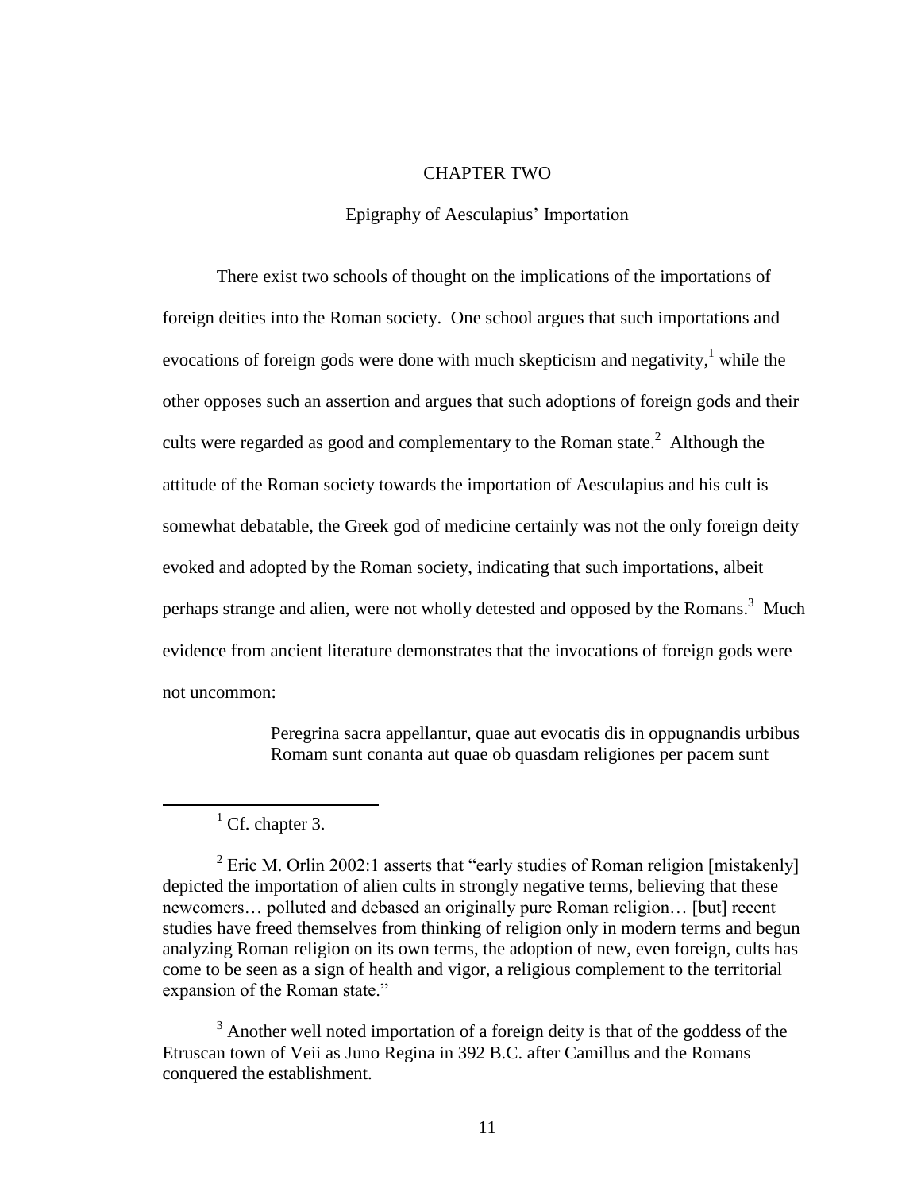# CHAPTER TWO

## Epigraphy of Aesculapius' Importation

There exist two schools of thought on the implications of the importations of foreign deities into the Roman society. One school argues that such importations and evocations of foreign gods were done with much skepticism and negativity,[1] while the other opposes such an assertion and argues that such adoptions of foreign gods and their cults were regarded as good and complementary to the Roman state.[2] Although the attitude of the Roman society towards the importation of Aesculapius and his cult is somewhat debatable, the Greek god of medicine certainly was not the only foreign deity evoked and adopted by the Roman society, indicating that such importations, albeit perhaps strange and alien, were not wholly detested and opposed by the Romans.[3] Much evidence from ancient literature demonstrates that the invocations of foreign gods were not uncommon:

> Peregrina sacra appellantur, quae aut evocatis dis in oppugnandis urbibus Romam sunt conanta aut quae ob quasdam religiones per pacem sunt

---

[1] Cf. chapter 3.

[2] Eric M. Orlin 2002:1 asserts that "early studies of Roman religion [mistakenly] depicted the importation of alien cults in strongly negative terms, believing that these newcomers… polluted and debased an originally pure Roman religion… [but] recent studies have freed themselves from thinking of religion only in modern terms and begun analyzing Roman religion on its own terms, the adoption of new, even foreign, cults has come to be seen as a sign of health and vigor, a religious complement to the territorial expansion of the Roman state."

[3] Another well noted importation of a foreign deity is that of the goddess of the Etruscan town of Veii as Juno Regina in 392 B.C. after Camillus and the Romans conquered the establishment.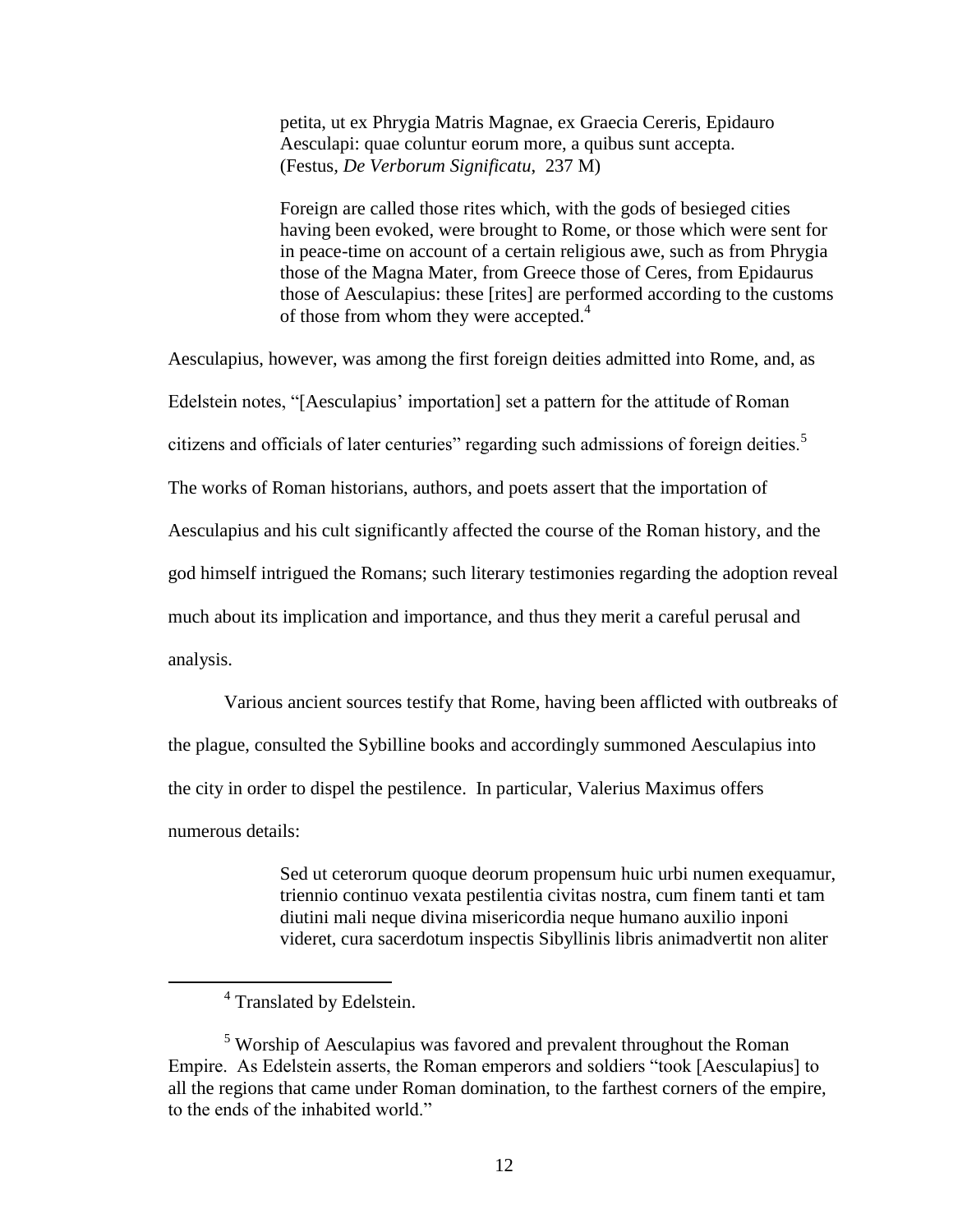> petita, ut ex Phrygia Matris Magnae, ex Graecia Cereris, Epidauro Aesculapi: quae coluntur eorum more, a quibus sunt accepta.
> (Festus, *De Verborum Significatu*, 237 M)
>
> Foreign are called those rites which, with the gods of besieged cities having been evoked, were brought to Rome, or those which were sent for in peace-time on account of a certain religious awe, such as from Phrygia those of the Magna Mater, from Greece those of Ceres, from Epidaurus those of Aesculapius: these [rites] are performed according to the customs of those from whom they were accepted.[4]

Aesculapius, however, was among the first foreign deities admitted into Rome, and, as Edelstein notes, "[Aesculapius' importation] set a pattern for the attitude of Roman citizens and officials of later centuries" regarding such admissions of foreign deities.[5] The works of Roman historians, authors, and poets assert that the importation of Aesculapius and his cult significantly affected the course of the Roman history, and the god himself intrigued the Romans; such literary testimonies regarding the adoption reveal much about its implication and importance, and thus they merit a careful perusal and analysis.

Various ancient sources testify that Rome, having been afflicted with outbreaks of the plague, consulted the Sybilline books and accordingly summoned Aesculapius into the city in order to dispel the pestilence. In particular, Valerius Maximus offers numerous details:

> Sed ut ceterorum quoque deorum propensum huic urbi numen exequamur, triennio continuo vexata pestilentia civitas nostra, cum finem tanti et tam diutini mali neque divina misericordia neque humano auxilio inponi videret, cura sacerdotum inspectis Sibyllinis libris animadvertit non aliter

---

[4] Translated by Edelstein.

[5] Worship of Aesculapius was favored and prevalent throughout the Roman Empire. As Edelstein asserts, the Roman emperors and soldiers "took [Aesculapius] to all the regions that came under Roman domination, to the farthest corners of the empire, to the ends of the inhabited world."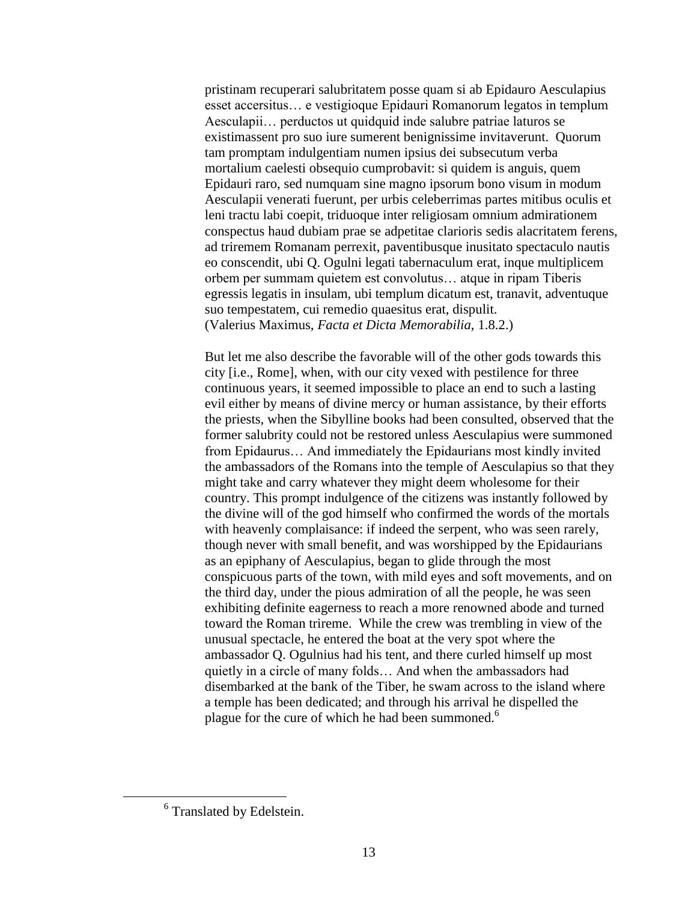> pristinam recuperari salubritatem posse quam si ab Epidauro Aesculapius esset accersitus… e vestigioque Epidauri Romanorum legatos in templum Aesculapii… perductos ut quidquid inde salubre patriae laturos se existimassent pro suo iure sumerent benignissime invitaverunt. Quorum tam promptam indulgentiam numen ipsius dei subsecutum verba mortalium caelesti obsequio cumprobavit: si quidem is anguis, quem Epidauri raro, sed numquam sine magno ipsorum bono visum in modum Aesculapii venerati fuerunt, per urbis celeberrimas partes mitibus oculis et leni tractu labi coepit, triduoque inter religiosam omnium admirationem conspectus haud dubiam prae se adpetitae clarioris sedis alacritatem ferens, ad triremem Romanam perrexit, paventibusque inusitato spectaculo nautis eo conscendit, ubi Q. Ogulni legati tabernaculum erat, inque multiplicem orbem per summam quietem est convolutus… atque in ripam Tiberis egressis legatis in insulam, ubi templum dicatum est, tranavit, adventuque suo tempestatem, cui remedio quaesitus erat, dispulit.
> (Valerius Maximus, *Facta et Dicta Memorabilia*, 1.8.2.)
>
> But let me also describe the favorable will of the other gods towards this city [i.e., Rome], when, with our city vexed with pestilence for three continuous years, it seemed impossible to place an end to such a lasting evil either by means of divine mercy or human assistance, by their efforts the priests, when the Sibylline books had been consulted, observed that the former salubrity could not be restored unless Aesculapius were summoned from Epidaurus… And immediately the Epidaurians most kindly invited the ambassadors of the Romans into the temple of Aesculapius so that they might take and carry whatever they might deem wholesome for their country. This prompt indulgence of the citizens was instantly followed by the divine will of the god himself who confirmed the words of the mortals with heavenly complaisance: if indeed the serpent, who was seen rarely, though never with small benefit, and was worshipped by the Epidaurians as an epiphany of Aesculapius, began to glide through the most conspicuous parts of the town, with mild eyes and soft movements, and on the third day, under the pious admiration of all the people, he was seen exhibiting definite eagerness to reach a more renowned abode and turned toward the Roman trireme. While the crew was trembling in view of the unusual spectacle, he entered the boat at the very spot where the ambassador Q. Ogulnius had his tent, and there curled himself up most quietly in a circle of many folds… And when the ambassadors had disembarked at the bank of the Tiber, he swam across to the island where a temple has been dedicated; and through his arrival he dispelled the plague for the cure of which he had been summoned.[6]

[6] Translated by Edelstein.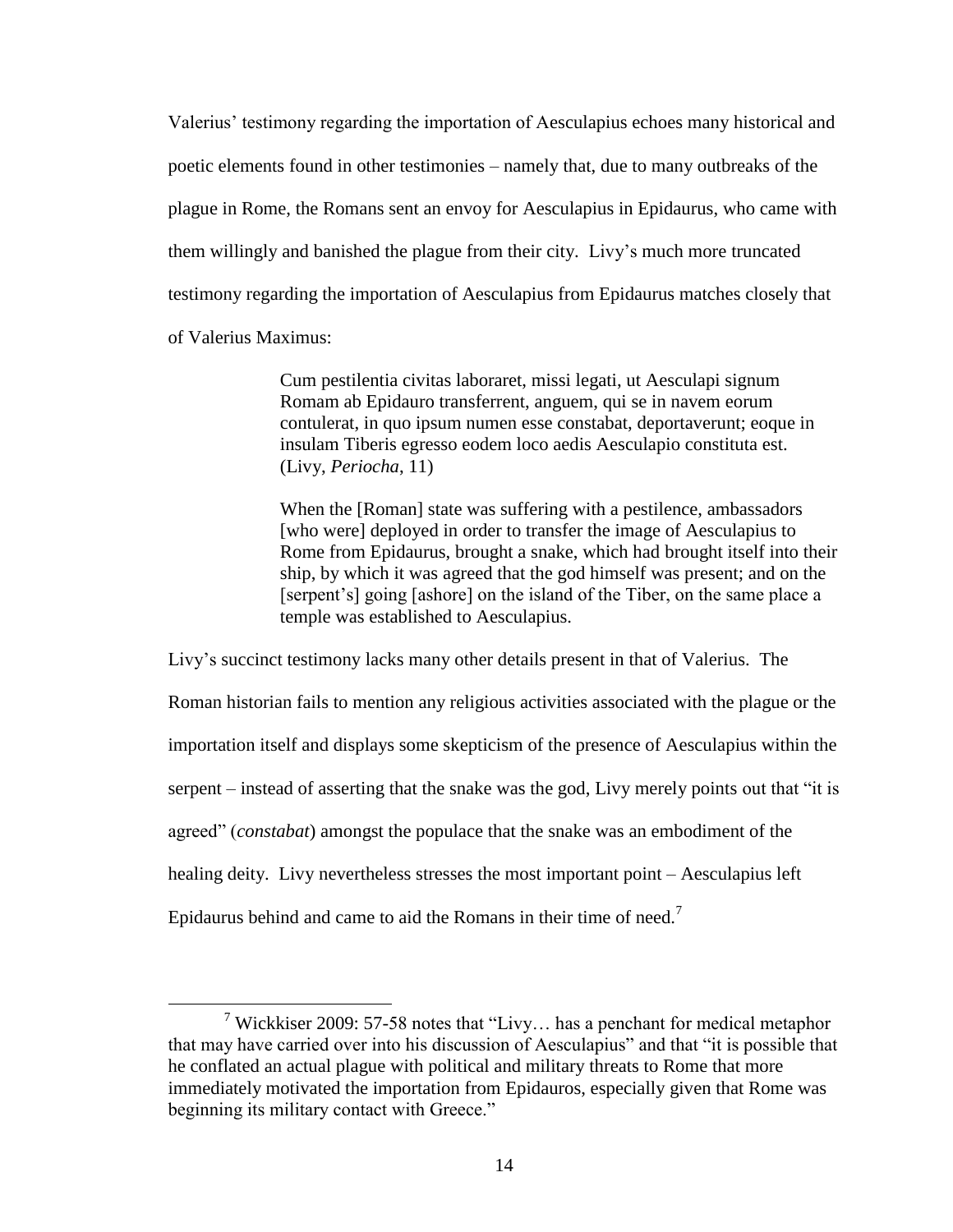Valerius' testimony regarding the importation of Aesculapius echoes many historical and poetic elements found in other testimonies – namely that, due to many outbreaks of the plague in Rome, the Romans sent an envoy for Aesculapius in Epidaurus, who came with them willingly and banished the plague from their city. Livy's much more truncated testimony regarding the importation of Aesculapius from Epidaurus matches closely that of Valerius Maximus:

> Cum pestilentia civitas laboraret, missi legati, ut Aesculapi signum Romam ab Epidauro transferrent, anguem, qui se in navem eorum contulerat, in quo ipsum numen esse constabat, deportaverunt; eoque in insulam Tiberis egresso eodem loco aedis Aesculapio constituta est. (Livy, *Periocha*, 11)
>
> When the [Roman] state was suffering with a pestilence, ambassadors [who were] deployed in order to transfer the image of Aesculapius to Rome from Epidaurus, brought a snake, which had brought itself into their ship, by which it was agreed that the god himself was present; and on the [serpent's] going [ashore] on the island of the Tiber, on the same place a temple was established to Aesculapius.

Livy's succinct testimony lacks many other details present in that of Valerius. The Roman historian fails to mention any religious activities associated with the plague or the importation itself and displays some skepticism of the presence of Aesculapius within the serpent – instead of asserting that the snake was the god, Livy merely points out that "it is agreed" (*constabat*) amongst the populace that the snake was an embodiment of the healing deity. Livy nevertheless stresses the most important point – Aesculapius left Epidaurus behind and came to aid the Romans in their time of need.[7]

[7] Wickkiser 2009: 57-58 notes that "Livy… has a penchant for medical metaphor that may have carried over into his discussion of Aesculapius" and that "it is possible that he conflated an actual plague with political and military threats to Rome that more immediately motivated the importation from Epidauros, especially given that Rome was beginning its military contact with Greece."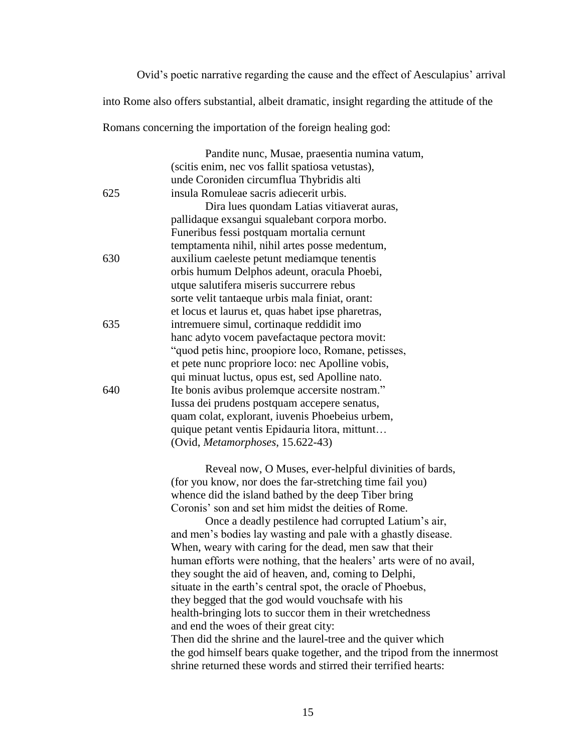Ovid's poetic narrative regarding the cause and the effect of Aesculapius' arrival into Rome also offers substantial, albeit dramatic, insight regarding the attitude of the Romans concerning the importation of the foreign healing god:

> Pandite nunc, Musae, praesentia numina vatum,
> (scitis enim, nec vos fallit spatiosa vetustas),
> unde Coroniden circumflua Thybridis alti
> 625 insula Romuleae sacris adiecerit urbis.
> Dira lues quondam Latias vitiaverat auras,
> pallidaque exsangui squalebant corpora morbo.
> Funeribus fessi postquam mortalia cernunt
> temptamenta nihil, nihil artes posse medentum,
> 630 auxilium caeleste petunt mediamque tenentis
> orbis humum Delphos adeunt, oracula Phoebi,
> utque salutifera miseris succurrere rebus
> sorte velit tantaeque urbis mala finiat, orant:
> et locus et laurus et, quas habet ipse pharetras,
> 635 intremuere simul, cortinaque reddidit imo
> hanc adyto vocem pavefactaque pectora movit:
> "quod petis hinc, proopiore loco, Romane, petisses,
> et pete nunc propriore loco: nec Apolline vobis,
> qui minuat luctus, opus est, sed Apolline nato.
> 640 Ite bonis avibus prolemque accersite nostram."
> Iussa dei prudens postquam accepere senatus,
> quam colat, explorant, iuvenis Phoebeius urbem,
> quique petant ventis Epidauria litora, mittunt…
> (Ovid, *Metamorphoses*, 15.622-43)

> Reveal now, O Muses, ever-helpful divinities of bards,
> (for you know, nor does the far-stretching time fail you)
> whence did the island bathed by the deep Tiber bring
> Coronis' son and set him midst the deities of Rome.
> Once a deadly pestilence had corrupted Latium's air,
> and men's bodies lay wasting and pale with a ghastly disease.
> When, weary with caring for the dead, men saw that their
> human efforts were nothing, that the healers' arts were of no avail,
> they sought the aid of heaven, and, coming to Delphi,
> situate in the earth's central spot, the oracle of Phoebus,
> they begged that the god would vouchsafe with his
> health-bringing lots to succor them in their wretchedness
> and end the woes of their great city:
> Then did the shrine and the laurel-tree and the quiver which
> the god himself bears quake together, and the tripod from the innermost
> shrine returned these words and stirred their terrified hearts: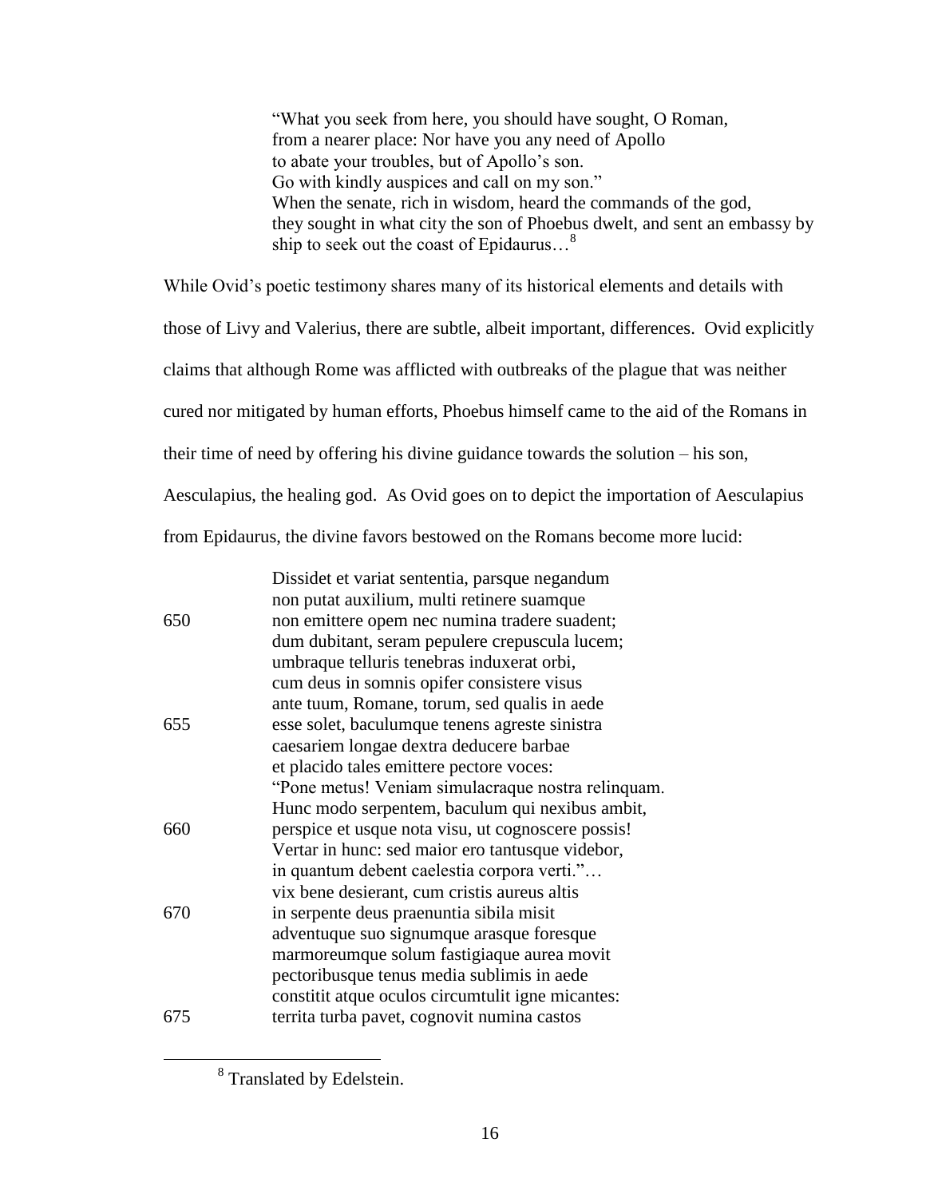"What you seek from here, you should have sought, O Roman,
from a nearer place: Nor have you any need of Apollo
to abate your troubles, but of Apollo's son.
Go with kindly auspices and call on my son."
When the senate, rich in wisdom, heard the commands of the god,
they sought in what city the son of Phoebus dwelt, and sent an embassy by ship to seek out the coast of Epidaurus…[8]

While Ovid's poetic testimony shares many of its historical elements and details with those of Livy and Valerius, there are subtle, albeit important, differences. Ovid explicitly claims that although Rome was afflicted with outbreaks of the plague that was neither cured nor mitigated by human efforts, Phoebus himself came to the aid of the Romans in their time of need by offering his divine guidance towards the solution – his son, Aesculapius, the healing god. As Ovid goes on to depict the importation of Aesculapius from Epidaurus, the divine favors bestowed on the Romans become more lucid:

Dissidet et variat sententia, parsque negandum
non putat auxilium, multi retinere suamque
650 non emittere opem nec numina tradere suadent;
dum dubitant, seram pepulere crepuscula lucem;
umbraque telluris tenebras induxerat orbi,
cum deus in somnis opifer consistere visus
ante tuum, Romane, torum, sed qualis in aede
655 esse solet, baculumque tenens agreste sinistra
caesariem longae dextra deducere barbae
et placido tales emittere pectore voces:
"Pone metus! Veniam simulacraque nostra relinquam.
Hunc modo serpentem, baculum qui nexibus ambit,
660 perspice et usque nota visu, ut cognoscere possis!
Vertar in hunc: sed maior ero tantusque videbor,
in quantum debent caelestia corpora verti."…
vix bene desierant, cum cristis aureus altis
670 in serpente deus praenuntia sibila misit
adventuque suo signumque arasque foresque
marmoreumque solum fastigiaque aurea movit
pectoribusque tenus media sublimis in aede
constitit atque oculos circumtulit igne micantes:
675 territa turba pavet, cognovit numina castos

[8] Translated by Edelstein.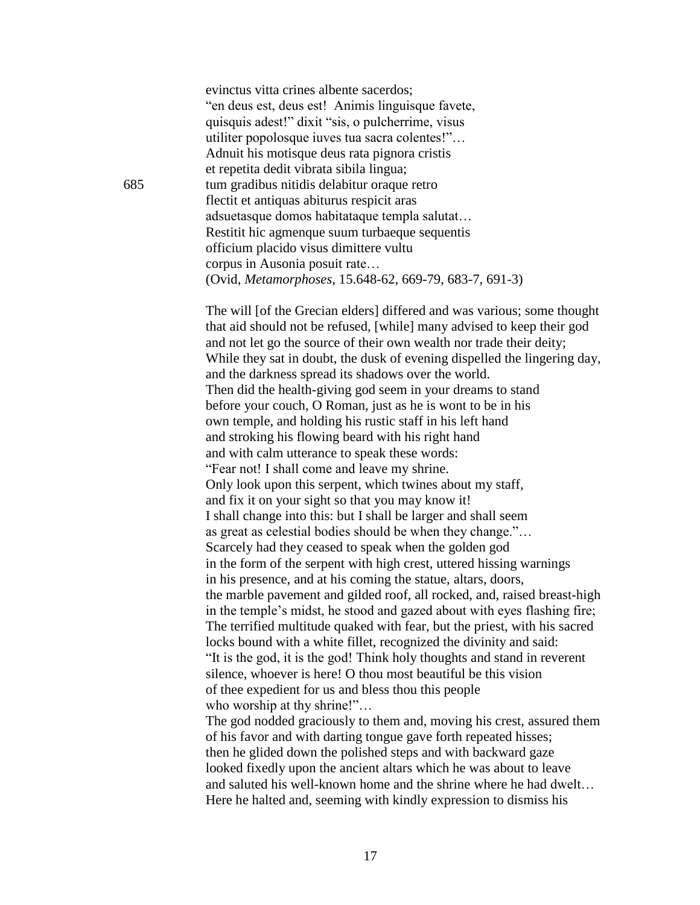evinctus vitta crines albente sacerdos;
"en deus est, deus est! Animis linguisque favete,
quisquis adest!" dixit "sis, o pulcherrime, visus
utiliter popolosque iuves tua sacra colentes!"…
Adnuit his motisque deus rata pignora cristis
et repetita dedit vibrata sibila lingua;
685 tum gradibus nitidis delabitur oraque retro
flectit et antiquas abiturus respicit aras
adsuetasque domos habitataque templa salutat…
Restitit hic agmenque suum turbaeque sequentis
officium placido visus dimittere vultu
corpus in Ausonia posuit rate…
(Ovid, *Metamorphoses*, 15.648-62, 669-79, 683-7, 691-3)

The will [of the Grecian elders] differed and was various; some thought
that aid should not be refused, [while] many advised to keep their god
and not let go the source of their own wealth nor trade their deity;
While they sat in doubt, the dusk of evening dispelled the lingering day,
and the darkness spread its shadows over the world.
Then did the health-giving god seem in your dreams to stand
before your couch, O Roman, just as he is wont to be in his
own temple, and holding his rustic staff in his left hand
and stroking his flowing beard with his right hand
and with calm utterance to speak these words:
"Fear not! I shall come and leave my shrine.
Only look upon this serpent, which twines about my staff,
and fix it on your sight so that you may know it!
I shall change into this: but I shall be larger and shall seem
as great as celestial bodies should be when they change."…
Scarcely had they ceased to speak when the golden god
in the form of the serpent with high crest, uttered hissing warnings
in his presence, and at his coming the statue, altars, doors,
the marble pavement and gilded roof, all rocked, and, raised breast-high
in the temple's midst, he stood and gazed about with eyes flashing fire;
The terrified multitude quaked with fear, but the priest, with his sacred
locks bound with a white fillet, recognized the divinity and said:
"It is the god, it is the god! Think holy thoughts and stand in reverent
silence, whoever is here! O thou most beautiful be this vision
of thee expedient for us and bless thou this people
who worship at thy shrine!"…
The god nodded graciously to them and, moving his crest, assured them
of his favor and with darting tongue gave forth repeated hisses;
then he glided down the polished steps and with backward gaze
looked fixedly upon the ancient altars which he was about to leave
and saluted his well-known home and the shrine where he had dwelt…
Here he halted and, seeming with kindly expression to dismiss his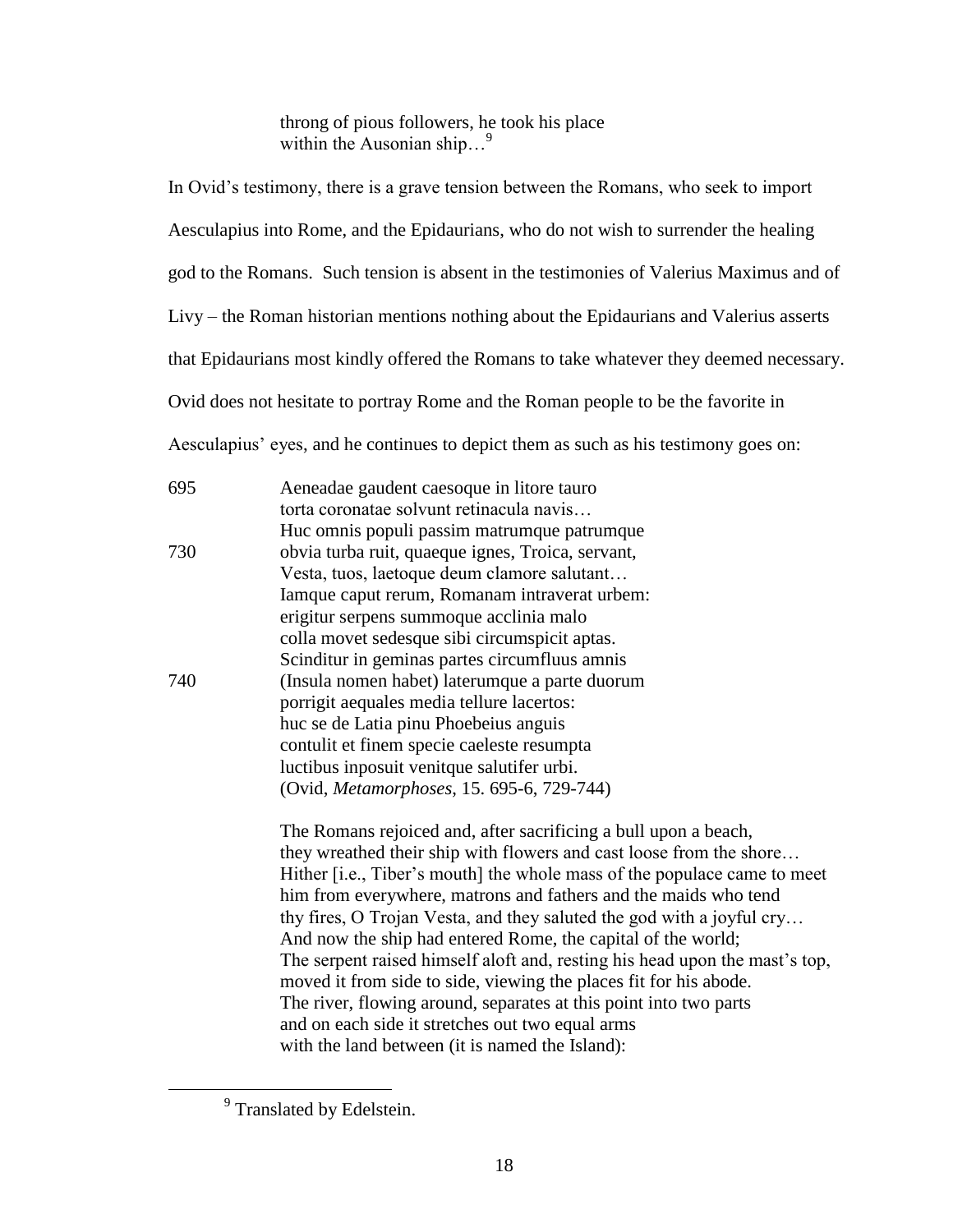throng of pious followers, he took his place
within the Ausonian ship…[9]

In Ovid's testimony, there is a grave tension between the Romans, who seek to import Aesculapius into Rome, and the Epidaurians, who do not wish to surrender the healing god to the Romans. Such tension is absent in the testimonies of Valerius Maximus and of Livy – the Roman historian mentions nothing about the Epidaurians and Valerius asserts that Epidaurians most kindly offered the Romans to take whatever they deemed necessary. Ovid does not hesitate to portray Rome and the Roman people to be the favorite in Aesculapius' eyes, and he continues to depict them as such as his testimony goes on:

695 Aeneadae gaudent caesoque in litore tauro
torta coronatae solvunt retinacula navis…
Huc omnis populi passim matrumque patrumque
730 obvia turba ruit, quaeque ignes, Troica, servant,
Vesta, tuos, laetoque deum clamore salutant…
Iamque caput rerum, Romanam intraverat urbem:
erigitur serpens summoque acclinia malo
colla movet sedesque sibi circumspicit aptas.
Scinditur in geminas partes circumfluus amnis
740 (Insula nomen habet) laterumque a parte duorum
porrigit aequales media tellure lacertos:
huc se de Latia pinu Phoebeius anguis
contulit et finem specie caeleste resumpta
luctibus inposuit venitque salutifer urbi.
(Ovid, *Metamorphoses*, 15. 695-6, 729-744)

The Romans rejoiced and, after sacrificing a bull upon a beach,
they wreathed their ship with flowers and cast loose from the shore…
Hither [i.e., Tiber's mouth] the whole mass of the populace came to meet
him from everywhere, matrons and fathers and the maids who tend
thy fires, O Trojan Vesta, and they saluted the god with a joyful cry…
And now the ship had entered Rome, the capital of the world;
The serpent raised himself aloft and, resting his head upon the mast's top,
moved it from side to side, viewing the places fit for his abode.
The river, flowing around, separates at this point into two parts
and on each side it stretches out two equal arms
with the land between (it is named the Island):

[9] Translated by Edelstein.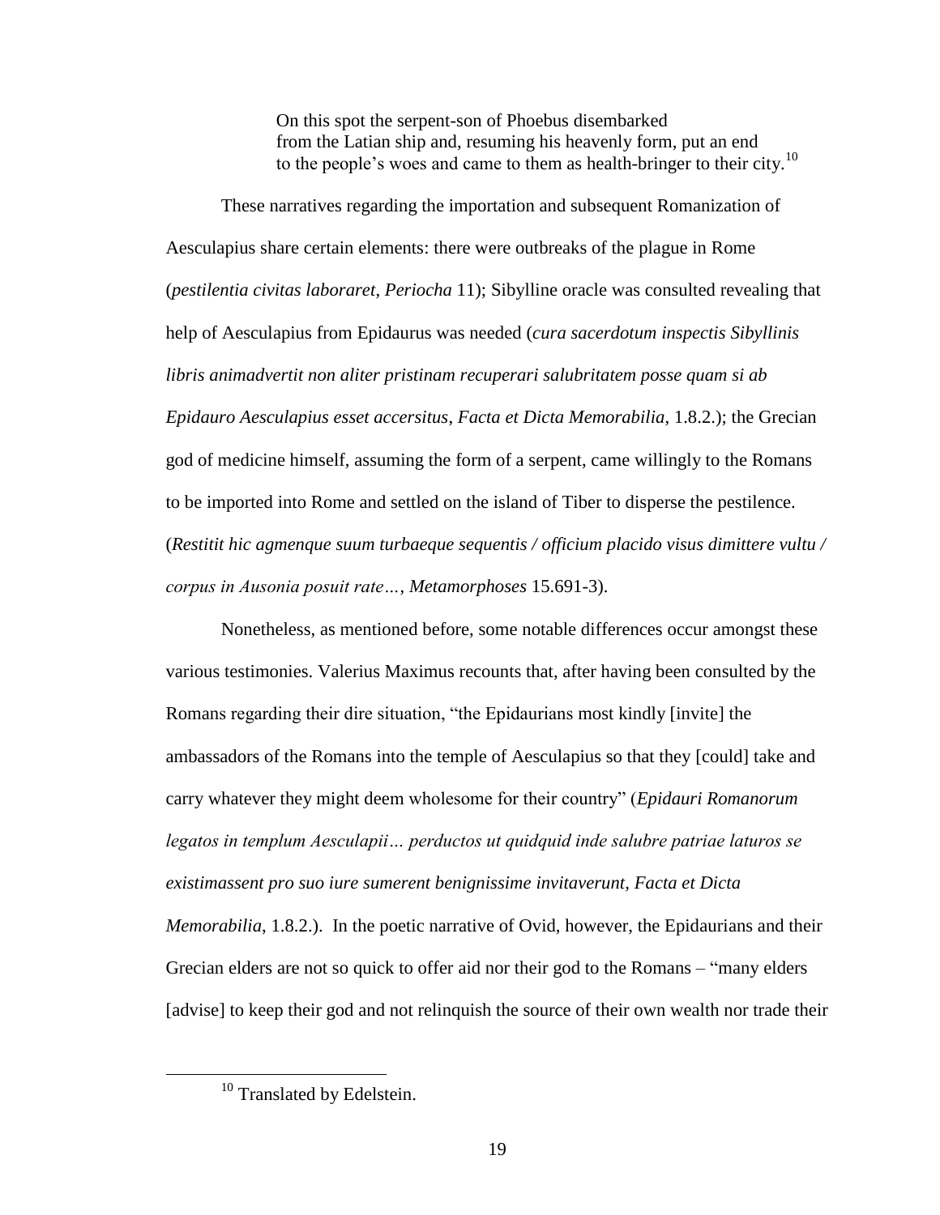> On this spot the serpent-son of Phoebus disembarked
> from the Latian ship and, resuming his heavenly form, put an end
> to the people's woes and came to them as health-bringer to their city.[10]

These narratives regarding the importation and subsequent Romanization of Aesculapius share certain elements: there were outbreaks of the plague in Rome (*pestilentia civitas laboraret*, *Periocha* 11); Sibylline oracle was consulted revealing that help of Aesculapius from Epidaurus was needed (*cura sacerdotum inspectis Sibyllinis libris animadvertit non aliter pristinam recuperari salubritatem posse quam si ab Epidauro Aesculapius esset accersitus*, *Facta et Dicta Memorabilia*, 1.8.2.); the Grecian god of medicine himself, assuming the form of a serpent, came willingly to the Romans to be imported into Rome and settled on the island of Tiber to disperse the pestilence. (*Restitit hic agmenque suum turbaeque sequentis / officium placido visus dimittere vultu / corpus in Ausonia posuit rate…*, *Metamorphoses* 15.691-3).

Nonetheless, as mentioned before, some notable differences occur amongst these various testimonies. Valerius Maximus recounts that, after having been consulted by the Romans regarding their dire situation, "the Epidaurians most kindly [invite] the ambassadors of the Romans into the temple of Aesculapius so that they [could] take and carry whatever they might deem wholesome for their country" (*Epidauri Romanorum legatos in templum Aesculapii… perductos ut quidquid inde salubre patriae laturos se existimassent pro suo iure sumerent benignissime invitaverunt*, *Facta et Dicta Memorabilia*, 1.8.2.). In the poetic narrative of Ovid, however, the Epidaurians and their Grecian elders are not so quick to offer aid nor their god to the Romans – "many elders [advise] to keep their god and not relinquish the source of their own wealth nor trade their

---

[10] Translated by Edelstein.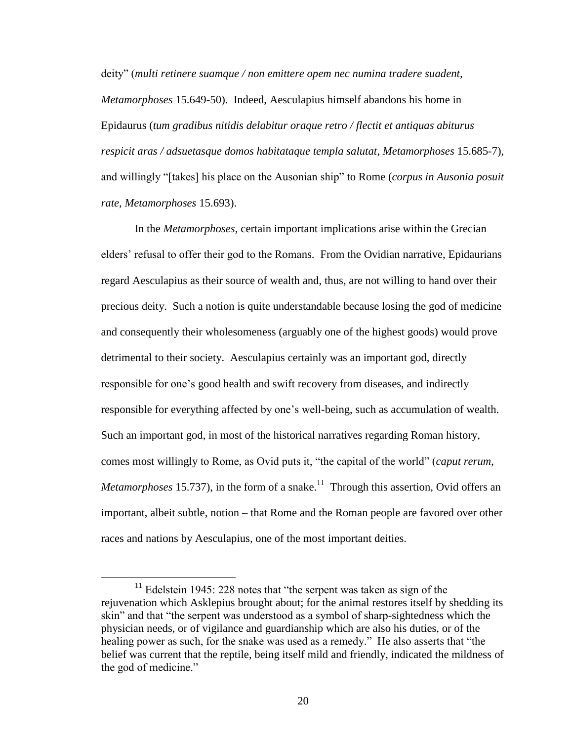deity" (*multi retinere suamque / non emittere opem nec numina tradere suadent*, *Metamorphoses* 15.649-50). Indeed, Aesculapius himself abandons his home in Epidaurus (*tum gradibus nitidis delabitur oraque retro / flectit et antiquas abiturus respicit aras / adsuetasque domos habitataque templa salutat*, *Metamorphoses* 15.685-7), and willingly "[takes] his place on the Ausonian ship" to Rome (*corpus in Ausonia posuit rate*, *Metamorphoses* 15.693).

In the *Metamorphoses*, certain important implications arise within the Grecian elders' refusal to offer their god to the Romans. From the Ovidian narrative, Epidaurians regard Aesculapius as their source of wealth and, thus, are not willing to hand over their precious deity. Such a notion is quite understandable because losing the god of medicine and consequently their wholesomeness (arguably one of the highest goods) would prove detrimental to their society. Aesculapius certainly was an important god, directly responsible for one's good health and swift recovery from diseases, and indirectly responsible for everything affected by one's well-being, such as accumulation of wealth. Such an important god, in most of the historical narratives regarding Roman history, comes most willingly to Rome, as Ovid puts it, "the capital of the world" (*caput rerum*, *Metamorphoses* 15.737), in the form of a snake.[11] Through this assertion, Ovid offers an important, albeit subtle, notion – that Rome and the Roman people are favored over other races and nations by Aesculapius, one of the most important deities.

---

[11] Edelstein 1945: 228 notes that "the serpent was taken as sign of the rejuvenation which Asklepius brought about; for the animal restores itself by shedding its skin" and that "the serpent was understood as a symbol of sharp-sightedness which the physician needs, or of vigilance and guardianship which are also his duties, or of the healing power as such, for the snake was used as a remedy." He also asserts that "the belief was current that the reptile, being itself mild and friendly, indicated the mildness of the god of medicine."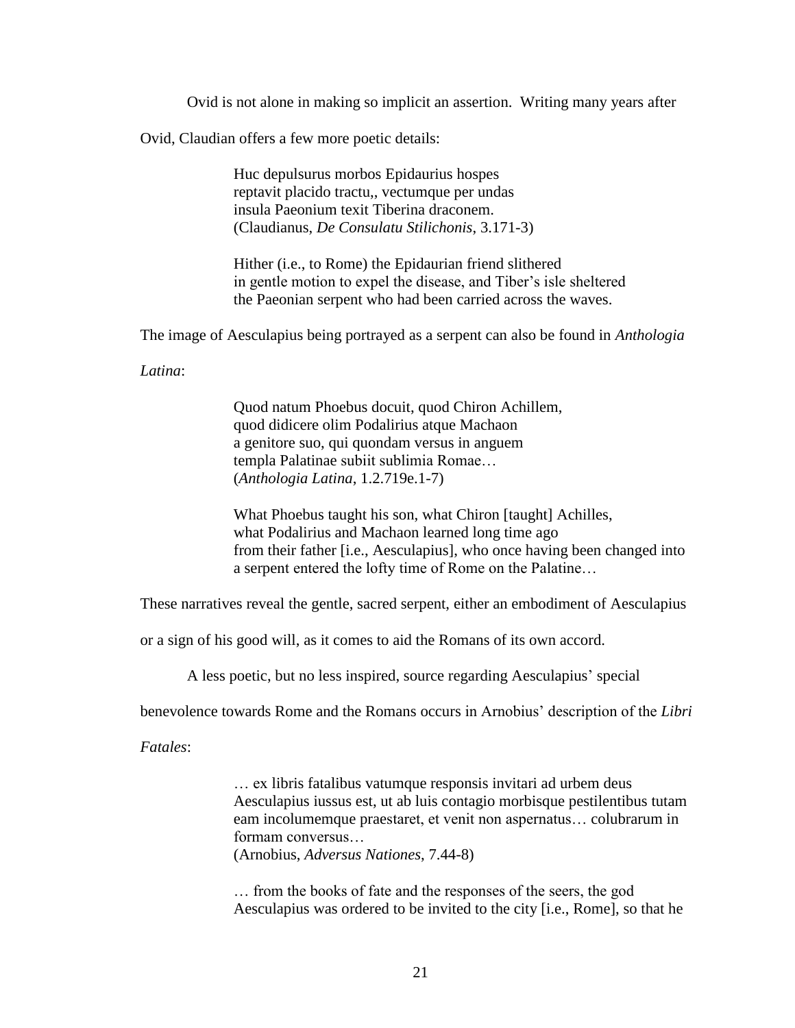Ovid is not alone in making so implicit an assertion. Writing many years after Ovid, Claudian offers a few more poetic details:

> Huc depulsurus morbos Epidaurius hospes
> reptavit placido tractu,, vectumque per undas
> insula Paeonium texit Tiberina draconem.
> (Claudianus, *De Consulatu Stilichonis*, 3.171-3)
>
> Hither (i.e., to Rome) the Epidaurian friend slithered
> in gentle motion to expel the disease, and Tiber's isle sheltered
> the Paeonian serpent who had been carried across the waves.

The image of Aesculapius being portrayed as a serpent can also be found in *Anthologia Latina*:

> Quod natum Phoebus docuit, quod Chiron Achillem,
> quod didicere olim Podalirius atque Machaon
> a genitore suo, qui quondam versus in anguem
> templa Palatinae subiit sublimia Romae…
> (*Anthologia Latina*, 1.2.719e.1-7)
>
> What Phoebus taught his son, what Chiron [taught] Achilles,
> what Podalirius and Machaon learned long time ago
> from their father [i.e., Aesculapius], who once having been changed into
> a serpent entered the lofty time of Rome on the Palatine…

These narratives reveal the gentle, sacred serpent, either an embodiment of Aesculapius or a sign of his good will, as it comes to aid the Romans of its own accord.

A less poetic, but no less inspired, source regarding Aesculapius' special benevolence towards Rome and the Romans occurs in Arnobius' description of the *Libri Fatales*:

> … ex libris fatalibus vatumque responsis invitari ad urbem deus Aesculapius iussus est, ut ab luis contagio morbisque pestilentibus tutam eam incolumemque praestaret, et venit non aspernatus… colubrarum in formam conversus…
> (Arnobius, *Adversus Nationes*, 7.44-8)
>
> … from the books of fate and the responses of the seers, the god Aesculapius was ordered to be invited to the city [i.e., Rome], so that he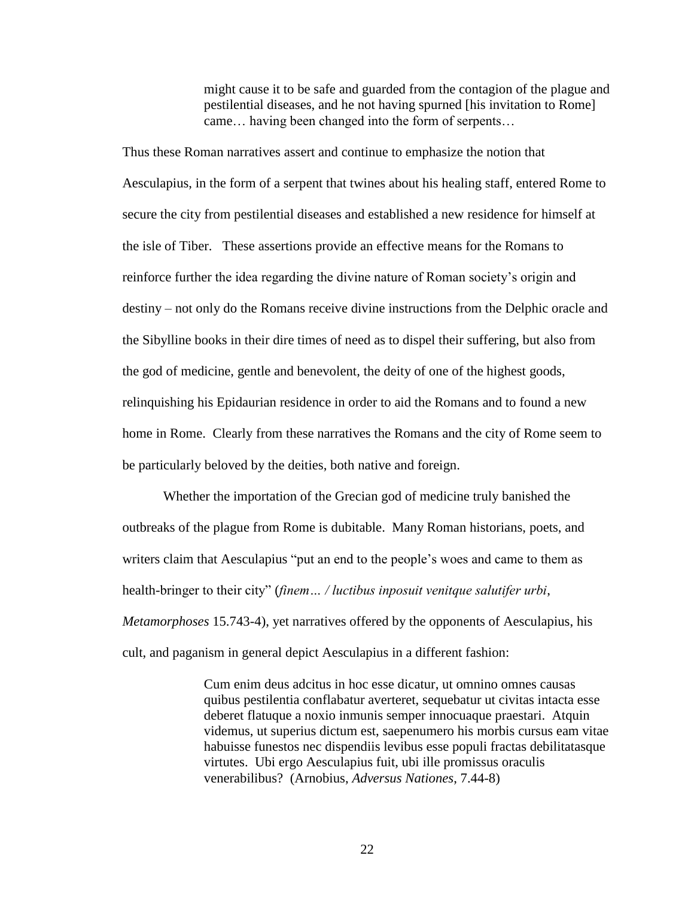> might cause it to be safe and guarded from the contagion of the plague and pestilential diseases, and he not having spurned [his invitation to Rome] came… having been changed into the form of serpents…

Thus these Roman narratives assert and continue to emphasize the notion that Aesculapius, in the form of a serpent that twines about his healing staff, entered Rome to secure the city from pestilential diseases and established a new residence for himself at the isle of Tiber. These assertions provide an effective means for the Romans to reinforce further the idea regarding the divine nature of Roman society's origin and destiny – not only do the Romans receive divine instructions from the Delphic oracle and the Sibylline books in their dire times of need as to dispel their suffering, but also from the god of medicine, gentle and benevolent, the deity of one of the highest goods, relinquishing his Epidaurian residence in order to aid the Romans and to found a new home in Rome. Clearly from these narratives the Romans and the city of Rome seem to be particularly beloved by the deities, both native and foreign.

Whether the importation of the Grecian god of medicine truly banished the outbreaks of the plague from Rome is dubitable. Many Roman historians, poets, and writers claim that Aesculapius "put an end to the people's woes and came to them as health-bringer to their city" (*finem… / luctibus inposuit venitque salutifer urbi*, *Metamorphoses* 15.743-4), yet narratives offered by the opponents of Aesculapius, his cult, and paganism in general depict Aesculapius in a different fashion:

> Cum enim deus adcitus in hoc esse dicatur, ut omnino omnes causas quibus pestilentia conflabatur averteret, sequebatur ut civitas intacta esse deberet flatuque a noxio inmunis semper innocuaque praestari. Atquin videmus, ut superius dictum est, saepenumero his morbis cursus eam vitae habuisse funestos nec dispendiis levibus esse populi fractas debilitatasque virtutes. Ubi ergo Aesculapius fuit, ubi ille promissus oraculis venerabilibus? (Arnobius, *Adversus Nationes*, 7.44-8)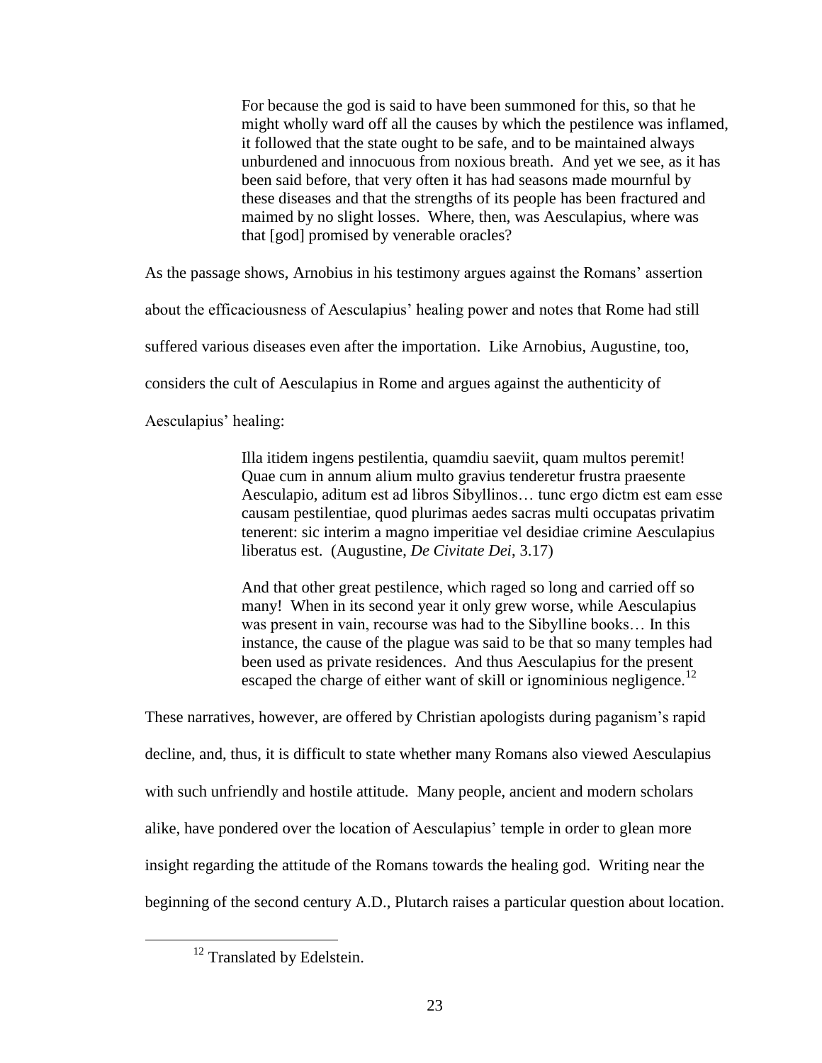> For because the god is said to have been summoned for this, so that he might wholly ward off all the causes by which the pestilence was inflamed, it followed that the state ought to be safe, and to be maintained always unburdened and innocuous from noxious breath. And yet we see, as it has been said before, that very often it has had seasons made mournful by these diseases and that the strengths of its people has been fractured and maimed by no slight losses. Where, then, was Aesculapius, where was that [god] promised by venerable oracles?

As the passage shows, Arnobius in his testimony argues against the Romans' assertion about the efficaciousness of Aesculapius' healing power and notes that Rome had still suffered various diseases even after the importation. Like Arnobius, Augustine, too, considers the cult of Aesculapius in Rome and argues against the authenticity of Aesculapius' healing:

> Illa itidem ingens pestilentia, quamdiu saeviit, quam multos peremit! Quae cum in annum alium multo gravius tenderetur frustra praesente Aesculapio, aditum est ad libros Sibyllinos… tunc ergo dictm est eam esse causam pestilentiae, quod plurimas aedes sacras multi occupatas privatim tenerent: sic interim a magno imperitiae vel desidiae crimine Aesculapius liberatus est. (Augustine, *De Civitate Dei*, 3.17)
>
> And that other great pestilence, which raged so long and carried off so many! When in its second year it only grew worse, while Aesculapius was present in vain, recourse was had to the Sibylline books… In this instance, the cause of the plague was said to be that so many temples had been used as private residences. And thus Aesculapius for the present escaped the charge of either want of skill or ignominious negligence.[12]

These narratives, however, are offered by Christian apologists during paganism's rapid decline, and, thus, it is difficult to state whether many Romans also viewed Aesculapius with such unfriendly and hostile attitude. Many people, ancient and modern scholars alike, have pondered over the location of Aesculapius' temple in order to glean more insight regarding the attitude of the Romans towards the healing god. Writing near the beginning of the second century A.D., Plutarch raises a particular question about location.

[12] Translated by Edelstein.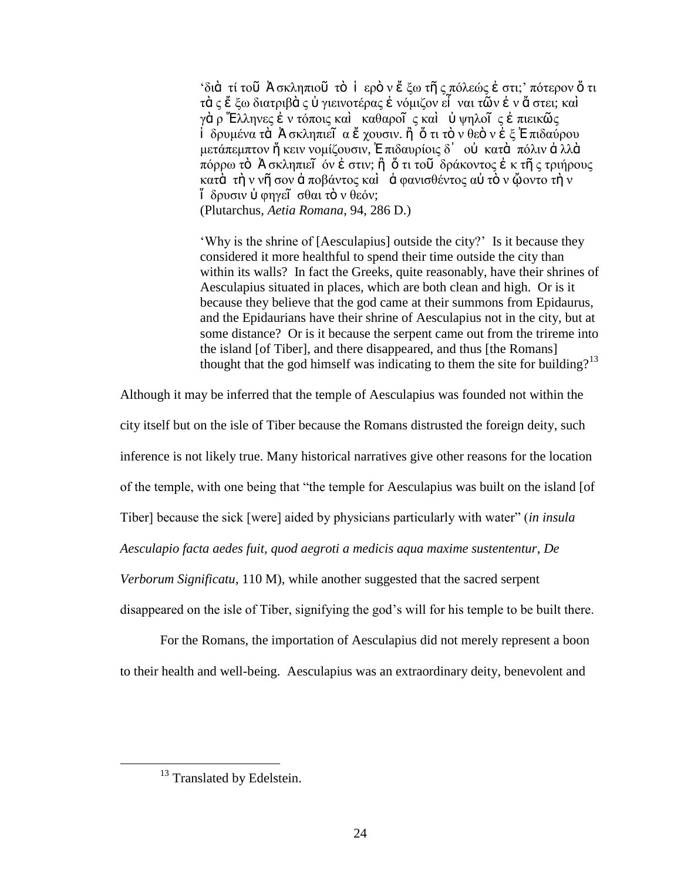'διὰ τί τοῦ Ἀσκληπιοῦ τὸ ἱερὸν ἔξω τῆς πόλεώς ἐστι;' πότερον ὅτι τὰς ἔξω διατριβὰς ὑγιεινοτέρας ἐνόμιζον εἶναι τῶν ἐν ἄστει; καὶ γὰρ Ἕλληνες ἐν τόποις καὶ καθαροῖς καὶ ὑψηλοῖς ἐπιεικῶς ἱδρυμένα τὰ Ἀσκληπιεῖα ἔχουσιν. ἢ ὅτι τὸν θεὸν ἐξ Ἐπιδαύρου μετάπεμπτον ἥκειν νομίζουσιν, Ἐπιδαυρίοις δ' οὐ κατὰ πόλιν ἀλλὰ πόρρω τὸ Ἀσκληπιεῖόν ἐστιν; ἢ ὅτι τοῦ δράκοντος ἐκ τῆς τριήρους κατὰ τὴν νῆσον ἀποβάντος καὶ ἀφανισθέντος αὐτὸν ᾤοντο τὴν ἵδρυσιν ὑφηγεῖσθαι τὸν θεόν;
(Plutarchus, *Aetia Romana*, 94, 286 D.)

'Why is the shrine of [Aesculapius] outside the city?' Is it because they considered it more healthful to spend their time outside the city than within its walls? In fact the Greeks, quite reasonably, have their shrines of Aesculapius situated in places, which are both clean and high. Or is it because they believe that the god came at their summons from Epidaurus, and the Epidaurians have their shrine of Aesculapius not in the city, but at some distance? Or is it because the serpent came out from the trireme into the island [of Tiber], and there disappeared, and thus [the Romans] thought that the god himself was indicating to them the site for building?[13]

Although it may be inferred that the temple of Aesculapius was founded not within the city itself but on the isle of Tiber because the Romans distrusted the foreign deity, such inference is not likely true. Many historical narratives give other reasons for the location of the temple, with one being that "the temple for Aesculapius was built on the island [of Tiber] because the sick [were] aided by physicians particularly with water" (*in insula Aesculapio facta aedes fuit, quod aegroti a medicis aqua maxime sustententur*, *De Verborum Significatu*, 110 M), while another suggested that the sacred serpent disappeared on the isle of Tiber, signifying the god's will for his temple to be built there.

For the Romans, the importation of Aesculapius did not merely represent a boon to their health and well-being. Aesculapius was an extraordinary deity, benevolent and

[13] Translated by Edelstein.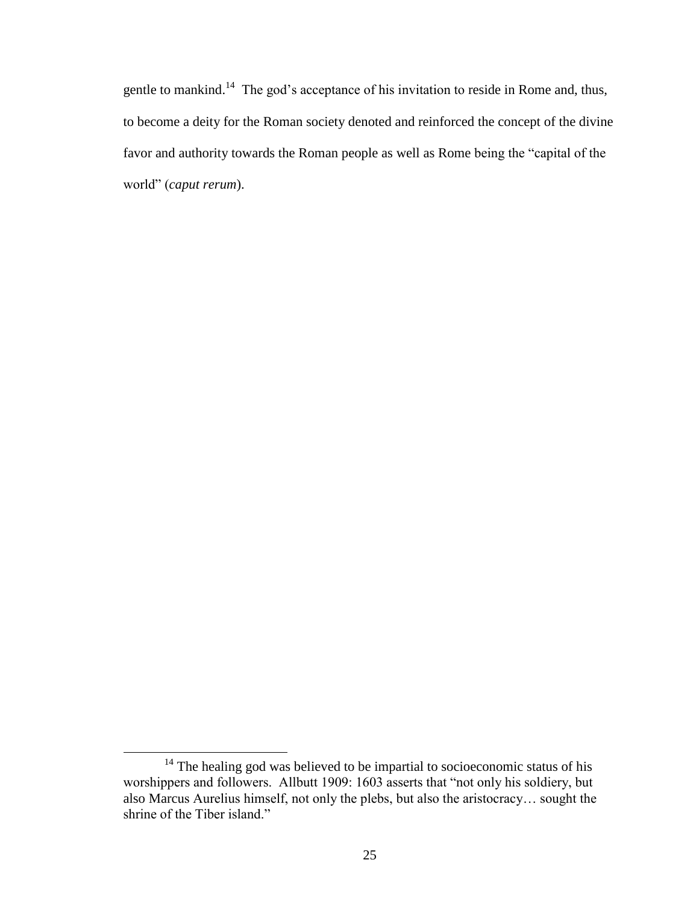gentle to mankind.[14] The god's acceptance of his invitation to reside in Rome and, thus, to become a deity for the Roman society denoted and reinforced the concept of the divine favor and authority towards the Roman people as well as Rome being the "capital of the world" (*caput rerum*).

[14] The healing god was believed to be impartial to socioeconomic status of his worshippers and followers. Allbutt 1909: 1603 asserts that "not only his soldiery, but also Marcus Aurelius himself, not only the plebs, but also the aristocracy… sought the shrine of the Tiber island."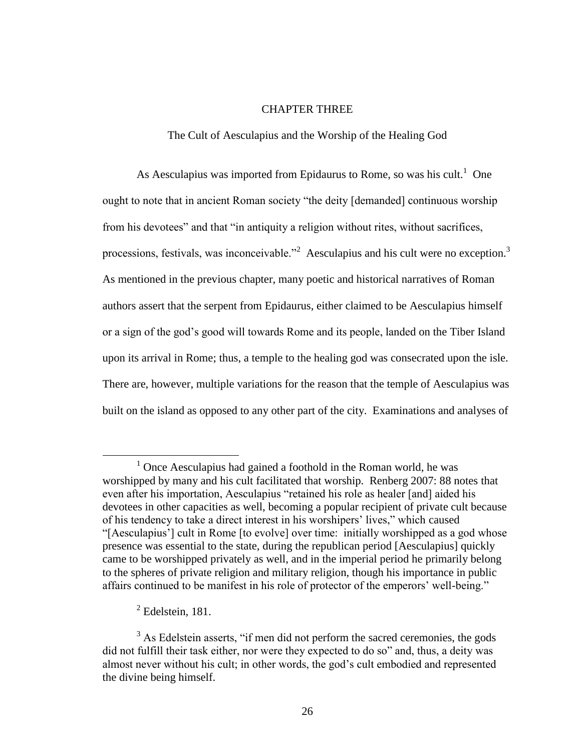# CHAPTER THREE

## The Cult of Aesculapius and the Worship of the Healing God

As Aesculapius was imported from Epidaurus to Rome, so was his cult.[1] One ought to note that in ancient Roman society "the deity [demanded] continuous worship from his devotees" and that "in antiquity a religion without rites, without sacrifices, processions, festivals, was inconceivable."[2] Aesculapius and his cult were no exception.[3] As mentioned in the previous chapter, many poetic and historical narratives of Roman authors assert that the serpent from Epidaurus, either claimed to be Aesculapius himself or a sign of the god's good will towards Rome and its people, landed on the Tiber Island upon its arrival in Rome; thus, a temple to the healing god was consecrated upon the isle. There are, however, multiple variations for the reason that the temple of Aesculapius was built on the island as opposed to any other part of the city. Examinations and analyses of

---

[1] Once Aesculapius had gained a foothold in the Roman world, he was worshipped by many and his cult facilitated that worship. Renberg 2007: 88 notes that even after his importation, Aesculapius "retained his role as healer [and] aided his devotees in other capacities as well, becoming a popular recipient of private cult because of his tendency to take a direct interest in his worshipers' lives," which caused "[Aesculapius'] cult in Rome [to evolve] over time: initially worshipped as a god whose presence was essential to the state, during the republican period [Aesculapius] quickly came to be worshipped privately as well, and in the imperial period he primarily belong to the spheres of private religion and military religion, though his importance in public affairs continued to be manifest in his role of protector of the emperors' well-being."

[2] Edelstein, 181.

[3] As Edelstein asserts, "if men did not perform the sacred ceremonies, the gods did not fulfill their task either, nor were they expected to do so" and, thus, a deity was almost never without his cult; in other words, the god's cult embodied and represented the divine being himself.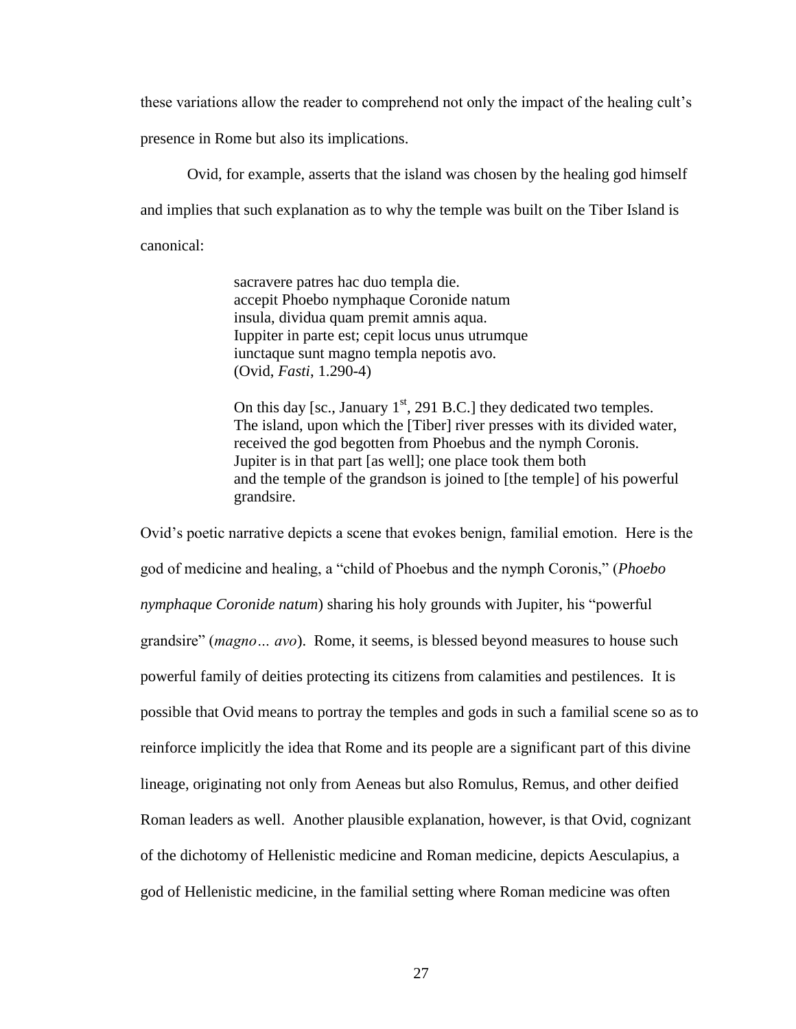these variations allow the reader to comprehend not only the impact of the healing cult's presence in Rome but also its implications.

Ovid, for example, asserts that the island was chosen by the healing god himself and implies that such explanation as to why the temple was built on the Tiber Island is canonical:

> sacravere patres hac duo templa die.
> accepit Phoebo nymphaque Coronide natum
> insula, dividua quam premit amnis aqua.
> Iuppiter in parte est; cepit locus unus utrumque
> iunctaque sunt magno templa nepotis avo.
> (Ovid, *Fasti*, 1.290-4)
>
> On this day [sc., January 1st, 291 B.C.] they dedicated two temples.
> The island, upon which the [Tiber] river presses with its divided water,
> received the god begotten from Phoebus and the nymph Coronis.
> Jupiter is in that part [as well]; one place took them both
> and the temple of the grandson is joined to [the temple] of his powerful grandsire.

Ovid's poetic narrative depicts a scene that evokes benign, familial emotion. Here is the god of medicine and healing, a "child of Phoebus and the nymph Coronis," (*Phoebo nymphaque Coronide natum*) sharing his holy grounds with Jupiter, his "powerful grandsire" (*magno… avo*). Rome, it seems, is blessed beyond measures to house such powerful family of deities protecting its citizens from calamities and pestilences. It is possible that Ovid means to portray the temples and gods in such a familial scene so as to reinforce implicitly the idea that Rome and its people are a significant part of this divine lineage, originating not only from Aeneas but also Romulus, Remus, and other deified Roman leaders as well. Another plausible explanation, however, is that Ovid, cognizant of the dichotomy of Hellenistic medicine and Roman medicine, depicts Aesculapius, a god of Hellenistic medicine, in the familial setting where Roman medicine was often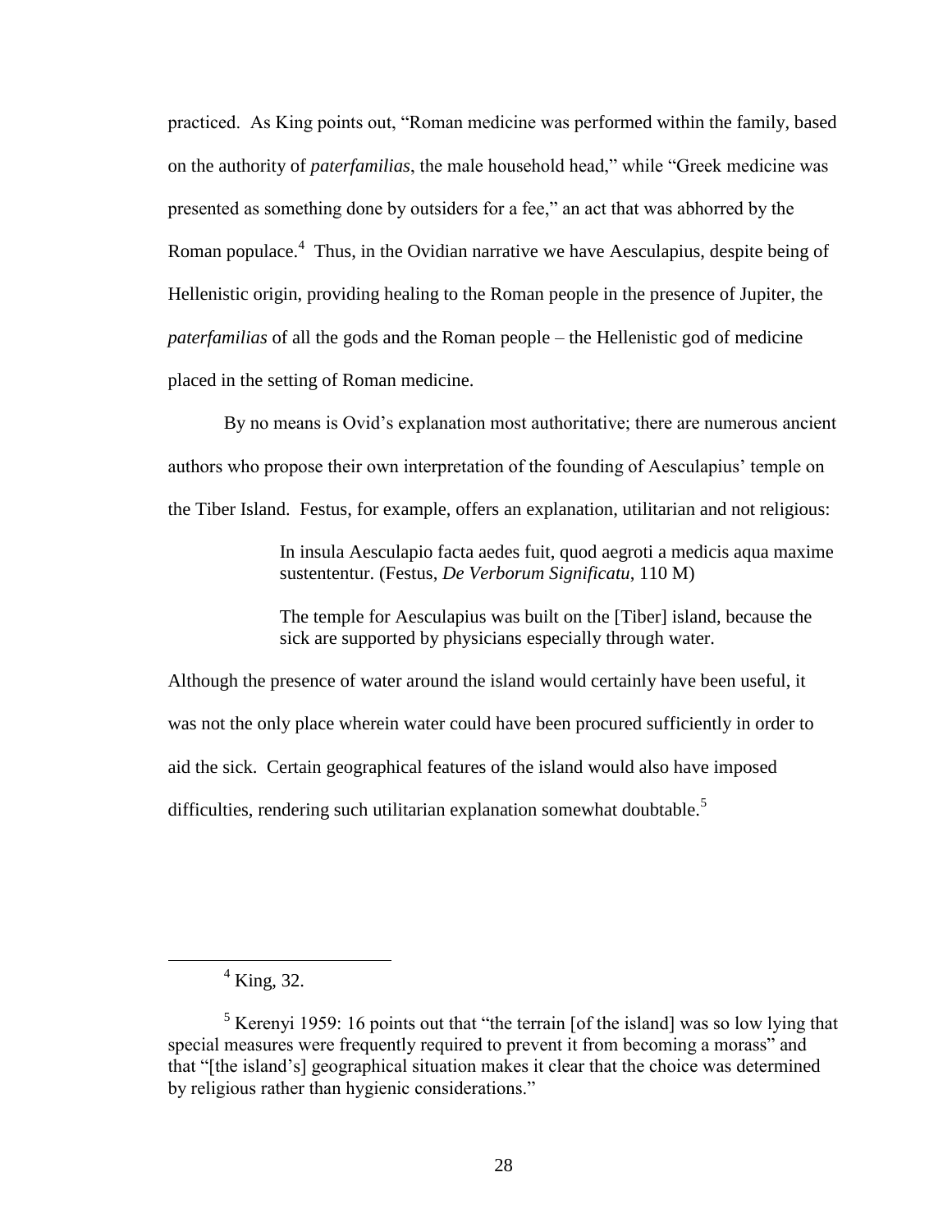practiced. As King points out, "Roman medicine was performed within the family, based on the authority of *paterfamilias*, the male household head," while "Greek medicine was presented as something done by outsiders for a fee," an act that was abhorred by the Roman populace.[4] Thus, in the Ovidian narrative we have Aesculapius, despite being of Hellenistic origin, providing healing to the Roman people in the presence of Jupiter, the *paterfamilias* of all the gods and the Roman people – the Hellenistic god of medicine placed in the setting of Roman medicine.

By no means is Ovid's explanation most authoritative; there are numerous ancient authors who propose their own interpretation of the founding of Aesculapius' temple on the Tiber Island. Festus, for example, offers an explanation, utilitarian and not religious:

> In insula Aesculapio facta aedes fuit, quod aegroti a medicis aqua maxime sustententur. (Festus, *De Verborum Significatu*, 110 M)
>
> The temple for Aesculapius was built on the [Tiber] island, because the sick are supported by physicians especially through water.

Although the presence of water around the island would certainly have been useful, it was not the only place wherein water could have been procured sufficiently in order to aid the sick. Certain geographical features of the island would also have imposed difficulties, rendering such utilitarian explanation somewhat doubtable.[5]

---

[4] King, 32.

[5] Kerenyi 1959: 16 points out that "the terrain [of the island] was so low lying that special measures were frequently required to prevent it from becoming a morass" and that "[the island's] geographical situation makes it clear that the choice was determined by religious rather than hygienic considerations."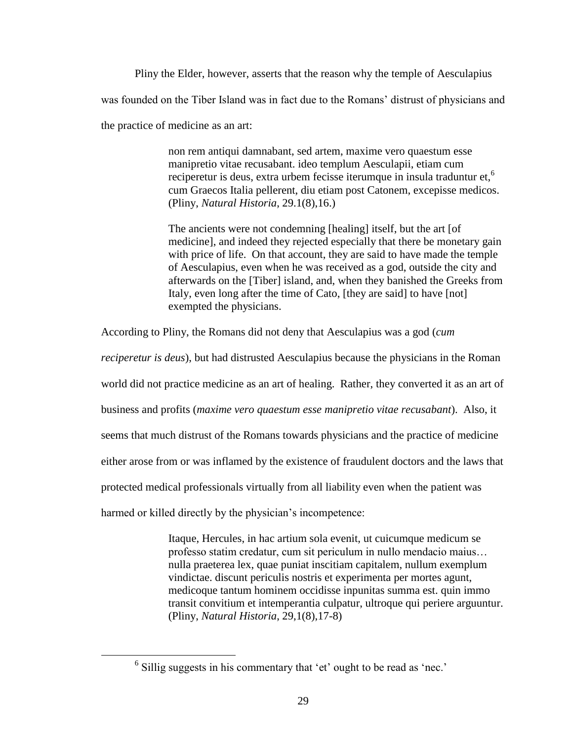Pliny the Elder, however, asserts that the reason why the temple of Aesculapius was founded on the Tiber Island was in fact due to the Romans' distrust of physicians and the practice of medicine as an art:

> non rem antiqui damnabant, sed artem, maxime vero quaestum esse manipretio vitae recusabant. ideo templum Aesculapii, etiam cum reciperetur is deus, extra urbem fecisse iterumque in insula traduntur et,[6] cum Graecos Italia pellerent, diu etiam post Catonem, excepisse medicos. (Pliny, *Natural Historia*, 29.1(8),16.)
>
> The ancients were not condemning [healing] itself, but the art [of medicine], and indeed they rejected especially that there be monetary gain with price of life. On that account, they are said to have made the temple of Aesculapius, even when he was received as a god, outside the city and afterwards on the [Tiber] island, and, when they banished the Greeks from Italy, even long after the time of Cato, [they are said] to have [not] exempted the physicians.

According to Pliny, the Romans did not deny that Aesculapius was a god (*cum reciperetur is deus*), but had distrusted Aesculapius because the physicians in the Roman world did not practice medicine as an art of healing. Rather, they converted it as an art of business and profits (*maxime vero quaestum esse manipretio vitae recusabant*). Also, it seems that much distrust of the Romans towards physicians and the practice of medicine either arose from or was inflamed by the existence of fraudulent doctors and the laws that protected medical professionals virtually from all liability even when the patient was harmed or killed directly by the physician's incompetence:

> Itaque, Hercules, in hac artium sola evenit, ut cuicumque medicum se professo statim credatur, cum sit periculum in nullo mendacio maius… nulla praeterea lex, quae puniat inscitiam capitalem, nullum exemplum vindictae. discunt periculis nostris et experimenta per mortes agunt, medicoque tantum hominem occidisse inpunitas summa est. quin immo transit convitium et intemperantia culpatur, ultroque qui periere arguuntur. (Pliny, *Natural Historia*, 29,1(8),17-8)

[6] Sillig suggests in his commentary that 'et' ought to be read as 'nec.'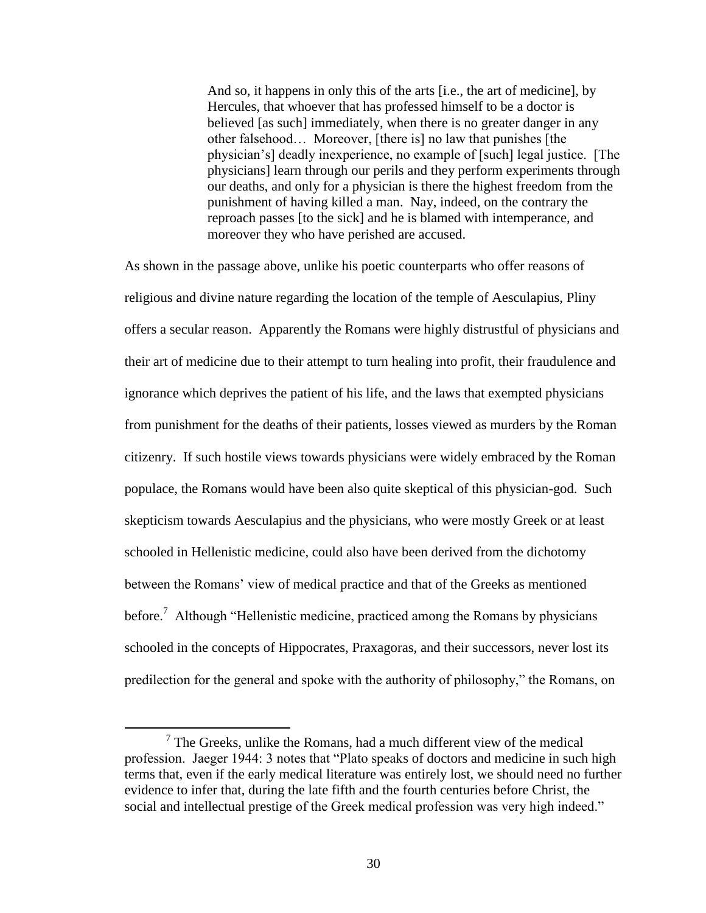> And so, it happens in only this of the arts [i.e., the art of medicine], by Hercules, that whoever that has professed himself to be a doctor is believed [as such] immediately, when there is no greater danger in any other falsehood… Moreover, [there is] no law that punishes [the physician's] deadly inexperience, no example of [such] legal justice. [The physicians] learn through our perils and they perform experiments through our deaths, and only for a physician is there the highest freedom from the punishment of having killed a man. Nay, indeed, on the contrary the reproach passes [to the sick] and he is blamed with intemperance, and moreover they who have perished are accused.

As shown in the passage above, unlike his poetic counterparts who offer reasons of religious and divine nature regarding the location of the temple of Aesculapius, Pliny offers a secular reason. Apparently the Romans were highly distrustful of physicians and their art of medicine due to their attempt to turn healing into profit, their fraudulence and ignorance which deprives the patient of his life, and the laws that exempted physicians from punishment for the deaths of their patients, losses viewed as murders by the Roman citizenry. If such hostile views towards physicians were widely embraced by the Roman populace, the Romans would have been also quite skeptical of this physician-god. Such skepticism towards Aesculapius and the physicians, who were mostly Greek or at least schooled in Hellenistic medicine, could also have been derived from the dichotomy between the Romans' view of medical practice and that of the Greeks as mentioned before.[7] Although "Hellenistic medicine, practiced among the Romans by physicians schooled in the concepts of Hippocrates, Praxagoras, and their successors, never lost its predilection for the general and spoke with the authority of philosophy," the Romans, on

[7] The Greeks, unlike the Romans, had a much different view of the medical profession. Jaeger 1944: 3 notes that "Plato speaks of doctors and medicine in such high terms that, even if the early medical literature was entirely lost, we should need no further evidence to infer that, during the late fifth and the fourth centuries before Christ, the social and intellectual prestige of the Greek medical profession was very high indeed."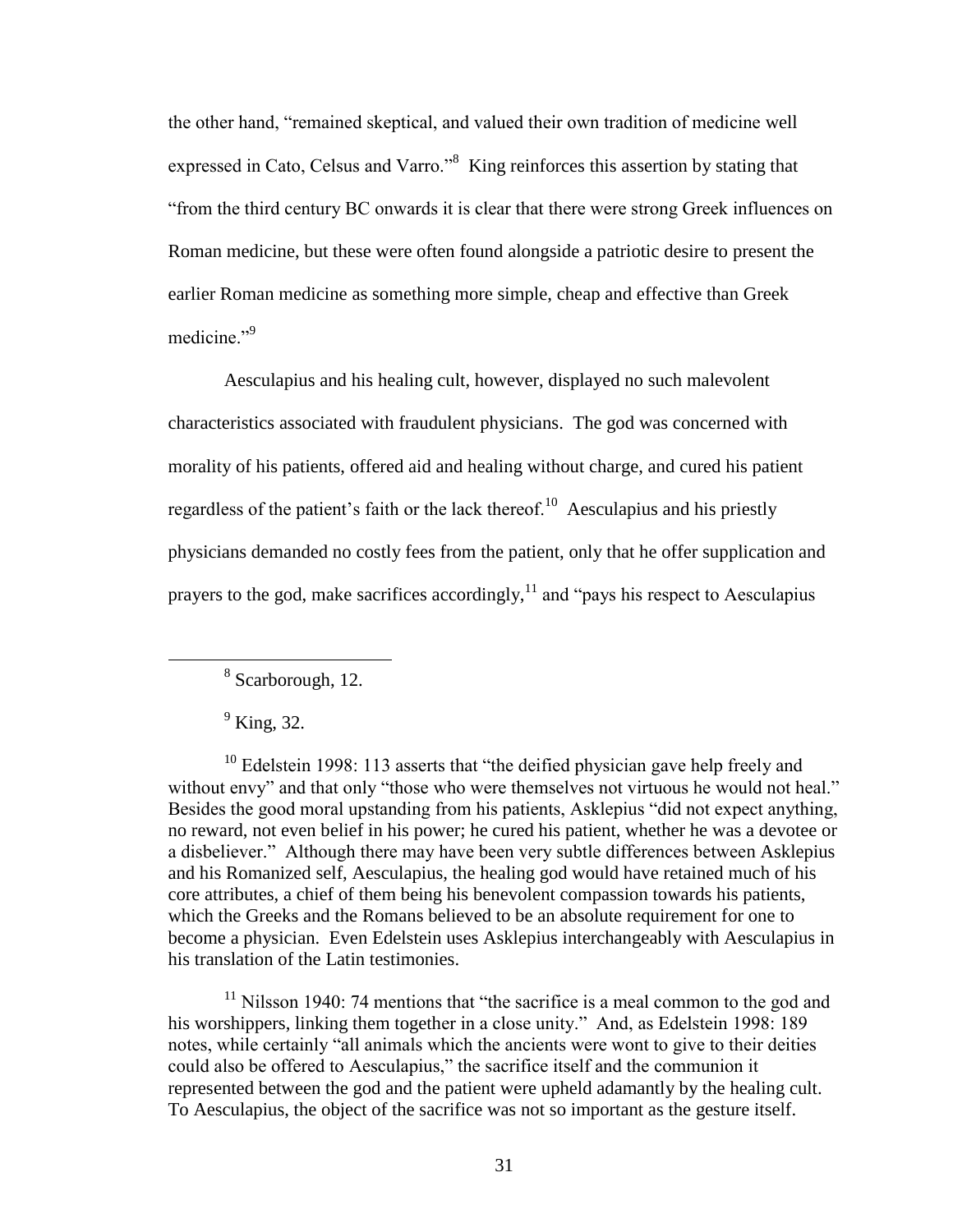the other hand, "remained skeptical, and valued their own tradition of medicine well expressed in Cato, Celsus and Varro."[8] King reinforces this assertion by stating that "from the third century BC onwards it is clear that there were strong Greek influences on Roman medicine, but these were often found alongside a patriotic desire to present the earlier Roman medicine as something more simple, cheap and effective than Greek medicine."[9]

Aesculapius and his healing cult, however, displayed no such malevolent characteristics associated with fraudulent physicians. The god was concerned with morality of his patients, offered aid and healing without charge, and cured his patient regardless of the patient's faith or the lack thereof.[10] Aesculapius and his priestly physicians demanded no costly fees from the patient, only that he offer supplication and prayers to the god, make sacrifices accordingly,[11] and "pays his respect to Aesculapius

---

[8] Scarborough, 12.

[9] King, 32.

[10] Edelstein 1998: 113 asserts that "the deified physician gave help freely and without envy" and that only "those who were themselves not virtuous he would not heal." Besides the good moral upstanding from his patients, Asklepius "did not expect anything, no reward, not even belief in his power; he cured his patient, whether he was a devotee or a disbeliever." Although there may have been very subtle differences between Asklepius and his Romanized self, Aesculapius, the healing god would have retained much of his core attributes, a chief of them being his benevolent compassion towards his patients, which the Greeks and the Romans believed to be an absolute requirement for one to become a physician. Even Edelstein uses Asklepius interchangeably with Aesculapius in his translation of the Latin testimonies.

[11] Nilsson 1940: 74 mentions that "the sacrifice is a meal common to the god and his worshippers, linking them together in a close unity." And, as Edelstein 1998: 189 notes, while certainly "all animals which the ancients were wont to give to their deities could also be offered to Aesculapius," the sacrifice itself and the communion it represented between the god and the patient were upheld adamantly by the healing cult. To Aesculapius, the object of the sacrifice was not so important as the gesture itself.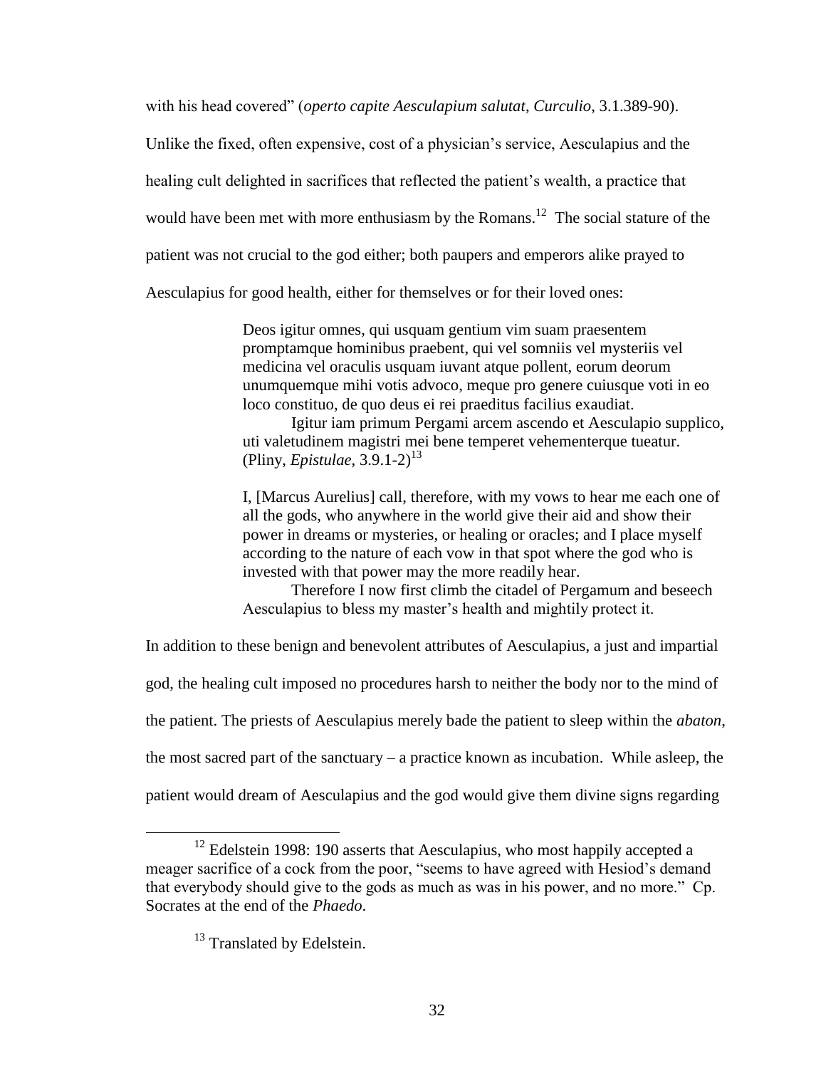with his head covered" (*operto capite Aesculapium salutat*, *Curculio*, 3.1.389-90). Unlike the fixed, often expensive, cost of a physician's service, Aesculapius and the healing cult delighted in sacrifices that reflected the patient's wealth, a practice that would have been met with more enthusiasm by the Romans.[12] The social stature of the patient was not crucial to the god either; both paupers and emperors alike prayed to Aesculapius for good health, either for themselves or for their loved ones:

> Deos igitur omnes, qui usquam gentium vim suam praesentem promptamque hominibus praebent, qui vel somniis vel mysteriis vel medicina vel oraculis usquam iuvant atque pollent, eorum deorum unumquemque mihi votis advoco, meque pro genere cuiusque voti in eo loco constituo, de quo deus ei rei praeditus facilius exaudiat.
>
> Igitur iam primum Pergami arcem ascendo et Aesculapio supplico, uti valetudinem magistri mei bene temperet vehementerque tueatur. (Pliny, *Epistulae*, 3.9.1-2)[13]
>
> I, [Marcus Aurelius] call, therefore, with my vows to hear me each one of all the gods, who anywhere in the world give their aid and show their power in dreams or mysteries, or healing or oracles; and I place myself according to the nature of each vow in that spot where the god who is invested with that power may the more readily hear.
>
> Therefore I now first climb the citadel of Pergamum and beseech Aesculapius to bless my master's health and mightily protect it.

In addition to these benign and benevolent attributes of Aesculapius, a just and impartial god, the healing cult imposed no procedures harsh to neither the body nor to the mind of the patient. The priests of Aesculapius merely bade the patient to sleep within the *abaton*, the most sacred part of the sanctuary – a practice known as incubation. While asleep, the patient would dream of Aesculapius and the god would give them divine signs regarding

---

[12] Edelstein 1998: 190 asserts that Aesculapius, who most happily accepted a meager sacrifice of a cock from the poor, "seems to have agreed with Hesiod's demand that everybody should give to the gods as much as was in his power, and no more." Cp. Socrates at the end of the *Phaedo*.

[13] Translated by Edelstein.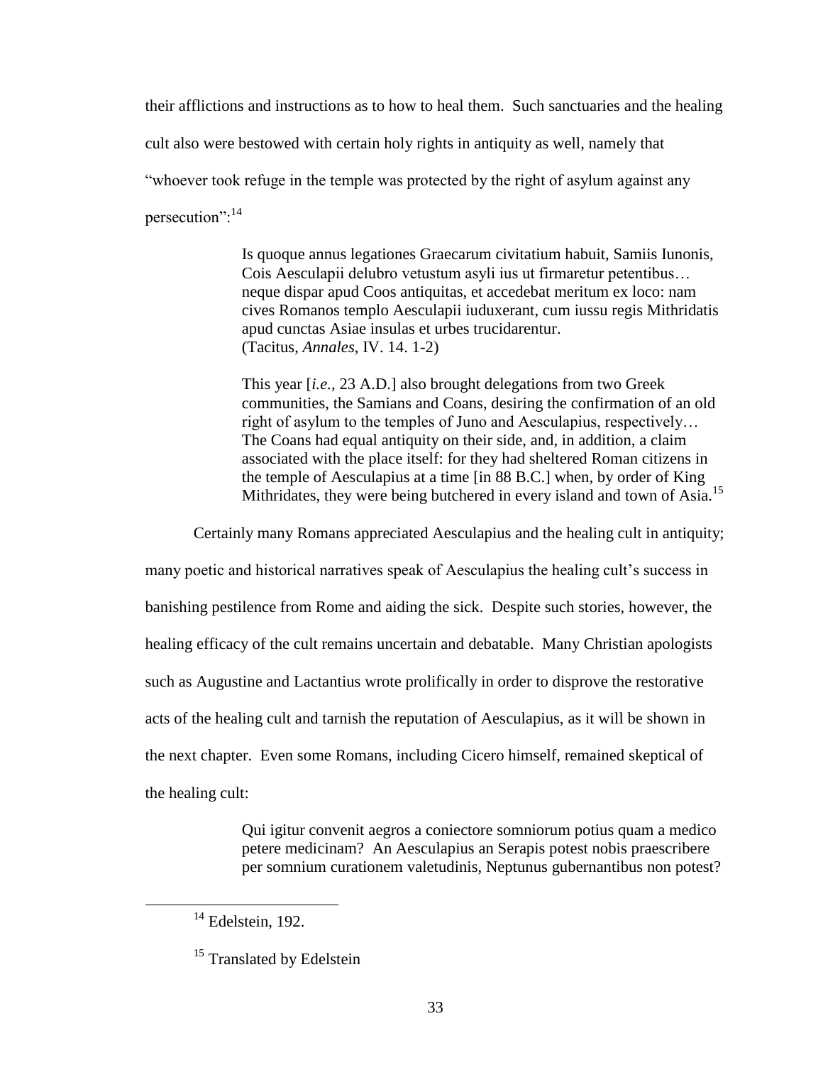their afflictions and instructions as to how to heal them. Such sanctuaries and the healing cult also were bestowed with certain holy rights in antiquity as well, namely that "whoever took refuge in the temple was protected by the right of asylum against any persecution":[14]

> Is quoque annus legationes Graecarum civitatium habuit, Samiis Iunonis, Cois Aesculapii delubro vetustum asyli ius ut firmaretur petentibus… neque dispar apud Coos antiquitas, et accedebat meritum ex loco: nam cives Romanos templo Aesculapii iuduxerant, cum iussu regis Mithridatis apud cunctas Asiae insulas et urbes trucidarentur.
> (Tacitus, *Annales*, IV. 14. 1-2)
>
> This year [*i.e.,* 23 A.D.] also brought delegations from two Greek communities, the Samians and Coans, desiring the confirmation of an old right of asylum to the temples of Juno and Aesculapius, respectively… The Coans had equal antiquity on their side, and, in addition, a claim associated with the place itself: for they had sheltered Roman citizens in the temple of Aesculapius at a time [in 88 B.C.] when, by order of King Mithridates, they were being butchered in every island and town of Asia.[15]

Certainly many Romans appreciated Aesculapius and the healing cult in antiquity; many poetic and historical narratives speak of Aesculapius the healing cult's success in banishing pestilence from Rome and aiding the sick. Despite such stories, however, the healing efficacy of the cult remains uncertain and debatable. Many Christian apologists such as Augustine and Lactantius wrote prolifically in order to disprove the restorative acts of the healing cult and tarnish the reputation of Aesculapius, as it will be shown in the next chapter. Even some Romans, including Cicero himself, remained skeptical of the healing cult:

> Qui igitur convenit aegros a coniectore somniorum potius quam a medico petere medicinam? An Aesculapius an Serapis potest nobis praescribere per somnium curationem valetudinis, Neptunus gubernantibus non potest?

[14] Edelstein, 192.

[15] Translated by Edelstein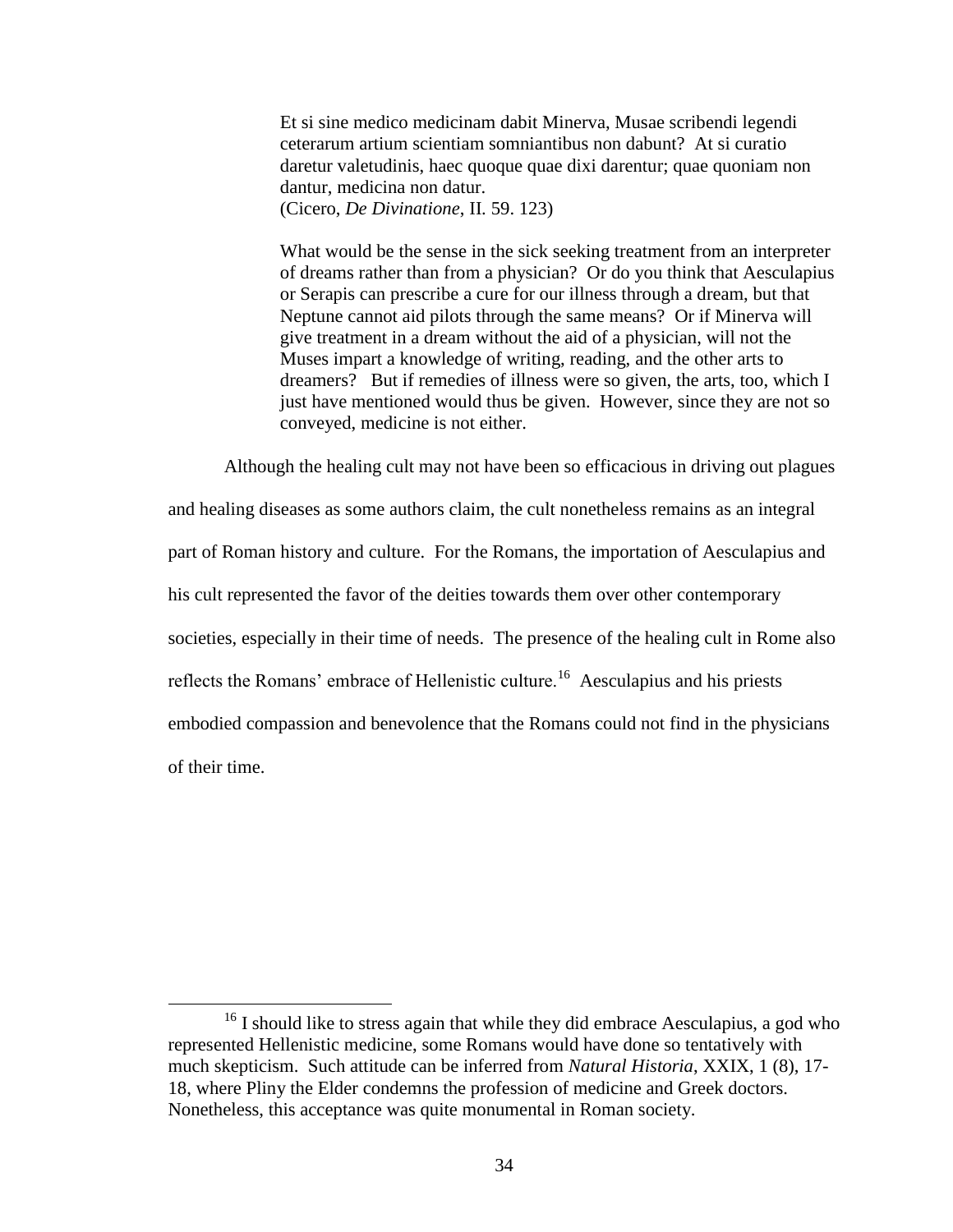> Et si sine medico medicinam dabit Minerva, Musae scribendi legendi ceterarum artium scientiam somniantibus non dabunt? At si curatio daretur valetudinis, haec quoque quae dixi darentur; quae quoniam non dantur, medicina non datur.
> (Cicero, *De Divinatione*, II. 59. 123)

> What would be the sense in the sick seeking treatment from an interpreter of dreams rather than from a physician? Or do you think that Aesculapius or Serapis can prescribe a cure for our illness through a dream, but that Neptune cannot aid pilots through the same means? Or if Minerva will give treatment in a dream without the aid of a physician, will not the Muses impart a knowledge of writing, reading, and the other arts to dreamers? But if remedies of illness were so given, the arts, too, which I just have mentioned would thus be given. However, since they are not so conveyed, medicine is not either.

Although the healing cult may not have been so efficacious in driving out plagues and healing diseases as some authors claim, the cult nonetheless remains as an integral part of Roman history and culture. For the Romans, the importation of Aesculapius and his cult represented the favor of the deities towards them over other contemporary societies, especially in their time of needs. The presence of the healing cult in Rome also reflects the Romans' embrace of Hellenistic culture.[16] Aesculapius and his priests embodied compassion and benevolence that the Romans could not find in the physicians of their time.

[16] I should like to stress again that while they did embrace Aesculapius, a god who represented Hellenistic medicine, some Romans would have done so tentatively with much skepticism. Such attitude can be inferred from *Natural Historia*, XXIX, 1 (8), 17-18, where Pliny the Elder condemns the profession of medicine and Greek doctors. Nonetheless, this acceptance was quite monumental in Roman society.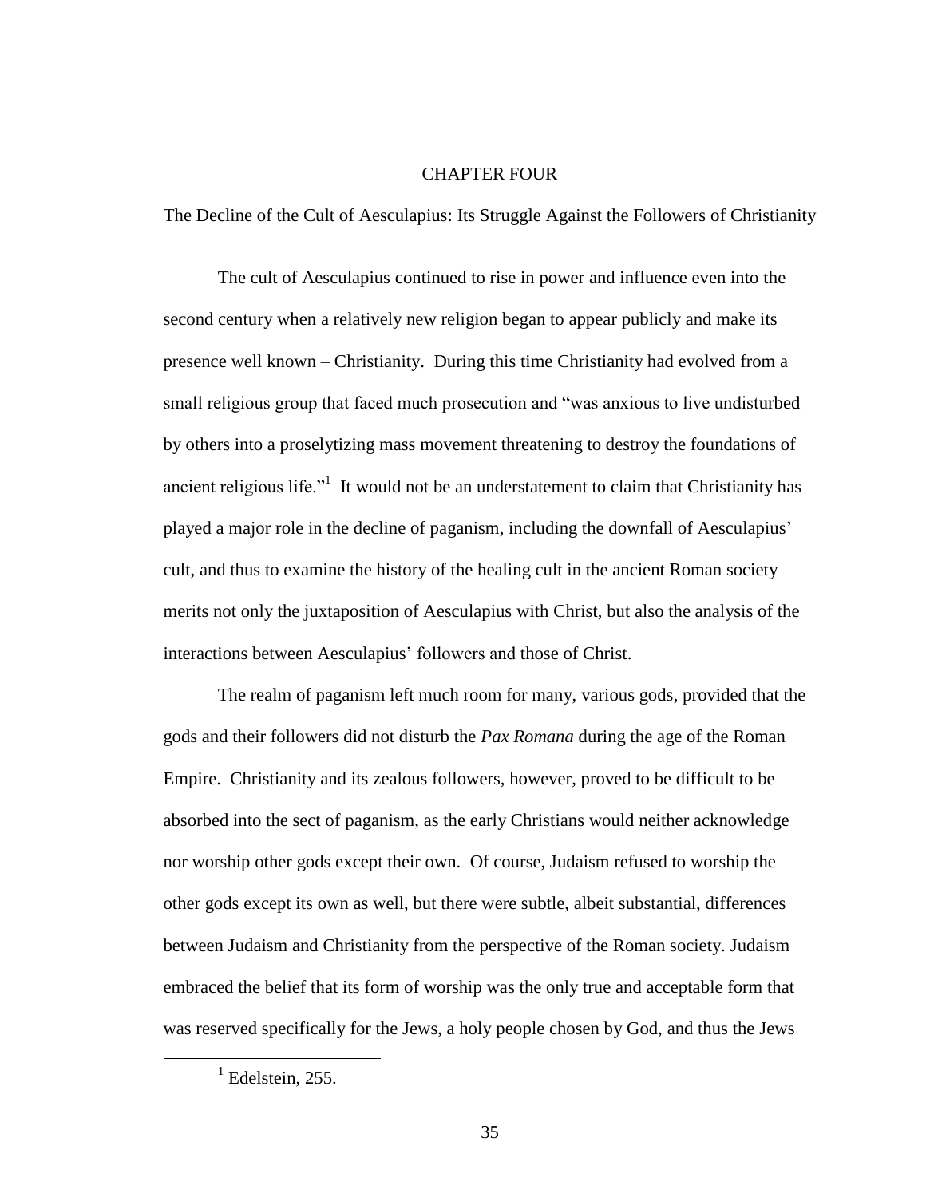# CHAPTER FOUR

## The Decline of the Cult of Aesculapius: Its Struggle Against the Followers of Christianity

The cult of Aesculapius continued to rise in power and influence even into the second century when a relatively new religion began to appear publicly and make its presence well known – Christianity. During this time Christianity had evolved from a small religious group that faced much prosecution and "was anxious to live undisturbed by others into a proselytizing mass movement threatening to destroy the foundations of ancient religious life."[1] It would not be an understatement to claim that Christianity has played a major role in the decline of paganism, including the downfall of Aesculapius' cult, and thus to examine the history of the healing cult in the ancient Roman society merits not only the juxtaposition of Aesculapius with Christ, but also the analysis of the interactions between Aesculapius' followers and those of Christ.

The realm of paganism left much room for many, various gods, provided that the gods and their followers did not disturb the *Pax Romana* during the age of the Roman Empire. Christianity and its zealous followers, however, proved to be difficult to be absorbed into the sect of paganism, as the early Christians would neither acknowledge nor worship other gods except their own. Of course, Judaism refused to worship the other gods except its own as well, but there were subtle, albeit substantial, differences between Judaism and Christianity from the perspective of the Roman society. Judaism embraced the belief that its form of worship was the only true and acceptable form that was reserved specifically for the Jews, a holy people chosen by God, and thus the Jews

[1] Edelstein, 255.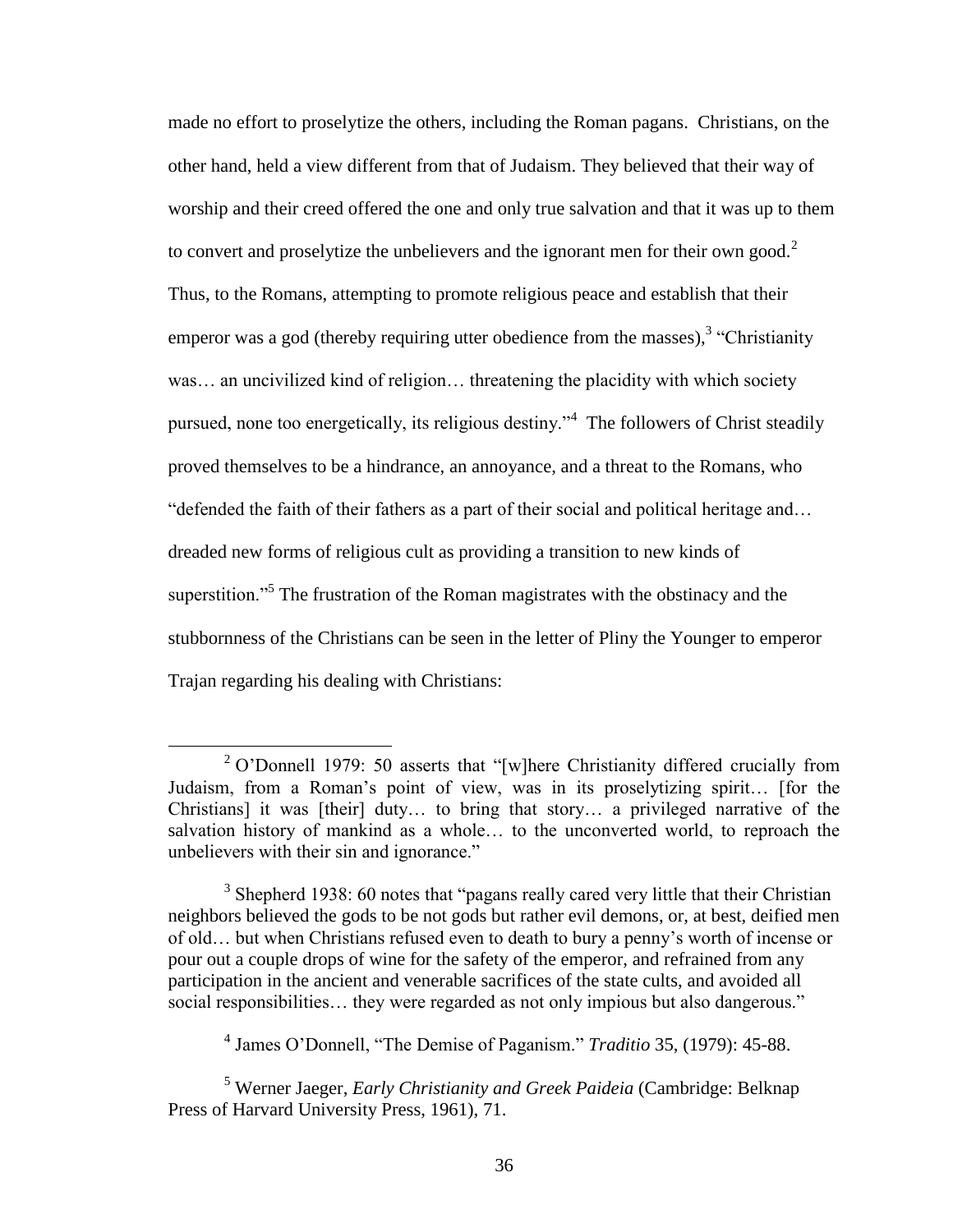made no effort to proselytize the others, including the Roman pagans. Christians, on the other hand, held a view different from that of Judaism. They believed that their way of worship and their creed offered the one and only true salvation and that it was up to them to convert and proselytize the unbelievers and the ignorant men for their own good.[2] Thus, to the Romans, attempting to promote religious peace and establish that their emperor was a god (thereby requiring utter obedience from the masses),[3] "Christianity was… an uncivilized kind of religion… threatening the placidity with which society pursued, none too energetically, its religious destiny."[4] The followers of Christ steadily proved themselves to be a hindrance, an annoyance, and a threat to the Romans, who "defended the faith of their fathers as a part of their social and political heritage and… dreaded new forms of religious cult as providing a transition to new kinds of superstition."[5] The frustration of the Roman magistrates with the obstinacy and the stubbornness of the Christians can be seen in the letter of Pliny the Younger to emperor Trajan regarding his dealing with Christians:

---

[2] O'Donnell 1979: 50 asserts that "[w]here Christianity differed crucially from Judaism, from a Roman's point of view, was in its proselytizing spirit… [for the Christians] it was [their] duty… to bring that story… a privileged narrative of the salvation history of mankind as a whole… to the unconverted world, to reproach the unbelievers with their sin and ignorance."

[3] Shepherd 1938: 60 notes that "pagans really cared very little that their Christian neighbors believed the gods to be not gods but rather evil demons, or, at best, deified men of old… but when Christians refused even to death to bury a penny's worth of incense or pour out a couple drops of wine for the safety of the emperor, and refrained from any participation in the ancient and venerable sacrifices of the state cults, and avoided all social responsibilities… they were regarded as not only impious but also dangerous."

[4] James O'Donnell, "The Demise of Paganism." *Traditio* 35, (1979): 45-88.

[5] Werner Jaeger, *Early Christianity and Greek Paideia* (Cambridge: Belknap Press of Harvard University Press, 1961), 71.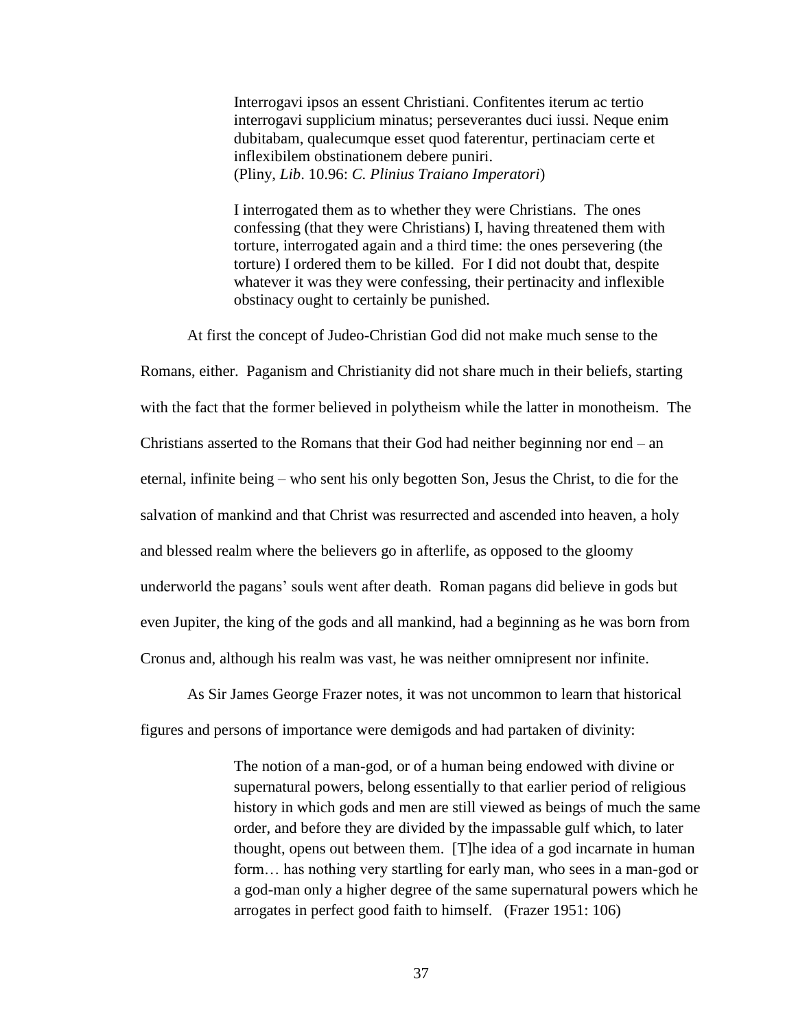> Interrogavi ipsos an essent Christiani. Confitentes iterum ac tertio interrogavi supplicium minatus; perseverantes duci iussi. Neque enim dubitabam, qualecumque esset quod faterentur, pertinaciam certe et inflexibilem obstinationem debere puniri.
> (Pliny, *Lib*. 10.96: *C. Plinius Traiano Imperatori*)

> I interrogated them as to whether they were Christians. The ones confessing (that they were Christians) I, having threatened them with torture, interrogated again and a third time: the ones persevering (the torture) I ordered them to be killed. For I did not doubt that, despite whatever it was they were confessing, their pertinacity and inflexible obstinacy ought to certainly be punished.

At first the concept of Judeo-Christian God did not make much sense to the Romans, either. Paganism and Christianity did not share much in their beliefs, starting with the fact that the former believed in polytheism while the latter in monotheism. The Christians asserted to the Romans that their God had neither beginning nor end – an eternal, infinite being – who sent his only begotten Son, Jesus the Christ, to die for the salvation of mankind and that Christ was resurrected and ascended into heaven, a holy and blessed realm where the believers go in afterlife, as opposed to the gloomy underworld the pagans' souls went after death. Roman pagans did believe in gods but even Jupiter, the king of the gods and all mankind, had a beginning as he was born from Cronus and, although his realm was vast, he was neither omnipresent nor infinite.

As Sir James George Frazer notes, it was not uncommon to learn that historical figures and persons of importance were demigods and had partaken of divinity:

> The notion of a man-god, or of a human being endowed with divine or supernatural powers, belong essentially to that earlier period of religious history in which gods and men are still viewed as beings of much the same order, and before they are divided by the impassable gulf which, to later thought, opens out between them. [T]he idea of a god incarnate in human form… has nothing very startling for early man, who sees in a man-god or a god-man only a higher degree of the same supernatural powers which he arrogates in perfect good faith to himself. (Frazer 1951: 106)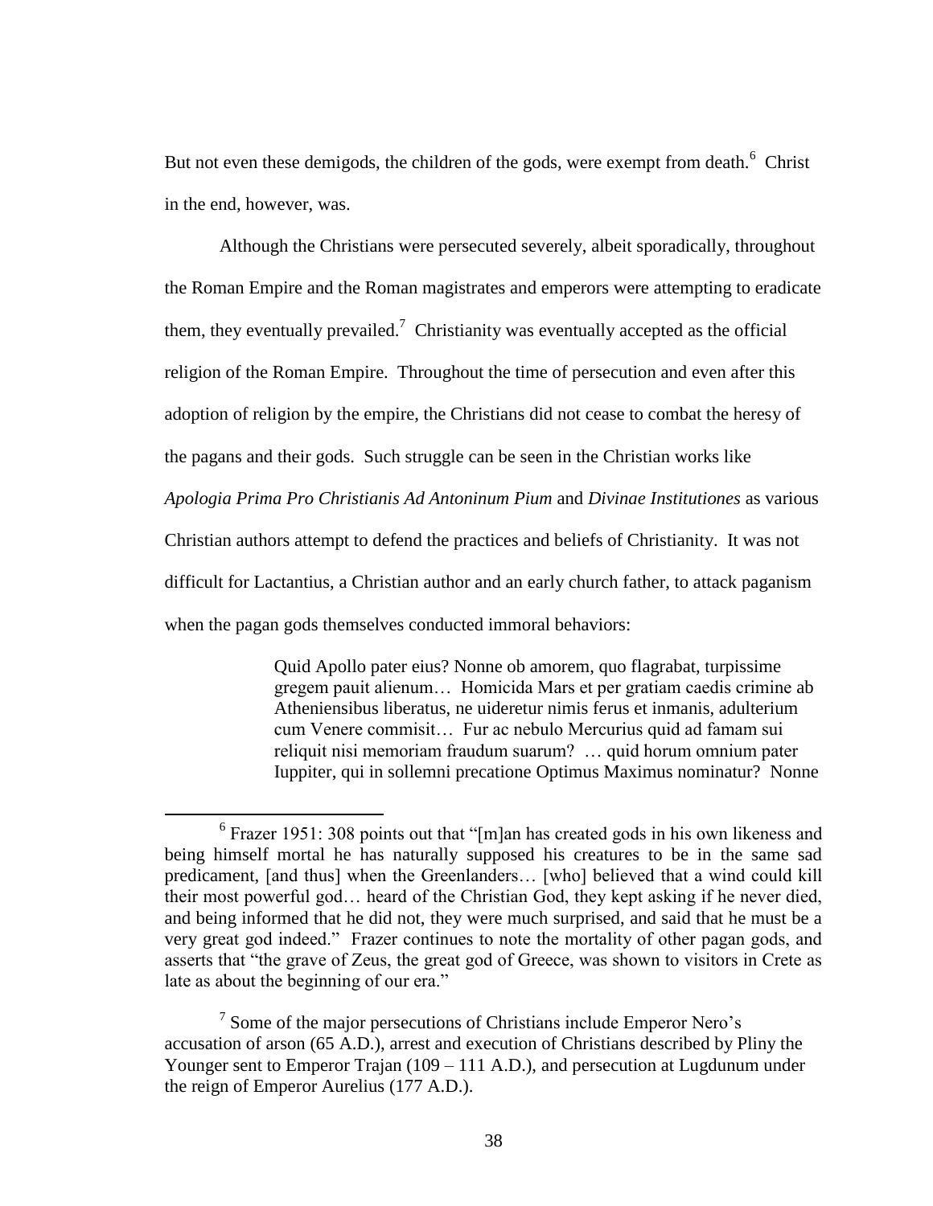But not even these demigods, the children of the gods, were exempt from death.[6] Christ in the end, however, was.

Although the Christians were persecuted severely, albeit sporadically, throughout the Roman Empire and the Roman magistrates and emperors were attempting to eradicate them, they eventually prevailed.[7] Christianity was eventually accepted as the official religion of the Roman Empire. Throughout the time of persecution and even after this adoption of religion by the empire, the Christians did not cease to combat the heresy of the pagans and their gods. Such struggle can be seen in the Christian works like *Apologia Prima Pro Christianis Ad Antoninum Pium* and *Divinae Institutiones* as various Christian authors attempt to defend the practices and beliefs of Christianity. It was not difficult for Lactantius, a Christian author and an early church father, to attack paganism when the pagan gods themselves conducted immoral behaviors:

> Quid Apollo pater eius? Nonne ob amorem, quo flagrabat, turpissime gregem pauit alienum… Homicida Mars et per gratiam caedis crimine ab Atheniensibus liberatus, ne uideretur nimis ferus et inmanis, adulterium cum Venere commisit… Fur ac nebulo Mercurius quid ad famam sui reliquit nisi memoriam fraudum suarum? … quid horum omnium pater Iuppiter, qui in sollemni precatione Optimus Maximus nominatur? Nonne

---

[6] Frazer 1951: 308 points out that "[m]an has created gods in his own likeness and being himself mortal he has naturally supposed his creatures to be in the same sad predicament, [and thus] when the Greenlanders… [who] believed that a wind could kill their most powerful god… heard of the Christian God, they kept asking if he never died, and being informed that he did not, they were much surprised, and said that he must be a very great god indeed." Frazer continues to note the mortality of other pagan gods, and asserts that "the grave of Zeus, the great god of Greece, was shown to visitors in Crete as late as about the beginning of our era."

[7] Some of the major persecutions of Christians include Emperor Nero's accusation of arson (65 A.D.), arrest and execution of Christians described by Pliny the Younger sent to Emperor Trajan (109 – 111 A.D.), and persecution at Lugdunum under the reign of Emperor Aurelius (177 A.D.).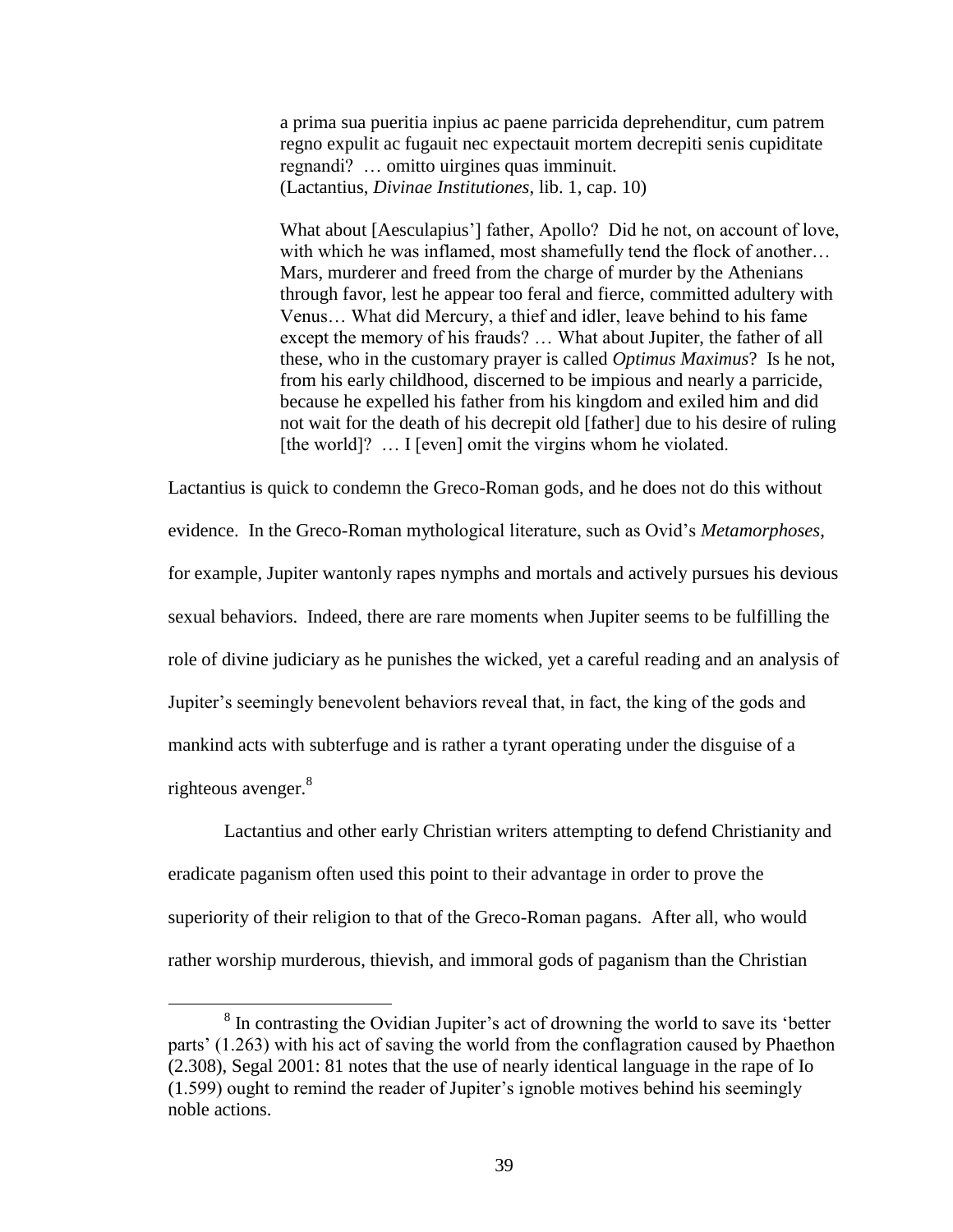> a prima sua pueritia inpius ac paene parricida deprehenditur, cum patrem regno expulit ac fugauit nec expectauit mortem decrepiti senis cupiditate regnandi? … omitto uirgines quas imminuit.
> (Lactantius, *Divinae Institutiones*, lib. 1, cap. 10)
>
> What about [Aesculapius'] father, Apollo? Did he not, on account of love, with which he was inflamed, most shamefully tend the flock of another… Mars, murderer and freed from the charge of murder by the Athenians through favor, lest he appear too feral and fierce, committed adultery with Venus… What did Mercury, a thief and idler, leave behind to his fame except the memory of his frauds? … What about Jupiter, the father of all these, who in the customary prayer is called *Optimus Maximus*? Is he not, from his early childhood, discerned to be impious and nearly a parricide, because he expelled his father from his kingdom and exiled him and did not wait for the death of his decrepit old [father] due to his desire of ruling [the world]? … I [even] omit the virgins whom he violated.

Lactantius is quick to condemn the Greco-Roman gods, and he does not do this without evidence. In the Greco-Roman mythological literature, such as Ovid's *Metamorphoses*, for example, Jupiter wantonly rapes nymphs and mortals and actively pursues his devious sexual behaviors. Indeed, there are rare moments when Jupiter seems to be fulfilling the role of divine judiciary as he punishes the wicked, yet a careful reading and an analysis of Jupiter's seemingly benevolent behaviors reveal that, in fact, the king of the gods and mankind acts with subterfuge and is rather a tyrant operating under the disguise of a righteous avenger.[8]

Lactantius and other early Christian writers attempting to defend Christianity and eradicate paganism often used this point to their advantage in order to prove the superiority of their religion to that of the Greco-Roman pagans. After all, who would rather worship murderous, thievish, and immoral gods of paganism than the Christian

[8] In contrasting the Ovidian Jupiter's act of drowning the world to save its 'better parts' (1.263) with his act of saving the world from the conflagration caused by Phaethon (2.308), Segal 2001: 81 notes that the use of nearly identical language in the rape of Io (1.599) ought to remind the reader of Jupiter's ignoble motives behind his seemingly noble actions.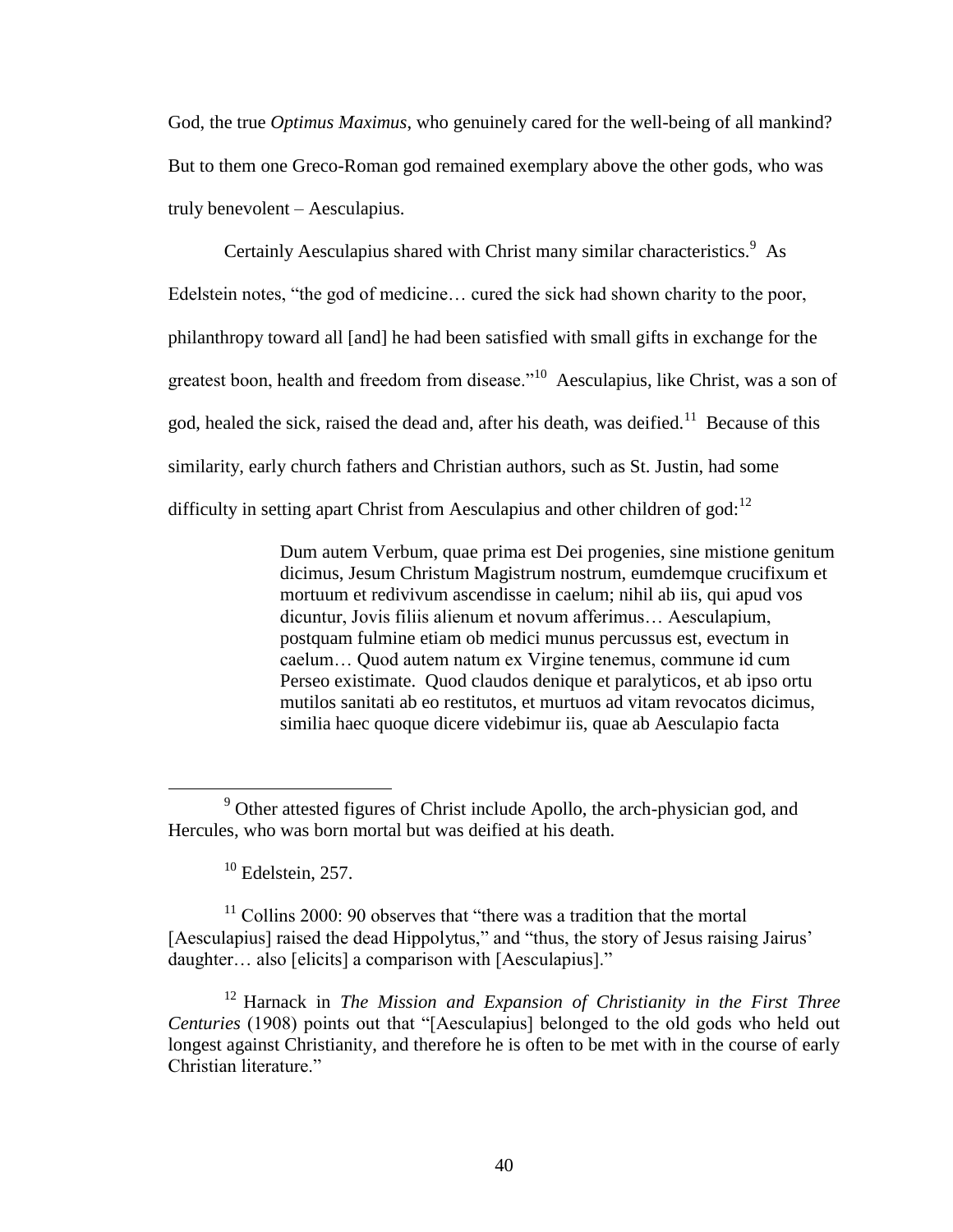God, the true *Optimus Maximus*, who genuinely cared for the well-being of all mankind? But to them one Greco-Roman god remained exemplary above the other gods, who was truly benevolent – Aesculapius.

Certainly Aesculapius shared with Christ many similar characteristics.[9] As Edelstein notes, "the god of medicine… cured the sick had shown charity to the poor, philanthropy toward all [and] he had been satisfied with small gifts in exchange for the greatest boon, health and freedom from disease."[10] Aesculapius, like Christ, was a son of god, healed the sick, raised the dead and, after his death, was deified.[11] Because of this similarity, early church fathers and Christian authors, such as St. Justin, had some difficulty in setting apart Christ from Aesculapius and other children of god:[12]

> Dum autem Verbum, quae prima est Dei progenies, sine mistione genitum dicimus, Jesum Christum Magistrum nostrum, eumdemque crucifixum et mortuum et redivivum ascendisse in caelum; nihil ab iis, qui apud vos dicuntur, Jovis filiis alienum et novum afferimus… Aesculapium, postquam fulmine etiam ob medici munus percussus est, evectum in caelum… Quod autem natum ex Virgine tenemus, commune id cum Perseo existimate. Quod claudos denique et paralyticos, et ab ipso ortu mutilos sanitati ab eo restitutos, et murtuos ad vitam revocatos dicimus, similia haec quoque dicere videbimur iis, quae ab Aesculapio facta

[9] Other attested figures of Christ include Apollo, the arch-physician god, and Hercules, who was born mortal but was deified at his death.

[10] Edelstein, 257.

[11] Collins 2000: 90 observes that "there was a tradition that the mortal [Aesculapius] raised the dead Hippolytus," and "thus, the story of Jesus raising Jairus' daughter… also [elicits] a comparison with [Aesculapius]."

[12] Harnack in *The Mission and Expansion of Christianity in the First Three Centuries* (1908) points out that "[Aesculapius] belonged to the old gods who held out longest against Christianity, and therefore he is often to be met with in the course of early Christian literature."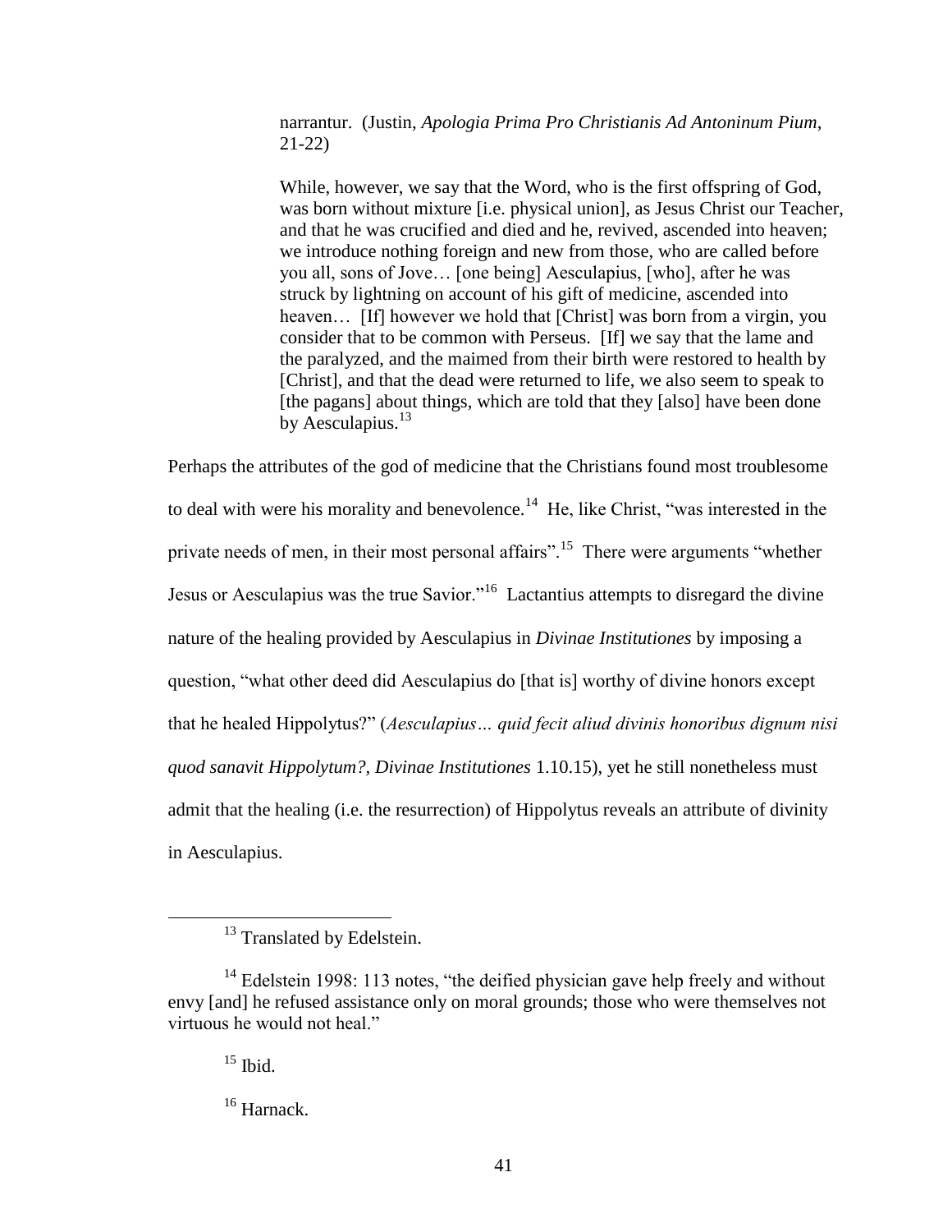> narrantur. (Justin, *Apologia Prima Pro Christianis Ad Antoninum Pium*, 21-22)
>
> While, however, we say that the Word, who is the first offspring of God, was born without mixture [i.e. physical union], as Jesus Christ our Teacher, and that he was crucified and died and he, revived, ascended into heaven; we introduce nothing foreign and new from those, who are called before you all, sons of Jove… [one being] Aesculapius, [who], after he was struck by lightning on account of his gift of medicine, ascended into heaven… [If] however we hold that [Christ] was born from a virgin, you consider that to be common with Perseus. [If] we say that the lame and the paralyzed, and the maimed from their birth were restored to health by [Christ], and that the dead were returned to life, we also seem to speak to [the pagans] about things, which are told that they [also] have been done by Aesculapius.[13]

Perhaps the attributes of the god of medicine that the Christians found most troublesome to deal with were his morality and benevolence.[14] He, like Christ, "was interested in the private needs of men, in their most personal affairs".[15] There were arguments "whether Jesus or Aesculapius was the true Savior."[16] Lactantius attempts to disregard the divine nature of the healing provided by Aesculapius in *Divinae Institutiones* by imposing a question, "what other deed did Aesculapius do [that is] worthy of divine honors except that he healed Hippolytus?" (*Aesculapius… quid fecit aliud divinis honoribus dignum nisi quod sanavit Hippolytum?*, *Divinae Institutiones* 1.10.15), yet he still nonetheless must admit that the healing (i.e. the resurrection) of Hippolytus reveals an attribute of divinity in Aesculapius.

---

[13] Translated by Edelstein.

[14] Edelstein 1998: 113 notes, "the deified physician gave help freely and without envy [and] he refused assistance only on moral grounds; those who were themselves not virtuous he would not heal."

[15] Ibid.

[16] Harnack.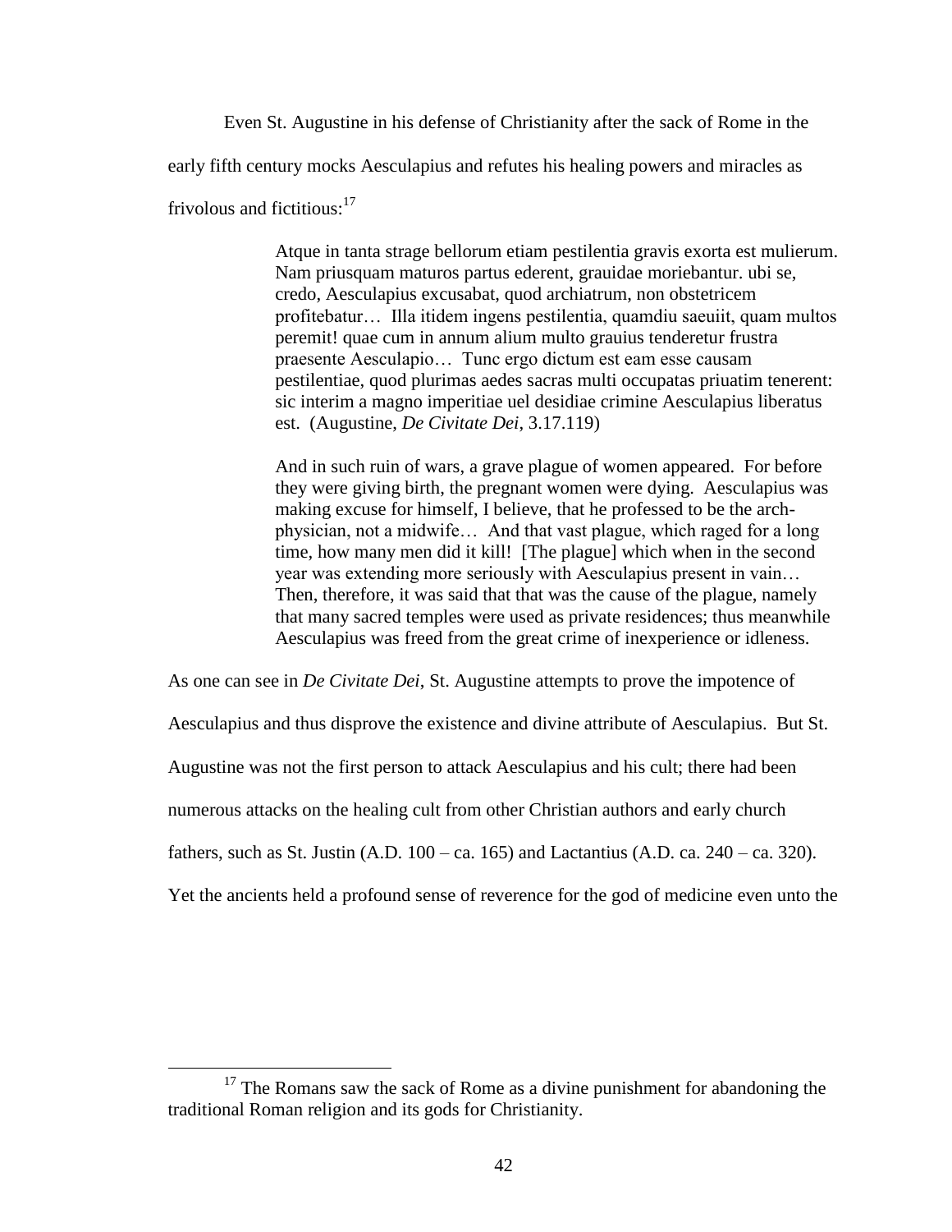Even St. Augustine in his defense of Christianity after the sack of Rome in the early fifth century mocks Aesculapius and refutes his healing powers and miracles as frivolous and fictitious:[17]

> Atque in tanta strage bellorum etiam pestilentia gravis exorta est mulierum. Nam priusquam maturos partus ederent, grauidae moriebantur. ubi se, credo, Aesculapius excusabat, quod archiatrum, non obstetricem profitebatur… Illa itidem ingens pestilentia, quamdiu saeuiit, quam multos peremit! quae cum in annum alium multo grauius tenderetur frustra praesente Aesculapio… Tunc ergo dictum est eam esse causam pestilentiae, quod plurimas aedes sacras multi occupatas priuatim tenerent: sic interim a magno imperitiae uel desidiae crimine Aesculapius liberatus est. (Augustine, *De Civitate Dei*, 3.17.119)
>
> And in such ruin of wars, a grave plague of women appeared. For before they were giving birth, the pregnant women were dying. Aesculapius was making excuse for himself, I believe, that he professed to be the arch-physician, not a midwife… And that vast plague, which raged for a long time, how many men did it kill! [The plague] which when in the second year was extending more seriously with Aesculapius present in vain… Then, therefore, it was said that that was the cause of the plague, namely that many sacred temples were used as private residences; thus meanwhile Aesculapius was freed from the great crime of inexperience or idleness.

As one can see in *De Civitate Dei*, St. Augustine attempts to prove the impotence of Aesculapius and thus disprove the existence and divine attribute of Aesculapius. But St. Augustine was not the first person to attack Aesculapius and his cult; there had been numerous attacks on the healing cult from other Christian authors and early church fathers, such as St. Justin (A.D. 100 – ca. 165) and Lactantius (A.D. ca. 240 – ca. 320). Yet the ancients held a profound sense of reverence for the god of medicine even unto the

[17] The Romans saw the sack of Rome as a divine punishment for abandoning the traditional Roman religion and its gods for Christianity.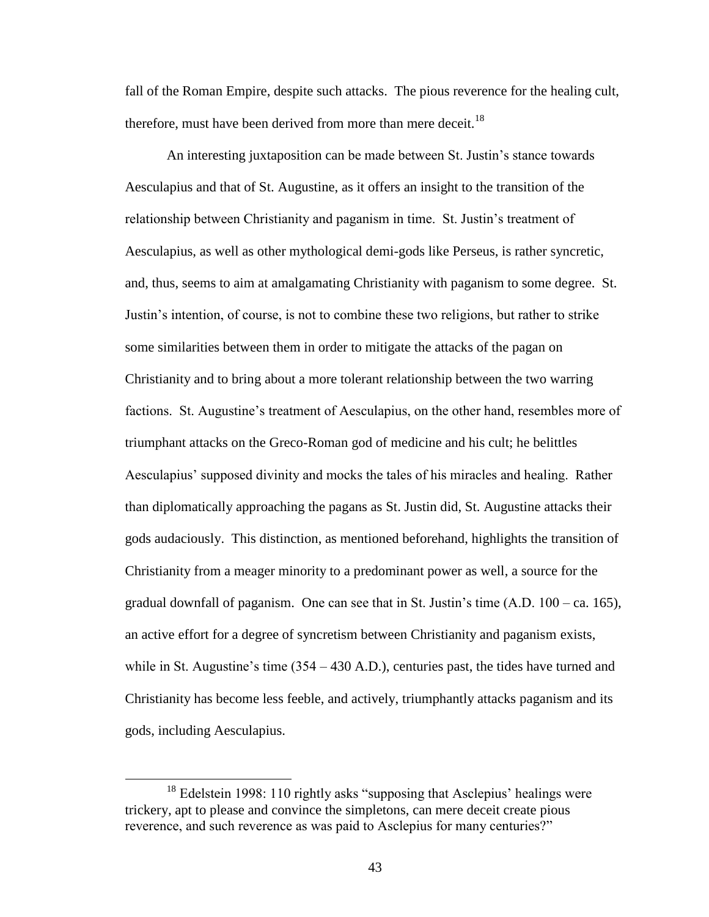fall of the Roman Empire, despite such attacks. The pious reverence for the healing cult, therefore, must have been derived from more than mere deceit.[18]

An interesting juxtaposition can be made between St. Justin's stance towards Aesculapius and that of St. Augustine, as it offers an insight to the transition of the relationship between Christianity and paganism in time. St. Justin's treatment of Aesculapius, as well as other mythological demi-gods like Perseus, is rather syncretic, and, thus, seems to aim at amalgamating Christianity with paganism to some degree. St. Justin's intention, of course, is not to combine these two religions, but rather to strike some similarities between them in order to mitigate the attacks of the pagan on Christianity and to bring about a more tolerant relationship between the two warring factions. St. Augustine's treatment of Aesculapius, on the other hand, resembles more of triumphant attacks on the Greco-Roman god of medicine and his cult; he belittles Aesculapius' supposed divinity and mocks the tales of his miracles and healing. Rather than diplomatically approaching the pagans as St. Justin did, St. Augustine attacks their gods audaciously. This distinction, as mentioned beforehand, highlights the transition of Christianity from a meager minority to a predominant power as well, a source for the gradual downfall of paganism. One can see that in St. Justin's time (A.D. 100 – ca. 165), an active effort for a degree of syncretism between Christianity and paganism exists, while in St. Augustine's time (354 – 430 A.D.), centuries past, the tides have turned and Christianity has become less feeble, and actively, triumphantly attacks paganism and its gods, including Aesculapius.

[18] Edelstein 1998: 110 rightly asks "supposing that Asclepius' healings were trickery, apt to please and convince the simpletons, can mere deceit create pious reverence, and such reverence as was paid to Asclepius for many centuries?"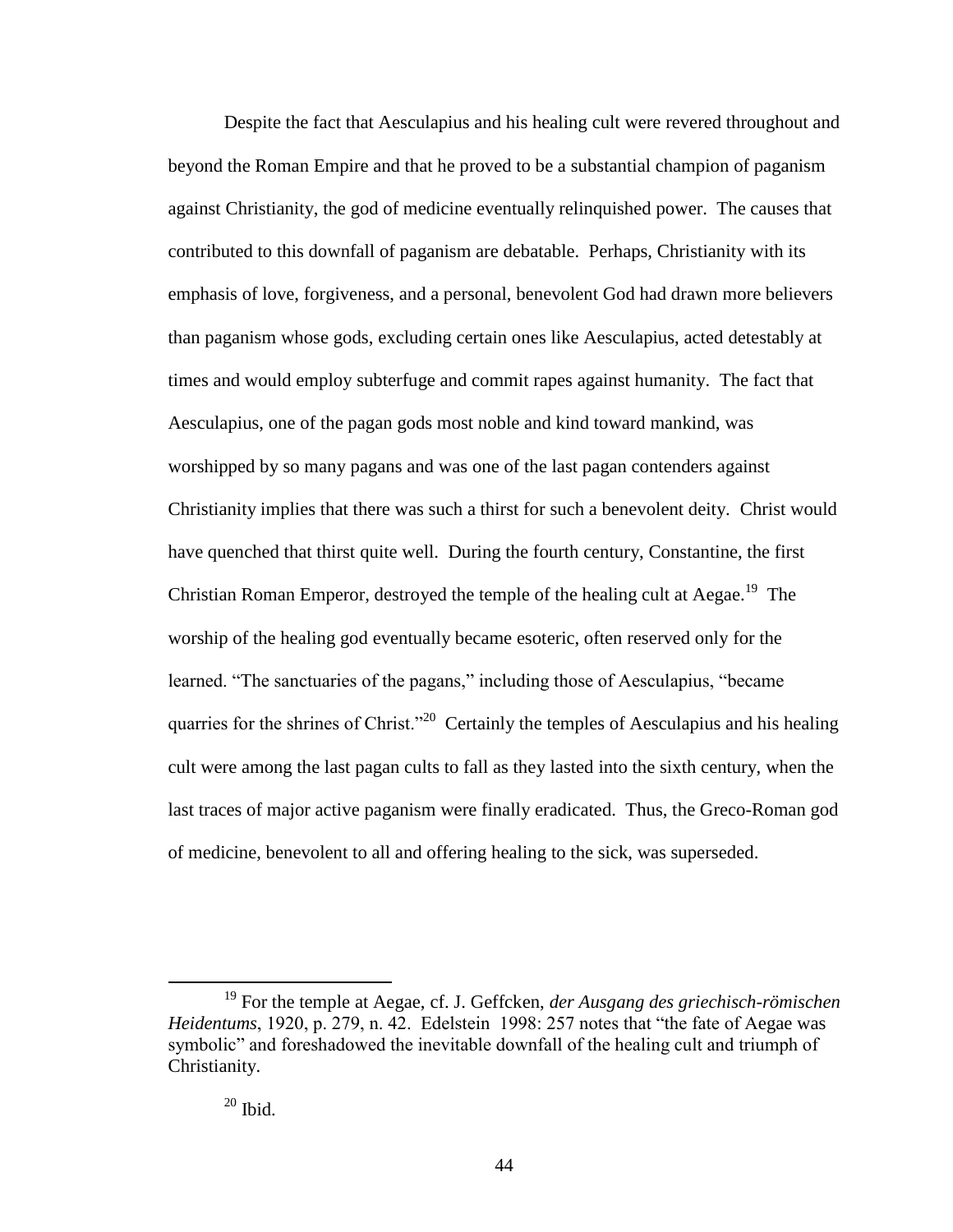Despite the fact that Aesculapius and his healing cult were revered throughout and beyond the Roman Empire and that he proved to be a substantial champion of paganism against Christianity, the god of medicine eventually relinquished power. The causes that contributed to this downfall of paganism are debatable. Perhaps, Christianity with its emphasis of love, forgiveness, and a personal, benevolent God had drawn more believers than paganism whose gods, excluding certain ones like Aesculapius, acted detestably at times and would employ subterfuge and commit rapes against humanity. The fact that Aesculapius, one of the pagan gods most noble and kind toward mankind, was worshipped by so many pagans and was one of the last pagan contenders against Christianity implies that there was such a thirst for such a benevolent deity. Christ would have quenched that thirst quite well. During the fourth century, Constantine, the first Christian Roman Emperor, destroyed the temple of the healing cult at Aegae.[19] The worship of the healing god eventually became esoteric, often reserved only for the learned. "The sanctuaries of the pagans," including those of Aesculapius, "became quarries for the shrines of Christ."[20] Certainly the temples of Aesculapius and his healing cult were among the last pagan cults to fall as they lasted into the sixth century, when the last traces of major active paganism were finally eradicated. Thus, the Greco-Roman god of medicine, benevolent to all and offering healing to the sick, was superseded.

---

[19] For the temple at Aegae, cf. J. Geffcken, *der Ausgang des griechisch-römischen Heidentums*, 1920, p. 279, n. 42. Edelstein 1998: 257 notes that "the fate of Aegae was symbolic" and foreshadowed the inevitable downfall of the healing cult and triumph of Christianity.

[20] Ibid.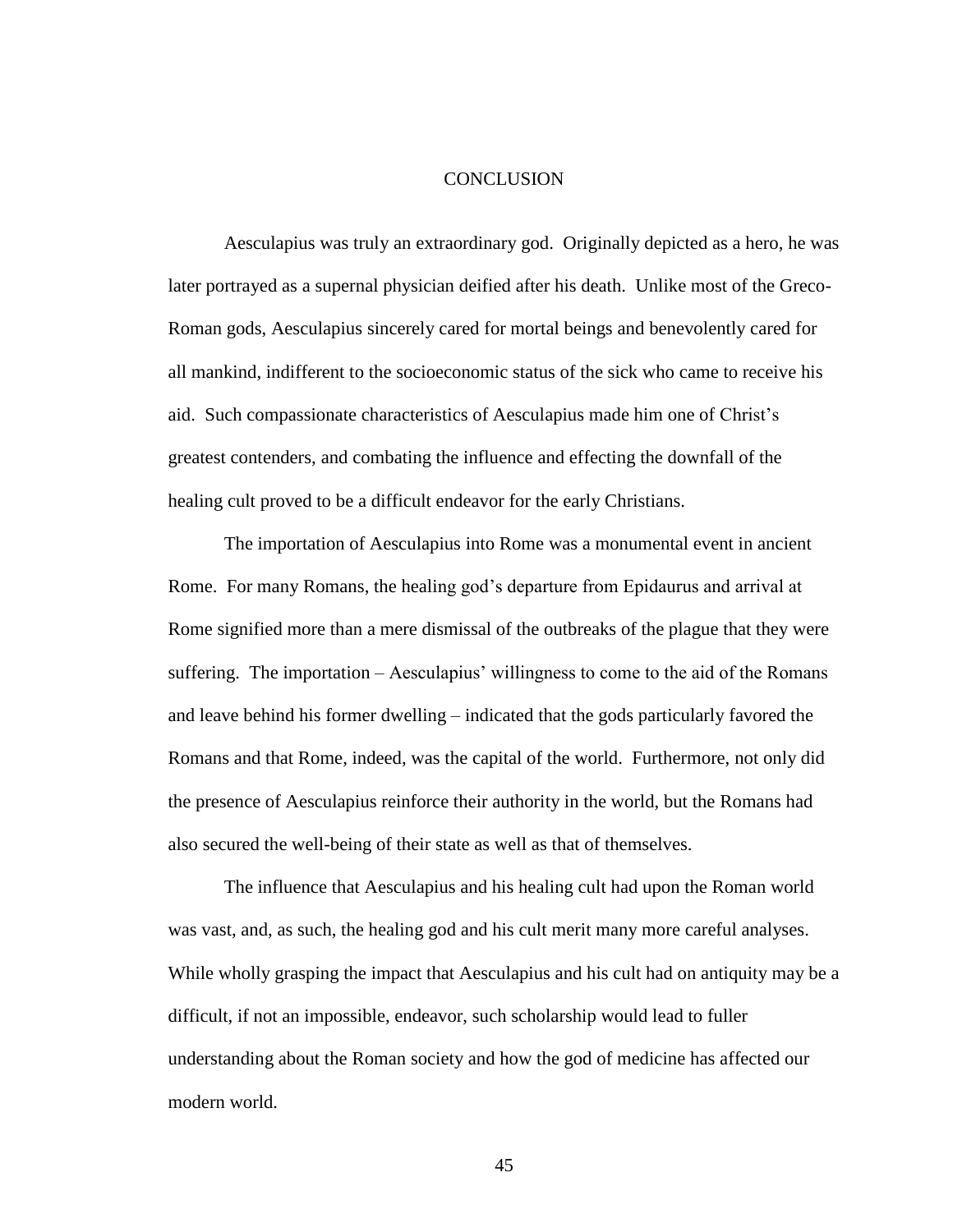# CONCLUSION

Aesculapius was truly an extraordinary god. Originally depicted as a hero, he was later portrayed as a supernal physician deified after his death. Unlike most of the Greco-Roman gods, Aesculapius sincerely cared for mortal beings and benevolently cared for all mankind, indifferent to the socioeconomic status of the sick who came to receive his aid. Such compassionate characteristics of Aesculapius made him one of Christ's greatest contenders, and combating the influence and effecting the downfall of the healing cult proved to be a difficult endeavor for the early Christians.

The importation of Aesculapius into Rome was a monumental event in ancient Rome. For many Romans, the healing god's departure from Epidaurus and arrival at Rome signified more than a mere dismissal of the outbreaks of the plague that they were suffering. The importation – Aesculapius' willingness to come to the aid of the Romans and leave behind his former dwelling – indicated that the gods particularly favored the Romans and that Rome, indeed, was the capital of the world. Furthermore, not only did the presence of Aesculapius reinforce their authority in the world, but the Romans had also secured the well-being of their state as well as that of themselves.

The influence that Aesculapius and his healing cult had upon the Roman world was vast, and, as such, the healing god and his cult merit many more careful analyses. While wholly grasping the impact that Aesculapius and his cult had on antiquity may be a difficult, if not an impossible, endeavor, such scholarship would lead to fuller understanding about the Roman society and how the god of medicine has affected our modern world.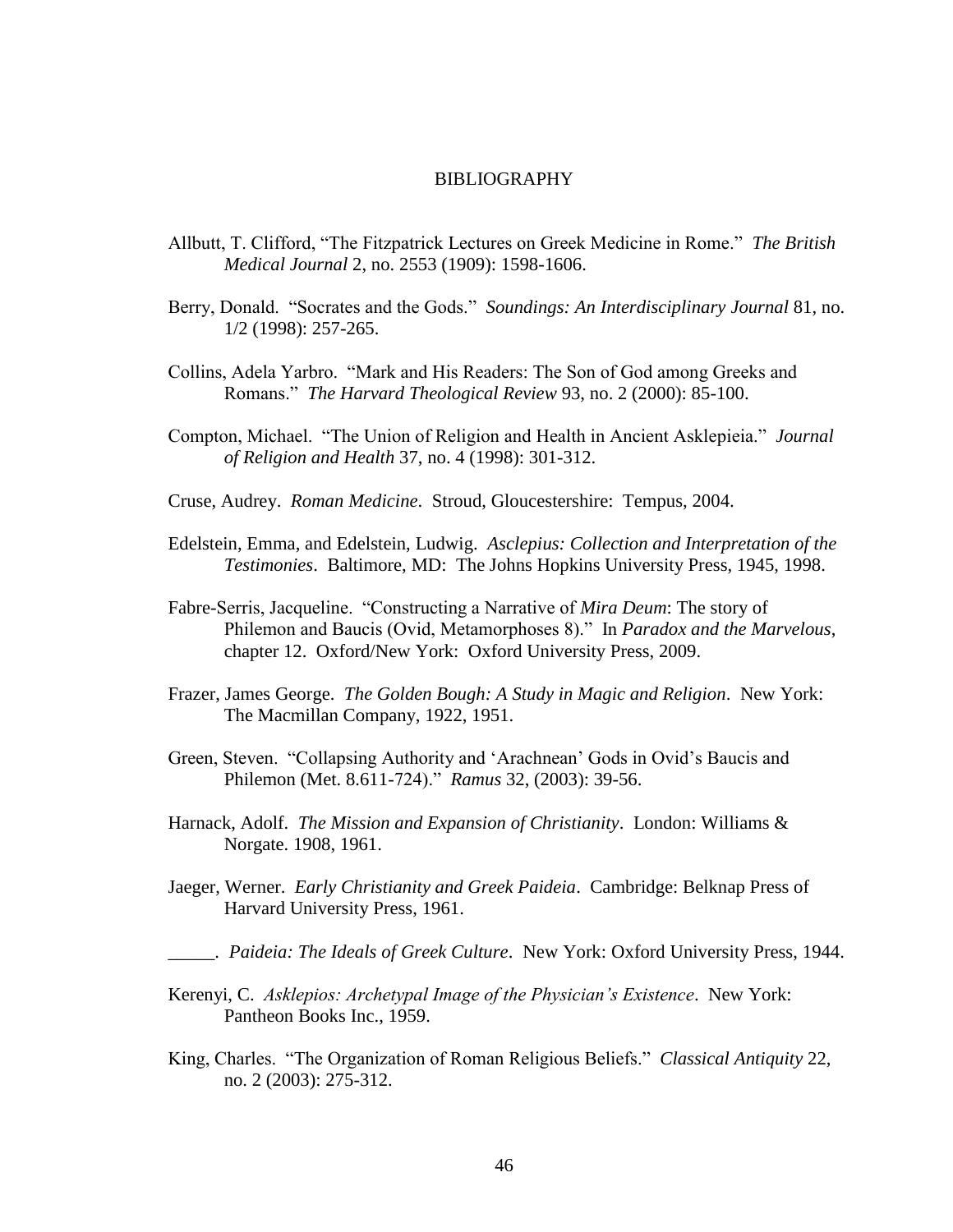# BIBLIOGRAPHY

Allbutt, T. Clifford, "The Fitzpatrick Lectures on Greek Medicine in Rome." *The British Medical Journal* 2, no. 2553 (1909): 1598-1606.

Berry, Donald. "Socrates and the Gods." *Soundings: An Interdisciplinary Journal* 81, no. 1/2 (1998): 257-265.

Collins, Adela Yarbro. "Mark and His Readers: The Son of God among Greeks and Romans." *The Harvard Theological Review* 93, no. 2 (2000): 85-100.

Compton, Michael. "The Union of Religion and Health in Ancient Asklepieia." *Journal of Religion and Health* 37, no. 4 (1998): 301-312.

Cruse, Audrey. *Roman Medicine*. Stroud, Gloucestershire: Tempus, 2004.

Edelstein, Emma, and Edelstein, Ludwig. *Asclepius: Collection and Interpretation of the Testimonies*. Baltimore, MD: The Johns Hopkins University Press, 1945, 1998.

Fabre-Serris, Jacqueline. "Constructing a Narrative of *Mira Deum*: The story of Philemon and Baucis (Ovid, Metamorphoses 8)." In *Paradox and the Marvelous*, chapter 12. Oxford/New York: Oxford University Press, 2009.

Frazer, James George. *The Golden Bough: A Study in Magic and Religion*. New York: The Macmillan Company, 1922, 1951.

Green, Steven. "Collapsing Authority and 'Arachnean' Gods in Ovid's Baucis and Philemon (Met. 8.611-724)." *Ramus* 32, (2003): 39-56.

Harnack, Adolf. *The Mission and Expansion of Christianity*. London: Williams & Norgate. 1908, 1961.

Jaeger, Werner. *Early Christianity and Greek Paideia*. Cambridge: Belknap Press of Harvard University Press, 1961.

_____. *Paideia: The Ideals of Greek Culture*. New York: Oxford University Press, 1944.

Kerenyi, C. *Asklepios: Archetypal Image of the Physician's Existence*. New York: Pantheon Books Inc., 1959.

King, Charles. "The Organization of Roman Religious Beliefs." *Classical Antiquity* 22, no. 2 (2003): 275-312.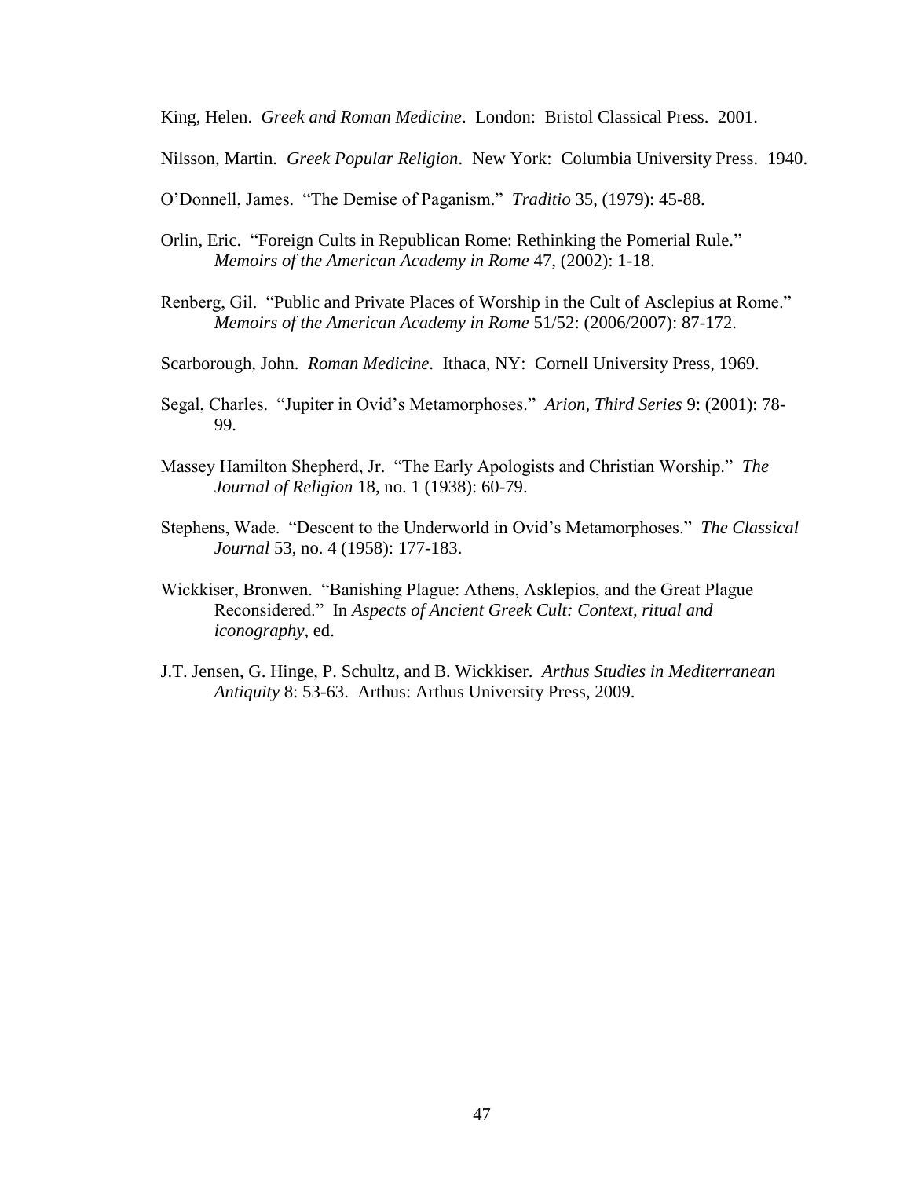King, Helen. *Greek and Roman Medicine*. London: Bristol Classical Press. 2001.

Nilsson, Martin. *Greek Popular Religion*. New York: Columbia University Press. 1940.

O'Donnell, James. "The Demise of Paganism." *Traditio* 35, (1979): 45-88.

Orlin, Eric. "Foreign Cults in Republican Rome: Rethinking the Pomerial Rule." *Memoirs of the American Academy in Rome* 47, (2002): 1-18.

Renberg, Gil. "Public and Private Places of Worship in the Cult of Asclepius at Rome." *Memoirs of the American Academy in Rome* 51/52: (2006/2007): 87-172.

Scarborough, John. *Roman Medicine*. Ithaca, NY: Cornell University Press, 1969.

Segal, Charles. "Jupiter in Ovid's Metamorphoses." *Arion, Third Series* 9: (2001): 78-99.

Massey Hamilton Shepherd, Jr. "The Early Apologists and Christian Worship." *The Journal of Religion* 18, no. 1 (1938): 60-79.

Stephens, Wade. "Descent to the Underworld in Ovid's Metamorphoses." *The Classical Journal* 53, no. 4 (1958): 177-183.

Wickkiser, Bronwen. "Banishing Plague: Athens, Asklepios, and the Great Plague Reconsidered." In *Aspects of Ancient Greek Cult: Context, ritual and iconography*, ed.

J.T. Jensen, G. Hinge, P. Schultz, and B. Wickkiser. *Arthus Studies in Mediterranean Antiquity* 8: 53-63. Arthus: Arthus University Press, 2009.